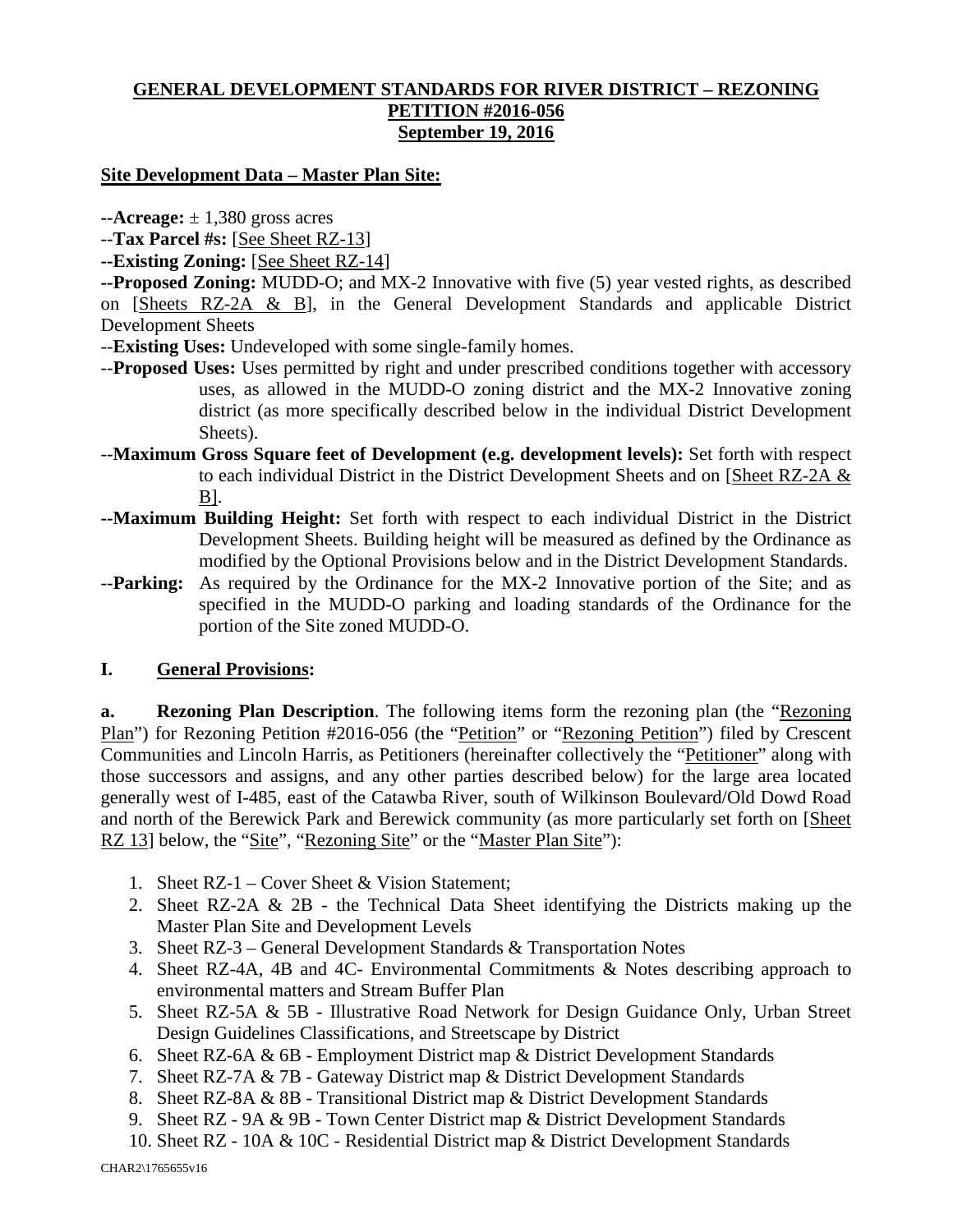# GENERAL DEVELOPMENT STANDARDS FOR RIVER DISTRICT – REZONING PETITION #2016-056
## September 19, 2016

**Site Development Data – Master Plan Site:**

**--Acreage:** ± 1,380 gross acres

--**Tax Parcel #s:** [See Sheet RZ-13]

**--Existing Zoning:** [See Sheet RZ-14]

**--Proposed Zoning:** MUDD-O; and MX-2 Innovative with five (5) year vested rights, as described on [Sheets RZ-2A & B], in the General Development Standards and applicable District Development Sheets

--**Existing Uses:** Undeveloped with some single-family homes.

--**Proposed Uses:** Uses permitted by right and under prescribed conditions together with accessory uses, as allowed in the MUDD-O zoning district and the MX-2 Innovative zoning district (as more specifically described below in the individual District Development Sheets).

--**Maximum Gross Square feet of Development (e.g. development levels):** Set forth with respect to each individual District in the District Development Sheets and on [Sheet RZ-2A & B].

**--Maximum Building Height:** Set forth with respect to each individual District in the District Development Sheets. Building height will be measured as defined by the Ordinance as modified by the Optional Provisions below and in the District Development Standards.

--**Parking:** As required by the Ordinance for the MX-2 Innovative portion of the Site; and as specified in the MUDD-O parking and loading standards of the Ordinance for the portion of the Site zoned MUDD-O.

## I. General Provisions:

**a. Rezoning Plan Description**. The following items form the rezoning plan (the "Rezoning Plan") for Rezoning Petition #2016-056 (the "Petition" or "Rezoning Petition") filed by Crescent Communities and Lincoln Harris, as Petitioners (hereinafter collectively the "Petitioner" along with those successors and assigns, and any other parties described below) for the large area located generally west of I-485, east of the Catawba River, south of Wilkinson Boulevard/Old Dowd Road and north of the Berewick Park and Berewick community (as more particularly set forth on [Sheet RZ 13] below, the "Site", "Rezoning Site" or the "Master Plan Site"):

1. Sheet RZ-1 – Cover Sheet & Vision Statement;
2. Sheet RZ-2A & 2B - the Technical Data Sheet identifying the Districts making up the Master Plan Site and Development Levels
3. Sheet RZ-3 – General Development Standards & Transportation Notes
4. Sheet RZ-4A, 4B and 4C- Environmental Commitments & Notes describing approach to environmental matters and Stream Buffer Plan
5. Sheet RZ-5A & 5B - Illustrative Road Network for Design Guidance Only, Urban Street Design Guidelines Classifications, and Streetscape by District
6. Sheet RZ-6A & 6B - Employment District map & District Development Standards
7. Sheet RZ-7A & 7B - Gateway District map & District Development Standards
8. Sheet RZ-8A & 8B - Transitional District map & District Development Standards
9. Sheet RZ - 9A & 9B - Town Center District map & District Development Standards
10. Sheet RZ - 10A & 10C - Residential District map & District Development Standards

CHAR2\1765655v16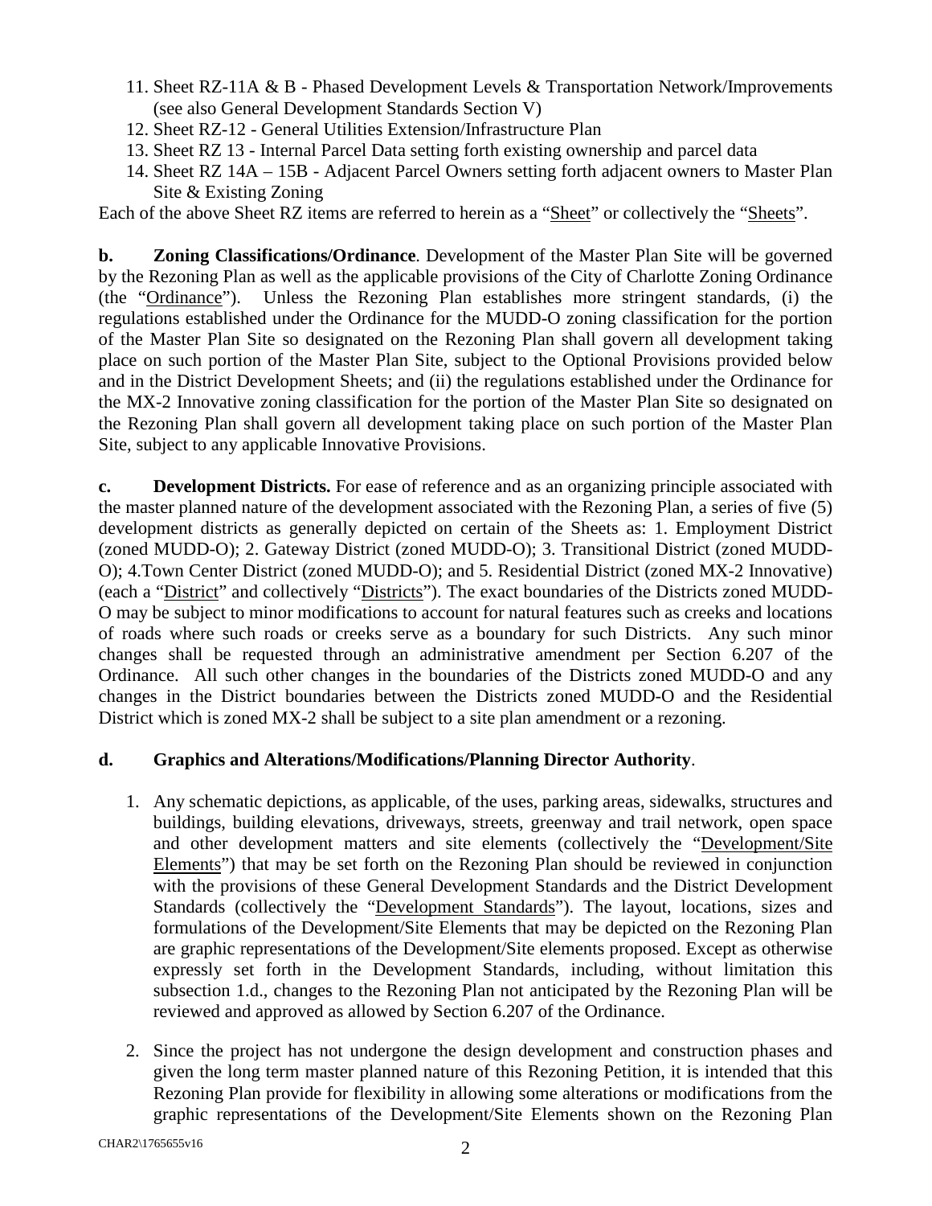11. Sheet RZ-11A & B - Phased Development Levels & Transportation Network/Improvements (see also General Development Standards Section V)
12. Sheet RZ-12 - General Utilities Extension/Infrastructure Plan
13. Sheet RZ 13 - Internal Parcel Data setting forth existing ownership and parcel data
14. Sheet RZ 14A – 15B - Adjacent Parcel Owners setting forth adjacent owners to Master Plan Site & Existing Zoning

Each of the above Sheet RZ items are referred to herein as a "Sheet" or collectively the "Sheets".

**b. Zoning Classifications/Ordinance**. Development of the Master Plan Site will be governed by the Rezoning Plan as well as the applicable provisions of the City of Charlotte Zoning Ordinance (the "Ordinance"). Unless the Rezoning Plan establishes more stringent standards, (i) the regulations established under the Ordinance for the MUDD-O zoning classification for the portion of the Master Plan Site so designated on the Rezoning Plan shall govern all development taking place on such portion of the Master Plan Site, subject to the Optional Provisions provided below and in the District Development Sheets; and (ii) the regulations established under the Ordinance for the MX-2 Innovative zoning classification for the portion of the Master Plan Site so designated on the Rezoning Plan shall govern all development taking place on such portion of the Master Plan Site, subject to any applicable Innovative Provisions.

**c. Development Districts.** For ease of reference and as an organizing principle associated with the master planned nature of the development associated with the Rezoning Plan, a series of five (5) development districts as generally depicted on certain of the Sheets as: 1. Employment District (zoned MUDD-O); 2. Gateway District (zoned MUDD-O); 3. Transitional District (zoned MUDD-O); 4.Town Center District (zoned MUDD-O); and 5. Residential District (zoned MX-2 Innovative) (each a "District" and collectively "Districts"). The exact boundaries of the Districts zoned MUDD-O may be subject to minor modifications to account for natural features such as creeks and locations of roads where such roads or creeks serve as a boundary for such Districts. Any such minor changes shall be requested through an administrative amendment per Section 6.207 of the Ordinance. All such other changes in the boundaries of the Districts zoned MUDD-O and any changes in the District boundaries between the Districts zoned MUDD-O and the Residential District which is zoned MX-2 shall be subject to a site plan amendment or a rezoning.

**d. Graphics and Alterations/Modifications/Planning Director Authority**.

1. Any schematic depictions, as applicable, of the uses, parking areas, sidewalks, structures and buildings, building elevations, driveways, streets, greenway and trail network, open space and other development matters and site elements (collectively the "Development/Site Elements") that may be set forth on the Rezoning Plan should be reviewed in conjunction with the provisions of these General Development Standards and the District Development Standards (collectively the "Development Standards"). The layout, locations, sizes and formulations of the Development/Site Elements that may be depicted on the Rezoning Plan are graphic representations of the Development/Site elements proposed. Except as otherwise expressly set forth in the Development Standards, including, without limitation this subsection 1.d., changes to the Rezoning Plan not anticipated by the Rezoning Plan will be reviewed and approved as allowed by Section 6.207 of the Ordinance.

2. Since the project has not undergone the design development and construction phases and given the long term master planned nature of this Rezoning Petition, it is intended that this Rezoning Plan provide for flexibility in allowing some alterations or modifications from the graphic representations of the Development/Site Elements shown on the Rezoning Plan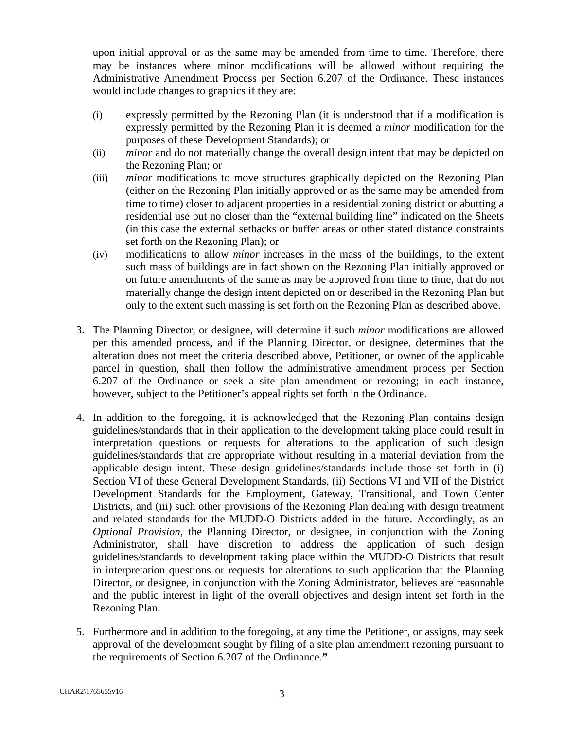upon initial approval or as the same may be amended from time to time. Therefore, there may be instances where minor modifications will be allowed without requiring the Administrative Amendment Process per Section 6.207 of the Ordinance. These instances would include changes to graphics if they are:

(i) expressly permitted by the Rezoning Plan (it is understood that if a modification is expressly permitted by the Rezoning Plan it is deemed a *minor* modification for the purposes of these Development Standards); or

(ii) *minor* and do not materially change the overall design intent that may be depicted on the Rezoning Plan; or

(iii) *minor* modifications to move structures graphically depicted on the Rezoning Plan (either on the Rezoning Plan initially approved or as the same may be amended from time to time) closer to adjacent properties in a residential zoning district or abutting a residential use but no closer than the "external building line" indicated on the Sheets (in this case the external setbacks or buffer areas or other stated distance constraints set forth on the Rezoning Plan); or

(iv) modifications to allow *minor* increases in the mass of the buildings, to the extent such mass of buildings are in fact shown on the Rezoning Plan initially approved or on future amendments of the same as may be approved from time to time, that do not materially change the design intent depicted on or described in the Rezoning Plan but only to the extent such massing is set forth on the Rezoning Plan as described above.

3. The Planning Director, or designee, will determine if such *minor* modifications are allowed per this amended process**,** and if the Planning Director, or designee, determines that the alteration does not meet the criteria described above, Petitioner, or owner of the applicable parcel in question, shall then follow the administrative amendment process per Section 6.207 of the Ordinance or seek a site plan amendment or rezoning; in each instance, however, subject to the Petitioner's appeal rights set forth in the Ordinance.

4. In addition to the foregoing, it is acknowledged that the Rezoning Plan contains design guidelines/standards that in their application to the development taking place could result in interpretation questions or requests for alterations to the application of such design guidelines/standards that are appropriate without resulting in a material deviation from the applicable design intent. These design guidelines/standards include those set forth in (i) Section VI of these General Development Standards, (ii) Sections VI and VII of the District Development Standards for the Employment, Gateway, Transitional, and Town Center Districts, and (iii) such other provisions of the Rezoning Plan dealing with design treatment and related standards for the MUDD-O Districts added in the future. Accordingly, as an *Optional Provision*, the Planning Director, or designee, in conjunction with the Zoning Administrator, shall have discretion to address the application of such design guidelines/standards to development taking place within the MUDD-O Districts that result in interpretation questions or requests for alterations to such application that the Planning Director, or designee, in conjunction with the Zoning Administrator, believes are reasonable and the public interest in light of the overall objectives and design intent set forth in the Rezoning Plan.

5. Furthermore and in addition to the foregoing, at any time the Petitioner, or assigns, may seek approval of the development sought by filing of a site plan amendment rezoning pursuant to the requirements of Section 6.207 of the Ordinance.**"**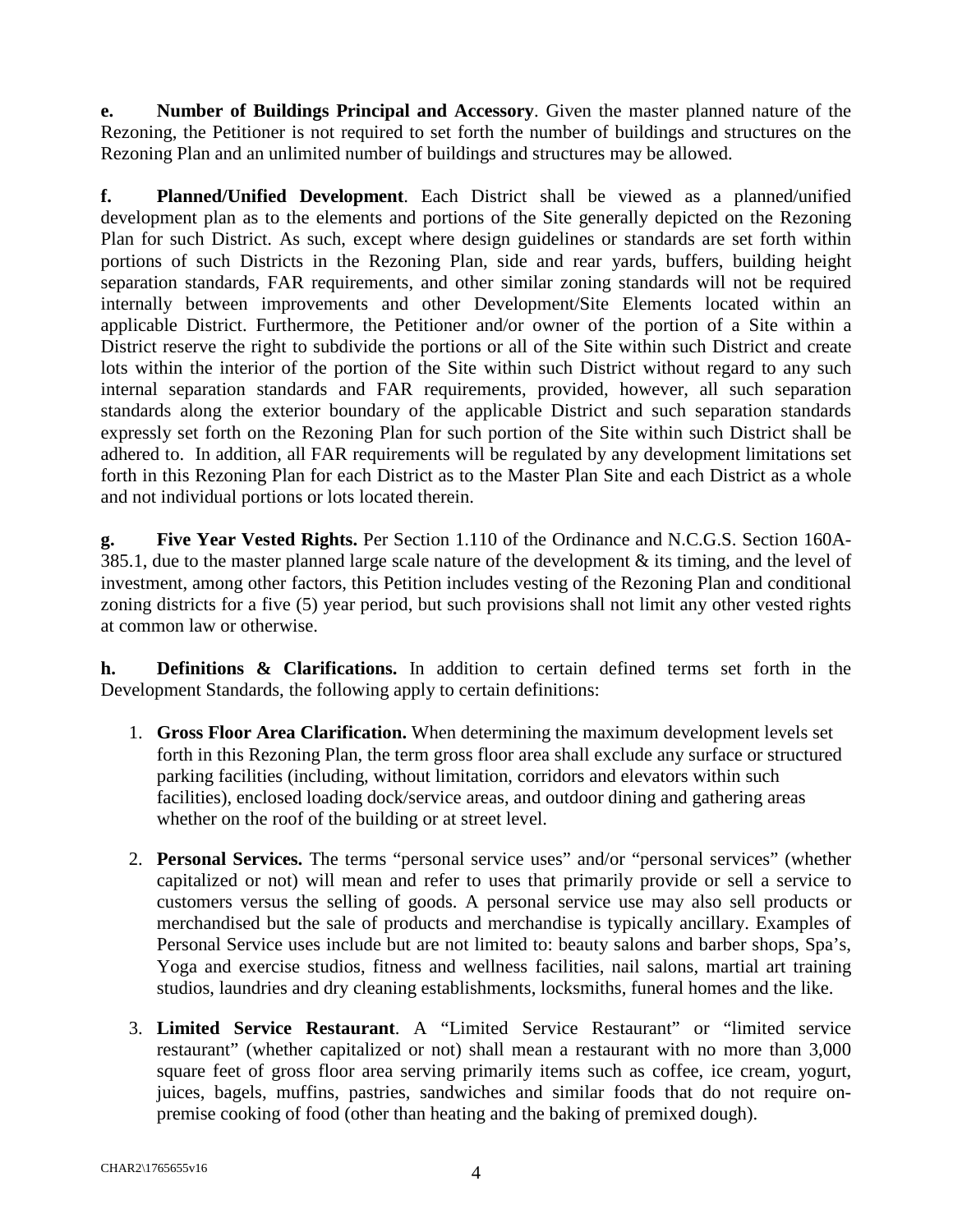**e. Number of Buildings Principal and Accessory**. Given the master planned nature of the Rezoning, the Petitioner is not required to set forth the number of buildings and structures on the Rezoning Plan and an unlimited number of buildings and structures may be allowed.

**f. Planned/Unified Development**. Each District shall be viewed as a planned/unified development plan as to the elements and portions of the Site generally depicted on the Rezoning Plan for such District. As such, except where design guidelines or standards are set forth within portions of such Districts in the Rezoning Plan, side and rear yards, buffers, building height separation standards, FAR requirements, and other similar zoning standards will not be required internally between improvements and other Development/Site Elements located within an applicable District. Furthermore, the Petitioner and/or owner of the portion of a Site within a District reserve the right to subdivide the portions or all of the Site within such District and create lots within the interior of the portion of the Site within such District without regard to any such internal separation standards and FAR requirements, provided, however, all such separation standards along the exterior boundary of the applicable District and such separation standards expressly set forth on the Rezoning Plan for such portion of the Site within such District shall be adhered to. In addition, all FAR requirements will be regulated by any development limitations set forth in this Rezoning Plan for each District as to the Master Plan Site and each District as a whole and not individual portions or lots located therein.

**g. Five Year Vested Rights.** Per Section 1.110 of the Ordinance and N.C.G.S. Section 160A-385.1, due to the master planned large scale nature of the development & its timing, and the level of investment, among other factors, this Petition includes vesting of the Rezoning Plan and conditional zoning districts for a five (5) year period, but such provisions shall not limit any other vested rights at common law or otherwise.

**h. Definitions & Clarifications.** In addition to certain defined terms set forth in the Development Standards, the following apply to certain definitions:

1. **Gross Floor Area Clarification.** When determining the maximum development levels set forth in this Rezoning Plan, the term gross floor area shall exclude any surface or structured parking facilities (including, without limitation, corridors and elevators within such facilities), enclosed loading dock/service areas, and outdoor dining and gathering areas whether on the roof of the building or at street level.

2. **Personal Services.** The terms "personal service uses" and/or "personal services" (whether capitalized or not) will mean and refer to uses that primarily provide or sell a service to customers versus the selling of goods. A personal service use may also sell products or merchandised but the sale of products and merchandise is typically ancillary. Examples of Personal Service uses include but are not limited to: beauty salons and barber shops, Spa's, Yoga and exercise studios, fitness and wellness facilities, nail salons, martial art training studios, laundries and dry cleaning establishments, locksmiths, funeral homes and the like.

3. **Limited Service Restaurant**. A "Limited Service Restaurant" or "limited service restaurant" (whether capitalized or not) shall mean a restaurant with no more than 3,000 square feet of gross floor area serving primarily items such as coffee, ice cream, yogurt, juices, bagels, muffins, pastries, sandwiches and similar foods that do not require on-premise cooking of food (other than heating and the baking of premixed dough).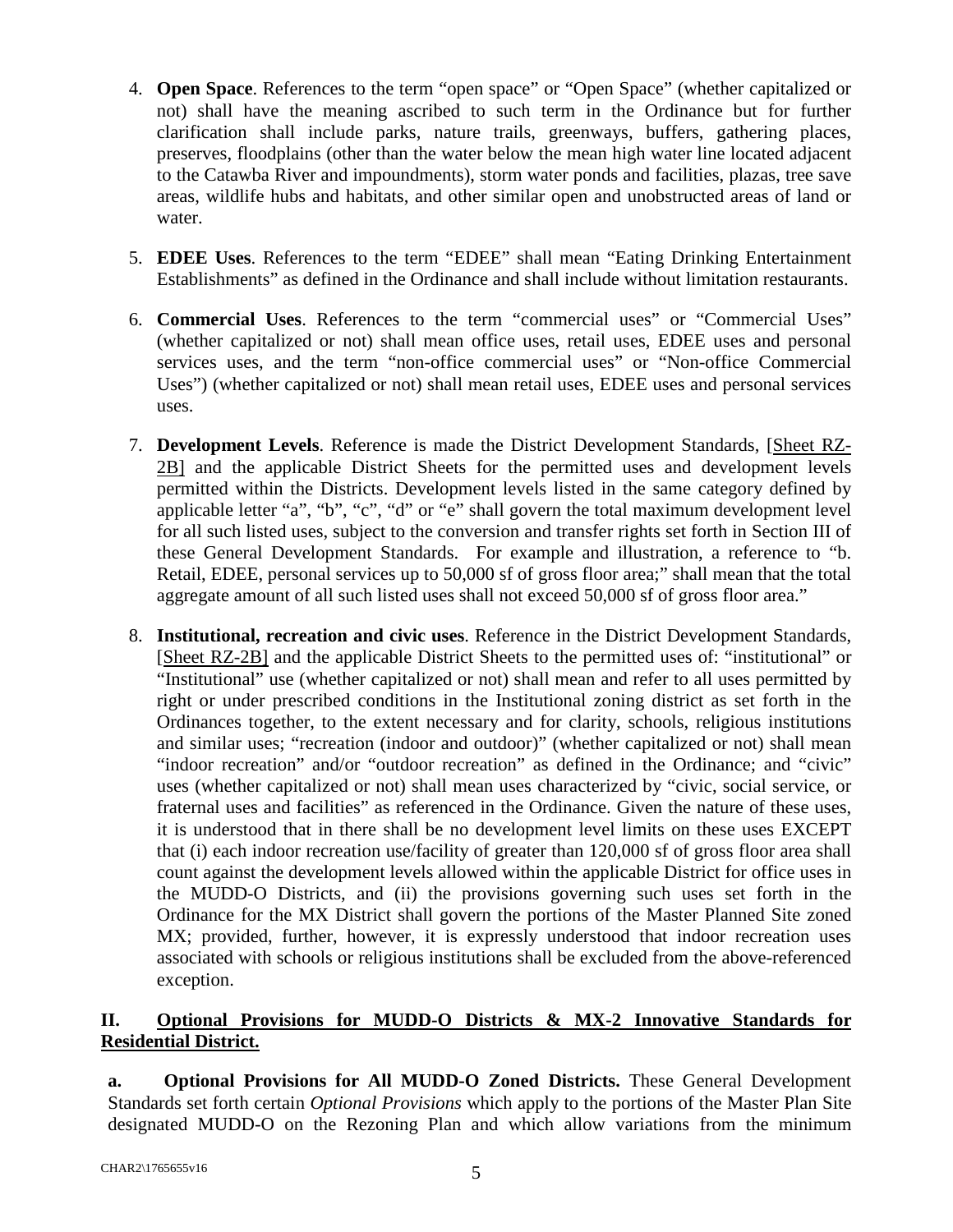4. **Open Space**. References to the term "open space" or "Open Space" (whether capitalized or not) shall have the meaning ascribed to such term in the Ordinance but for further clarification shall include parks, nature trails, greenways, buffers, gathering places, preserves, floodplains (other than the water below the mean high water line located adjacent to the Catawba River and impoundments), storm water ponds and facilities, plazas, tree save areas, wildlife hubs and habitats, and other similar open and unobstructed areas of land or water.

5. **EDEE Uses**. References to the term "EDEE" shall mean "Eating Drinking Entertainment Establishments" as defined in the Ordinance and shall include without limitation restaurants.

6. **Commercial Uses**. References to the term "commercial uses" or "Commercial Uses" (whether capitalized or not) shall mean office uses, retail uses, EDEE uses and personal services uses, and the term "non-office commercial uses" or "Non-office Commercial Uses") (whether capitalized or not) shall mean retail uses, EDEE uses and personal services uses.

7. **Development Levels**. Reference is made the District Development Standards, [Sheet RZ-2B] and the applicable District Sheets for the permitted uses and development levels permitted within the Districts. Development levels listed in the same category defined by applicable letter "a", "b", "c", "d" or "e" shall govern the total maximum development level for all such listed uses, subject to the conversion and transfer rights set forth in Section III of these General Development Standards. For example and illustration, a reference to "b. Retail, EDEE, personal services up to 50,000 sf of gross floor area;" shall mean that the total aggregate amount of all such listed uses shall not exceed 50,000 sf of gross floor area."

8. **Institutional, recreation and civic uses**. Reference in the District Development Standards, [Sheet RZ-2B] and the applicable District Sheets to the permitted uses of: "institutional" or "Institutional" use (whether capitalized or not) shall mean and refer to all uses permitted by right or under prescribed conditions in the Institutional zoning district as set forth in the Ordinances together, to the extent necessary and for clarity, schools, religious institutions and similar uses; "recreation (indoor and outdoor)" (whether capitalized or not) shall mean "indoor recreation" and/or "outdoor recreation" as defined in the Ordinance; and "civic" uses (whether capitalized or not) shall mean uses characterized by "civic, social service, or fraternal uses and facilities" as referenced in the Ordinance. Given the nature of these uses, it is understood that in there shall be no development level limits on these uses EXCEPT that (i) each indoor recreation use/facility of greater than 120,000 sf of gross floor area shall count against the development levels allowed within the applicable District for office uses in the MUDD-O Districts, and (ii) the provisions governing such uses set forth in the Ordinance for the MX District shall govern the portions of the Master Planned Site zoned MX; provided, further, however, it is expressly understood that indoor recreation uses associated with schools or religious institutions shall be excluded from the above-referenced exception.

## II. Optional Provisions for MUDD-O Districts & MX-2 Innovative Standards for Residential District.

**a. Optional Provisions for All MUDD-O Zoned Districts.** These General Development Standards set forth certain *Optional Provisions* which apply to the portions of the Master Plan Site designated MUDD-O on the Rezoning Plan and which allow variations from the minimum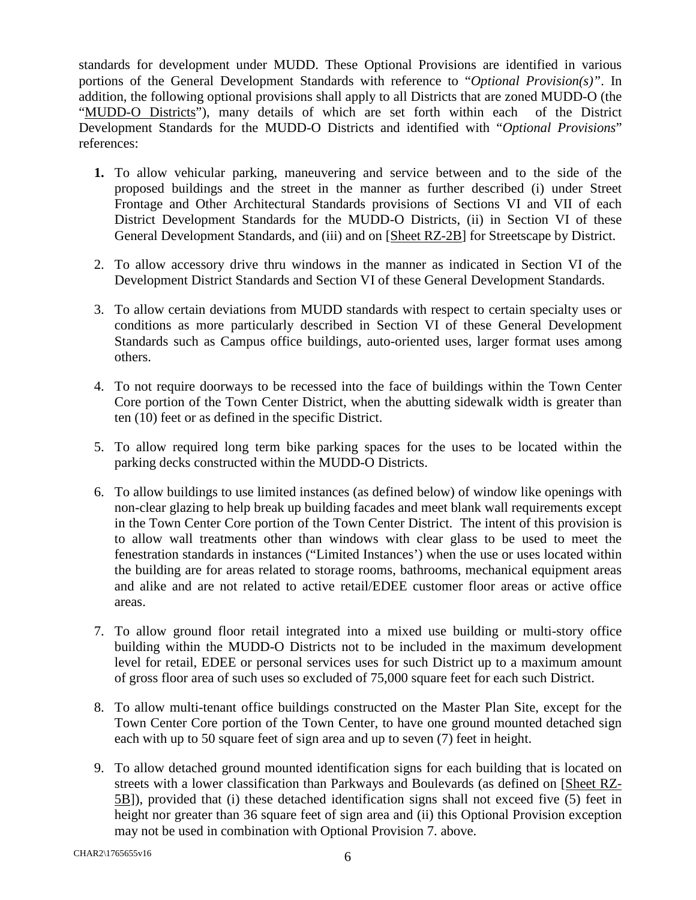standards for development under MUDD. These Optional Provisions are identified in various portions of the General Development Standards with reference to "*Optional Provision(s)"*. In addition, the following optional provisions shall apply to all Districts that are zoned MUDD-O (the "MUDD-O Districts"), many details of which are set forth within each of the District Development Standards for the MUDD-O Districts and identified with "*Optional Provisions*" references:

1. To allow vehicular parking, maneuvering and service between and to the side of the proposed buildings and the street in the manner as further described (i) under Street Frontage and Other Architectural Standards provisions of Sections VI and VII of each District Development Standards for the MUDD-O Districts, (ii) in Section VI of these General Development Standards, and (iii) and on [Sheet RZ-2B] for Streetscape by District.

2. To allow accessory drive thru windows in the manner as indicated in Section VI of the Development District Standards and Section VI of these General Development Standards.

3. To allow certain deviations from MUDD standards with respect to certain specialty uses or conditions as more particularly described in Section VI of these General Development Standards such as Campus office buildings, auto-oriented uses, larger format uses among others.

4. To not require doorways to be recessed into the face of buildings within the Town Center Core portion of the Town Center District, when the abutting sidewalk width is greater than ten (10) feet or as defined in the specific District.

5. To allow required long term bike parking spaces for the uses to be located within the parking decks constructed within the MUDD-O Districts.

6. To allow buildings to use limited instances (as defined below) of window like openings with non-clear glazing to help break up building facades and meet blank wall requirements except in the Town Center Core portion of the Town Center District. The intent of this provision is to allow wall treatments other than windows with clear glass to be used to meet the fenestration standards in instances ("Limited Instances') when the use or uses located within the building are for areas related to storage rooms, bathrooms, mechanical equipment areas and alike and are not related to active retail/EDEE customer floor areas or active office areas.

7. To allow ground floor retail integrated into a mixed use building or multi-story office building within the MUDD-O Districts not to be included in the maximum development level for retail, EDEE or personal services uses for such District up to a maximum amount of gross floor area of such uses so excluded of 75,000 square feet for each such District.

8. To allow multi-tenant office buildings constructed on the Master Plan Site, except for the Town Center Core portion of the Town Center, to have one ground mounted detached sign each with up to 50 square feet of sign area and up to seven (7) feet in height.

9. To allow detached ground mounted identification signs for each building that is located on streets with a lower classification than Parkways and Boulevards (as defined on [Sheet RZ-5B]), provided that (i) these detached identification signs shall not exceed five (5) feet in height nor greater than 36 square feet of sign area and (ii) this Optional Provision exception may not be used in combination with Optional Provision 7. above.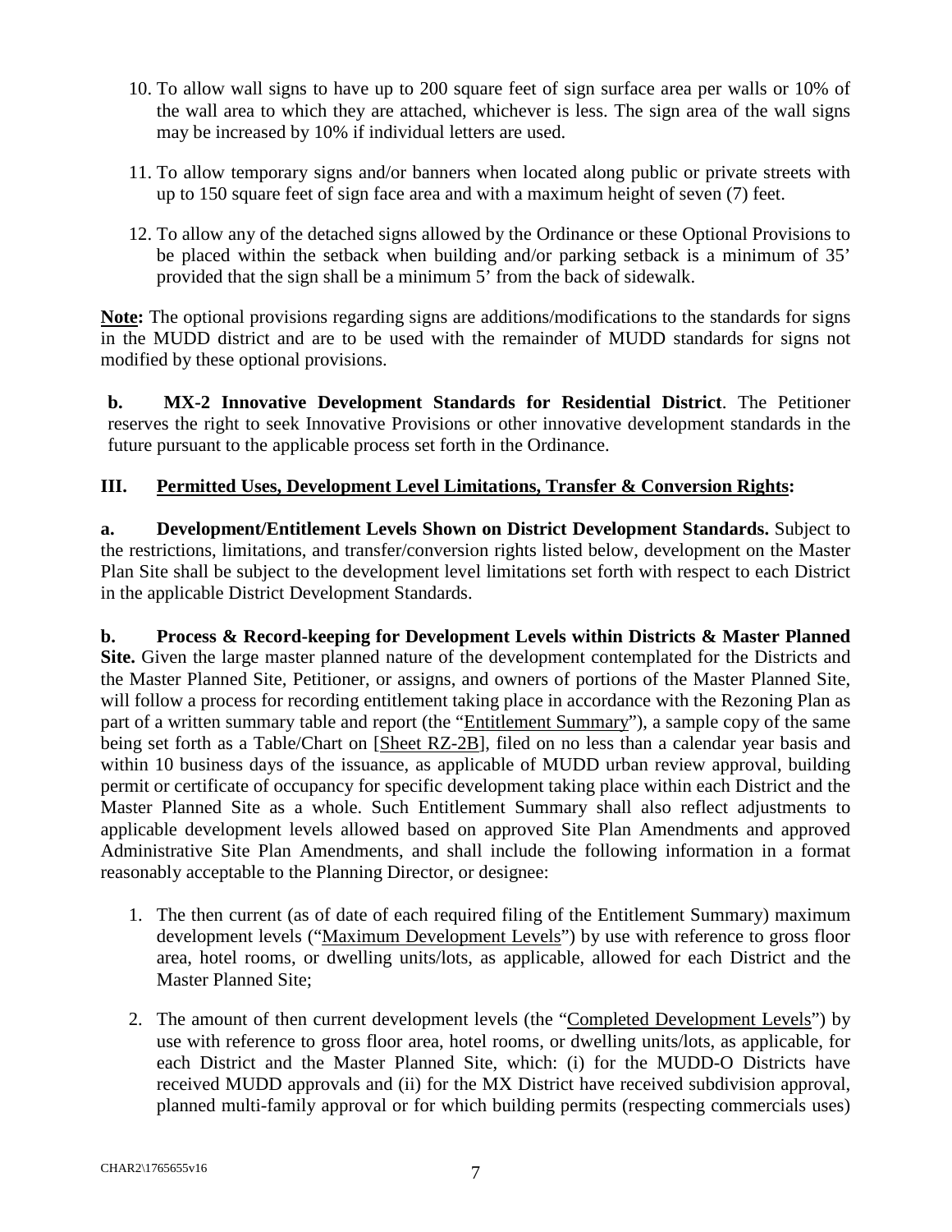10. To allow wall signs to have up to 200 square feet of sign surface area per walls or 10% of the wall area to which they are attached, whichever is less. The sign area of the wall signs may be increased by 10% if individual letters are used.

11. To allow temporary signs and/or banners when located along public or private streets with up to 150 square feet of sign face area and with a maximum height of seven (7) feet.

12. To allow any of the detached signs allowed by the Ordinance or these Optional Provisions to be placed within the setback when building and/or parking setback is a minimum of 35' provided that the sign shall be a minimum 5' from the back of sidewalk.

**Note:** The optional provisions regarding signs are additions/modifications to the standards for signs in the MUDD district and are to be used with the remainder of MUDD standards for signs not modified by these optional provisions.

**b. MX-2 Innovative Development Standards for Residential District**. The Petitioner reserves the right to seek Innovative Provisions or other innovative development standards in the future pursuant to the applicable process set forth in the Ordinance.

## III. Permitted Uses, Development Level Limitations, Transfer & Conversion Rights:

**a. Development/Entitlement Levels Shown on District Development Standards.** Subject to the restrictions, limitations, and transfer/conversion rights listed below, development on the Master Plan Site shall be subject to the development level limitations set forth with respect to each District in the applicable District Development Standards.

**b. Process & Record-keeping for Development Levels within Districts & Master Planned Site.** Given the large master planned nature of the development contemplated for the Districts and the Master Planned Site, Petitioner, or assigns, and owners of portions of the Master Planned Site, will follow a process for recording entitlement taking place in accordance with the Rezoning Plan as part of a written summary table and report (the "Entitlement Summary"), a sample copy of the same being set forth as a Table/Chart on [Sheet RZ-2B], filed on no less than a calendar year basis and within 10 business days of the issuance, as applicable of MUDD urban review approval, building permit or certificate of occupancy for specific development taking place within each District and the Master Planned Site as a whole. Such Entitlement Summary shall also reflect adjustments to applicable development levels allowed based on approved Site Plan Amendments and approved Administrative Site Plan Amendments, and shall include the following information in a format reasonably acceptable to the Planning Director, or designee:

1. The then current (as of date of each required filing of the Entitlement Summary) maximum development levels ("Maximum Development Levels") by use with reference to gross floor area, hotel rooms, or dwelling units/lots, as applicable, allowed for each District and the Master Planned Site;

2. The amount of then current development levels (the "Completed Development Levels") by use with reference to gross floor area, hotel rooms, or dwelling units/lots, as applicable, for each District and the Master Planned Site, which: (i) for the MUDD-O Districts have received MUDD approvals and (ii) for the MX District have received subdivision approval, planned multi-family approval or for which building permits (respecting commercials uses)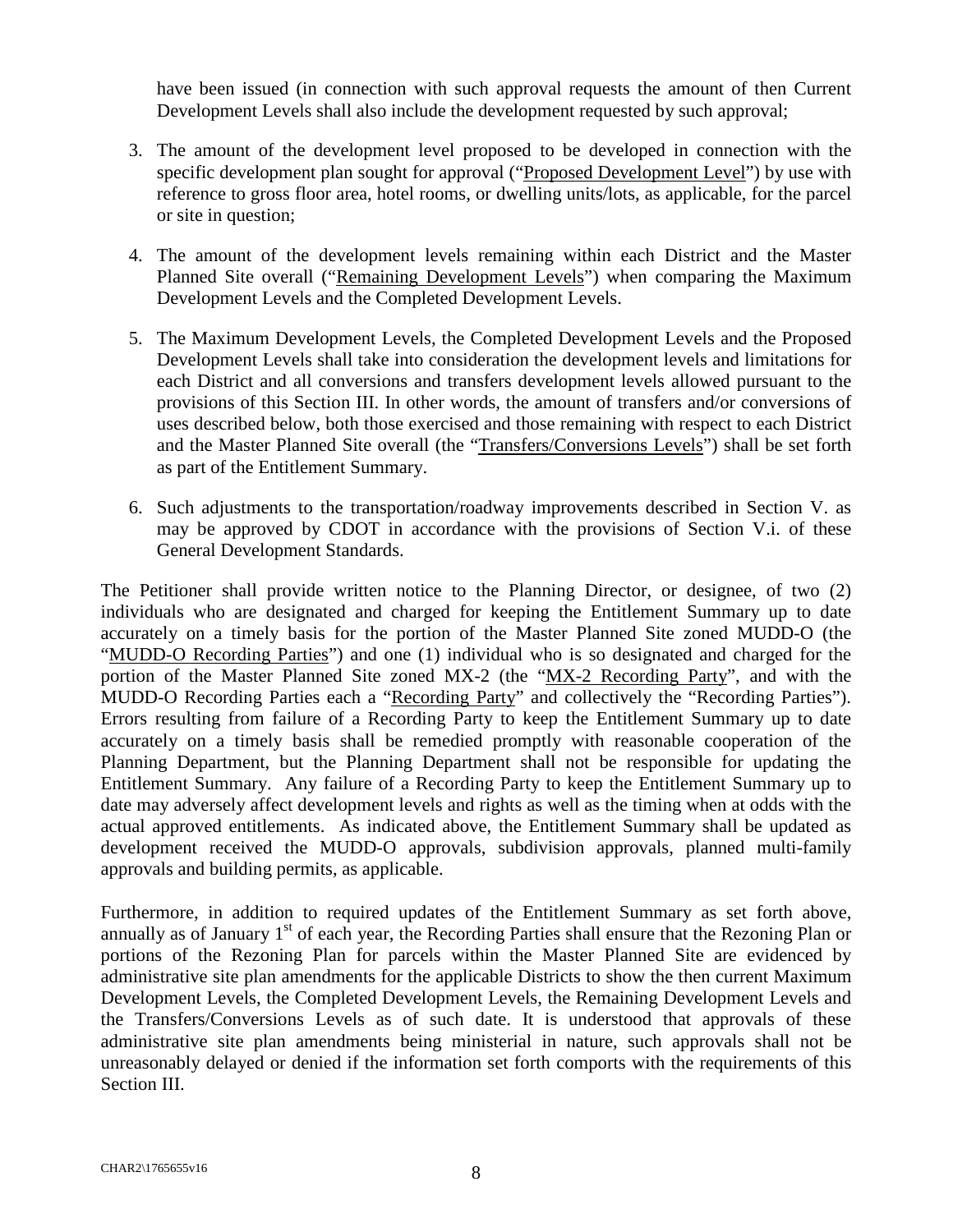have been issued (in connection with such approval requests the amount of then Current Development Levels shall also include the development requested by such approval;

3. The amount of the development level proposed to be developed in connection with the specific development plan sought for approval ("Proposed Development Level") by use with reference to gross floor area, hotel rooms, or dwelling units/lots, as applicable, for the parcel or site in question;

4. The amount of the development levels remaining within each District and the Master Planned Site overall ("Remaining Development Levels") when comparing the Maximum Development Levels and the Completed Development Levels.

5. The Maximum Development Levels, the Completed Development Levels and the Proposed Development Levels shall take into consideration the development levels and limitations for each District and all conversions and transfers development levels allowed pursuant to the provisions of this Section III. In other words, the amount of transfers and/or conversions of uses described below, both those exercised and those remaining with respect to each District and the Master Planned Site overall (the "Transfers/Conversions Levels") shall be set forth as part of the Entitlement Summary.

6. Such adjustments to the transportation/roadway improvements described in Section V. as may be approved by CDOT in accordance with the provisions of Section V.i. of these General Development Standards.

The Petitioner shall provide written notice to the Planning Director, or designee, of two (2) individuals who are designated and charged for keeping the Entitlement Summary up to date accurately on a timely basis for the portion of the Master Planned Site zoned MUDD-O (the "MUDD-O Recording Parties") and one (1) individual who is so designated and charged for the portion of the Master Planned Site zoned MX-2 (the "MX-2 Recording Party", and with the MUDD-O Recording Parties each a "Recording Party" and collectively the "Recording Parties"). Errors resulting from failure of a Recording Party to keep the Entitlement Summary up to date accurately on a timely basis shall be remedied promptly with reasonable cooperation of the Planning Department, but the Planning Department shall not be responsible for updating the Entitlement Summary. Any failure of a Recording Party to keep the Entitlement Summary up to date may adversely affect development levels and rights as well as the timing when at odds with the actual approved entitlements. As indicated above, the Entitlement Summary shall be updated as development received the MUDD-O approvals, subdivision approvals, planned multi-family approvals and building permits, as applicable.

Furthermore, in addition to required updates of the Entitlement Summary as set forth above, annually as of January 1st of each year, the Recording Parties shall ensure that the Rezoning Plan or portions of the Rezoning Plan for parcels within the Master Planned Site are evidenced by administrative site plan amendments for the applicable Districts to show the then current Maximum Development Levels, the Completed Development Levels, the Remaining Development Levels and the Transfers/Conversions Levels as of such date. It is understood that approvals of these administrative site plan amendments being ministerial in nature, such approvals shall not be unreasonably delayed or denied if the information set forth comports with the requirements of this Section III.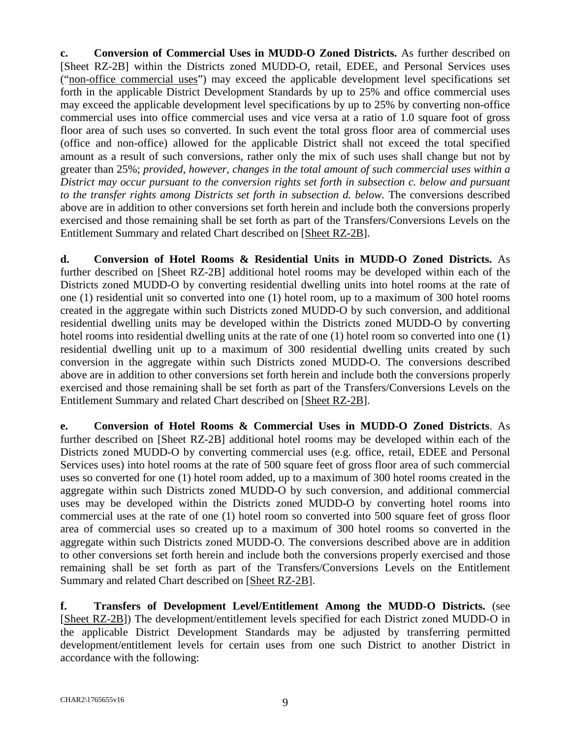**c. Conversion of Commercial Uses in MUDD-O Zoned Districts.** As further described on [Sheet RZ-2B] within the Districts zoned MUDD-O, retail, EDEE, and Personal Services uses ("non-office commercial uses") may exceed the applicable development level specifications set forth in the applicable District Development Standards by up to 25% and office commercial uses may exceed the applicable development level specifications by up to 25% by converting non-office commercial uses into office commercial uses and vice versa at a ratio of 1.0 square foot of gross floor area of such uses so converted. In such event the total gross floor area of commercial uses (office and non-office) allowed for the applicable District shall not exceed the total specified amount as a result of such conversions, rather only the mix of such uses shall change but not by greater than 25%; *provided, however, changes in the total amount of such commercial uses within a District may occur pursuant to the conversion rights set forth in subsection c. below and pursuant to the transfer rights among Districts set forth in subsection d. below.* The conversions described above are in addition to other conversions set forth herein and include both the conversions properly exercised and those remaining shall be set forth as part of the Transfers/Conversions Levels on the Entitlement Summary and related Chart described on [Sheet RZ-2B].

**d. Conversion of Hotel Rooms & Residential Units in MUDD-O Zoned Districts.** As further described on [Sheet RZ-2B] additional hotel rooms may be developed within each of the Districts zoned MUDD-O by converting residential dwelling units into hotel rooms at the rate of one (1) residential unit so converted into one (1) hotel room, up to a maximum of 300 hotel rooms created in the aggregate within such Districts zoned MUDD-O by such conversion, and additional residential dwelling units may be developed within the Districts zoned MUDD-O by converting hotel rooms into residential dwelling units at the rate of one (1) hotel room so converted into one (1) residential dwelling unit up to a maximum of 300 residential dwelling units created by such conversion in the aggregate within such Districts zoned MUDD-O. The conversions described above are in addition to other conversions set forth herein and include both the conversions properly exercised and those remaining shall be set forth as part of the Transfers/Conversions Levels on the Entitlement Summary and related Chart described on [Sheet RZ-2B].

**e. Conversion of Hotel Rooms & Commercial Uses in MUDD-O Zoned Districts**. As further described on [Sheet RZ-2B] additional hotel rooms may be developed within each of the Districts zoned MUDD-O by converting commercial uses (e.g. office, retail, EDEE and Personal Services uses) into hotel rooms at the rate of 500 square feet of gross floor area of such commercial uses so converted for one (1) hotel room added, up to a maximum of 300 hotel rooms created in the aggregate within such Districts zoned MUDD-O by such conversion, and additional commercial uses may be developed within the Districts zoned MUDD-O by converting hotel rooms into commercial uses at the rate of one (1) hotel room so converted into 500 square feet of gross floor area of commercial uses so created up to a maximum of 300 hotel rooms so converted in the aggregate within such Districts zoned MUDD-O. The conversions described above are in addition to other conversions set forth herein and include both the conversions properly exercised and those remaining shall be set forth as part of the Transfers/Conversions Levels on the Entitlement Summary and related Chart described on [Sheet RZ-2B].

**f. Transfers of Development Level/Entitlement Among the MUDD-O Districts.** (see [Sheet RZ-2B]) The development/entitlement levels specified for each District zoned MUDD-O in the applicable District Development Standards may be adjusted by transferring permitted development/entitlement levels for certain uses from one such District to another District in accordance with the following: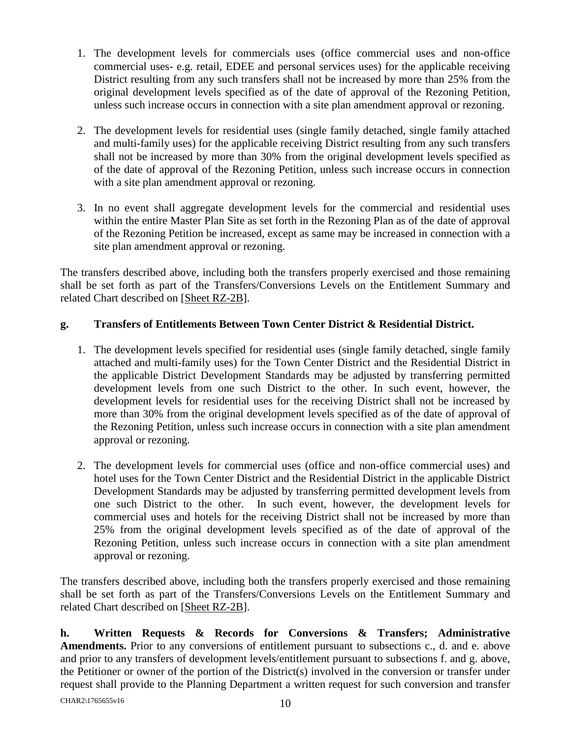1. The development levels for commercials uses (office commercial uses and non-office commercial uses- e.g. retail, EDEE and personal services uses) for the applicable receiving District resulting from any such transfers shall not be increased by more than 25% from the original development levels specified as of the date of approval of the Rezoning Petition, unless such increase occurs in connection with a site plan amendment approval or rezoning.

2. The development levels for residential uses (single family detached, single family attached and multi-family uses) for the applicable receiving District resulting from any such transfers shall not be increased by more than 30% from the original development levels specified as of the date of approval of the Rezoning Petition, unless such increase occurs in connection with a site plan amendment approval or rezoning.

3. In no event shall aggregate development levels for the commercial and residential uses within the entire Master Plan Site as set forth in the Rezoning Plan as of the date of approval of the Rezoning Petition be increased, except as same may be increased in connection with a site plan amendment approval or rezoning.

The transfers described above, including both the transfers properly exercised and those remaining shall be set forth as part of the Transfers/Conversions Levels on the Entitlement Summary and related Chart described on [Sheet RZ-2B].

**g. Transfers of Entitlements Between Town Center District & Residential District.**

1. The development levels specified for residential uses (single family detached, single family attached and multi-family uses) for the Town Center District and the Residential District in the applicable District Development Standards may be adjusted by transferring permitted development levels from one such District to the other. In such event, however, the development levels for residential uses for the receiving District shall not be increased by more than 30% from the original development levels specified as of the date of approval of the Rezoning Petition, unless such increase occurs in connection with a site plan amendment approval or rezoning.

2. The development levels for commercial uses (office and non-office commercial uses) and hotel uses for the Town Center District and the Residential District in the applicable District Development Standards may be adjusted by transferring permitted development levels from one such District to the other. In such event, however, the development levels for commercial uses and hotels for the receiving District shall not be increased by more than 25% from the original development levels specified as of the date of approval of the Rezoning Petition, unless such increase occurs in connection with a site plan amendment approval or rezoning.

The transfers described above, including both the transfers properly exercised and those remaining shall be set forth as part of the Transfers/Conversions Levels on the Entitlement Summary and related Chart described on [Sheet RZ-2B].

**h. Written Requests & Records for Conversions & Transfers; Administrative Amendments.** Prior to any conversions of entitlement pursuant to subsections c., d. and e. above and prior to any transfers of development levels/entitlement pursuant to subsections f. and g. above, the Petitioner or owner of the portion of the District(s) involved in the conversion or transfer under request shall provide to the Planning Department a written request for such conversion and transfer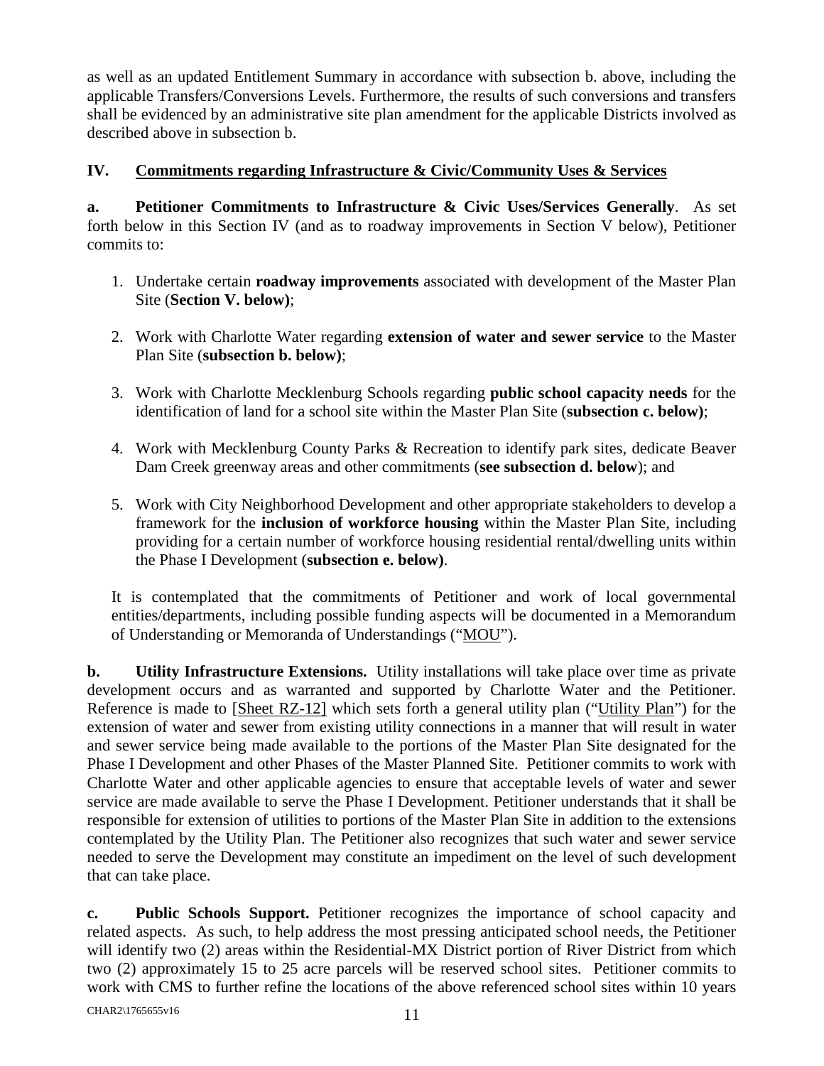as well as an updated Entitlement Summary in accordance with subsection b. above, including the applicable Transfers/Conversions Levels. Furthermore, the results of such conversions and transfers shall be evidenced by an administrative site plan amendment for the applicable Districts involved as described above in subsection b.

## IV. Commitments regarding Infrastructure & Civic/Community Uses & Services

**a. Petitioner Commitments to Infrastructure & Civic Uses/Services Generally**. As set forth below in this Section IV (and as to roadway improvements in Section V below), Petitioner commits to:

1. Undertake certain **roadway improvements** associated with development of the Master Plan Site (**Section V. below)**;

2. Work with Charlotte Water regarding **extension of water and sewer service** to the Master Plan Site (**subsection b. below)**;

3. Work with Charlotte Mecklenburg Schools regarding **public school capacity needs** for the identification of land for a school site within the Master Plan Site (**subsection c. below)**;

4. Work with Mecklenburg County Parks & Recreation to identify park sites, dedicate Beaver Dam Creek greenway areas and other commitments (**see subsection d. below**); and

5. Work with City Neighborhood Development and other appropriate stakeholders to develop a framework for the **inclusion of workforce housing** within the Master Plan Site, including providing for a certain number of workforce housing residential rental/dwelling units within the Phase I Development (**subsection e. below)**.

It is contemplated that the commitments of Petitioner and work of local governmental entities/departments, including possible funding aspects will be documented in a Memorandum of Understanding or Memoranda of Understandings ("MOU").

**b. Utility Infrastructure Extensions.** Utility installations will take place over time as private development occurs and as warranted and supported by Charlotte Water and the Petitioner. Reference is made to [Sheet RZ-12] which sets forth a general utility plan ("Utility Plan") for the extension of water and sewer from existing utility connections in a manner that will result in water and sewer service being made available to the portions of the Master Plan Site designated for the Phase I Development and other Phases of the Master Planned Site. Petitioner commits to work with Charlotte Water and other applicable agencies to ensure that acceptable levels of water and sewer service are made available to serve the Phase I Development. Petitioner understands that it shall be responsible for extension of utilities to portions of the Master Plan Site in addition to the extensions contemplated by the Utility Plan. The Petitioner also recognizes that such water and sewer service needed to serve the Development may constitute an impediment on the level of such development that can take place.

**c. Public Schools Support.** Petitioner recognizes the importance of school capacity and related aspects. As such, to help address the most pressing anticipated school needs, the Petitioner will identify two (2) areas within the Residential-MX District portion of River District from which two (2) approximately 15 to 25 acre parcels will be reserved school sites. Petitioner commits to work with CMS to further refine the locations of the above referenced school sites within 10 years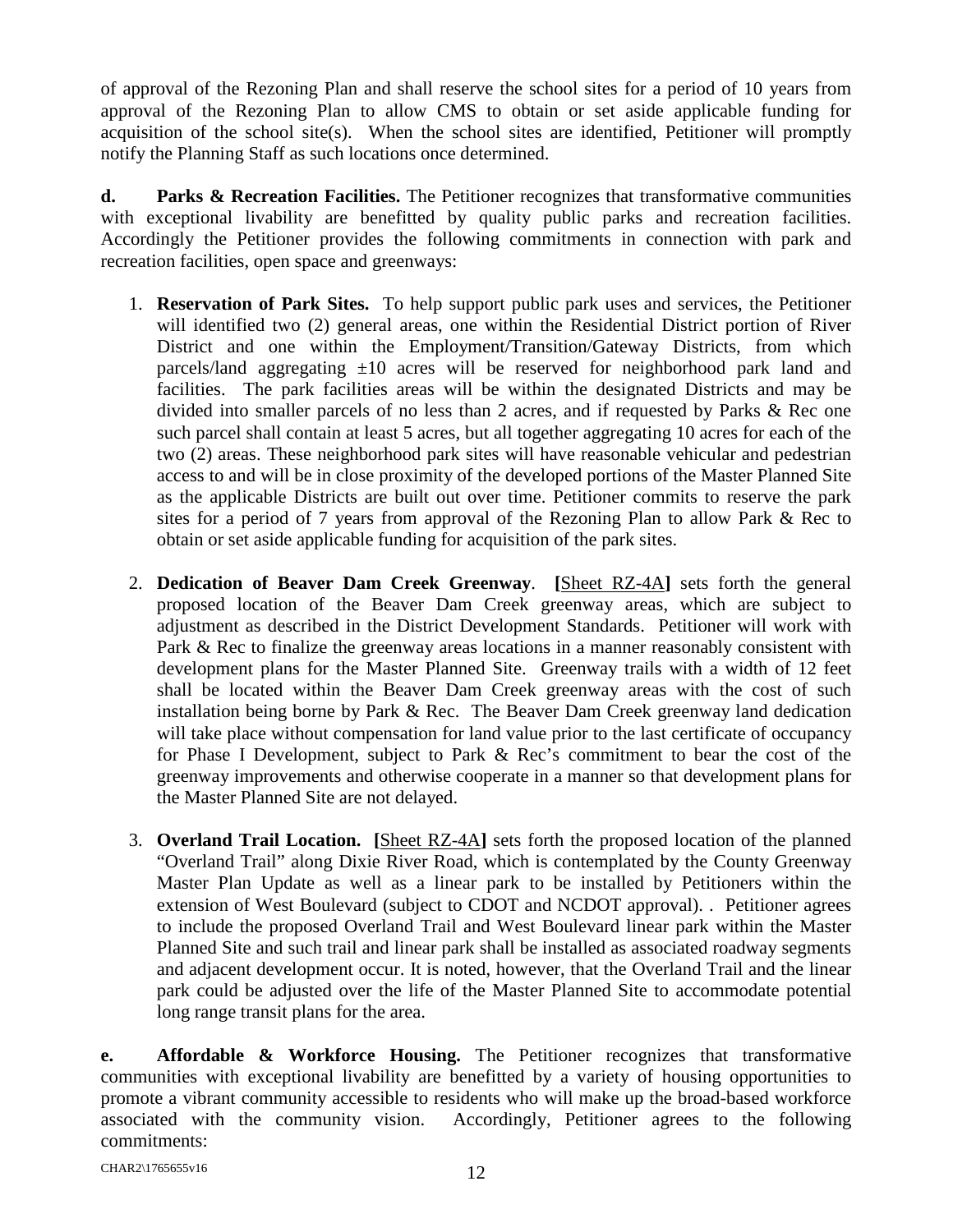of approval of the Rezoning Plan and shall reserve the school sites for a period of 10 years from approval of the Rezoning Plan to allow CMS to obtain or set aside applicable funding for acquisition of the school site(s). When the school sites are identified, Petitioner will promptly notify the Planning Staff as such locations once determined.

**d. Parks & Recreation Facilities.** The Petitioner recognizes that transformative communities with exceptional livability are benefitted by quality public parks and recreation facilities. Accordingly the Petitioner provides the following commitments in connection with park and recreation facilities, open space and greenways:

1. **Reservation of Park Sites.** To help support public park uses and services, the Petitioner will identified two (2) general areas, one within the Residential District portion of River District and one within the Employment/Transition/Gateway Districts, from which parcels/land aggregating ±10 acres will be reserved for neighborhood park land and facilities. The park facilities areas will be within the designated Districts and may be divided into smaller parcels of no less than 2 acres, and if requested by Parks & Rec one such parcel shall contain at least 5 acres, but all together aggregating 10 acres for each of the two (2) areas. These neighborhood park sites will have reasonable vehicular and pedestrian access to and will be in close proximity of the developed portions of the Master Planned Site as the applicable Districts are built out over time. Petitioner commits to reserve the park sites for a period of 7 years from approval of the Rezoning Plan to allow Park & Rec to obtain or set aside applicable funding for acquisition of the park sites.

2. **Dedication of Beaver Dam Creek Greenway**. **[**Sheet RZ-4A**]** sets forth the general proposed location of the Beaver Dam Creek greenway areas, which are subject to adjustment as described in the District Development Standards. Petitioner will work with Park & Rec to finalize the greenway areas locations in a manner reasonably consistent with development plans for the Master Planned Site. Greenway trails with a width of 12 feet shall be located within the Beaver Dam Creek greenway areas with the cost of such installation being borne by Park & Rec. The Beaver Dam Creek greenway land dedication will take place without compensation for land value prior to the last certificate of occupancy for Phase I Development, subject to Park & Rec's commitment to bear the cost of the greenway improvements and otherwise cooperate in a manner so that development plans for the Master Planned Site are not delayed.

3. **Overland Trail Location.** **[**Sheet RZ-4A**]** sets forth the proposed location of the planned "Overland Trail" along Dixie River Road, which is contemplated by the County Greenway Master Plan Update as well as a linear park to be installed by Petitioners within the extension of West Boulevard (subject to CDOT and NCDOT approval). . Petitioner agrees to include the proposed Overland Trail and West Boulevard linear park within the Master Planned Site and such trail and linear park shall be installed as associated roadway segments and adjacent development occur. It is noted, however, that the Overland Trail and the linear park could be adjusted over the life of the Master Planned Site to accommodate potential long range transit plans for the area.

**e. Affordable & Workforce Housing.** The Petitioner recognizes that transformative communities with exceptional livability are benefitted by a variety of housing opportunities to promote a vibrant community accessible to residents who will make up the broad-based workforce associated with the community vision. Accordingly, Petitioner agrees to the following commitments:

CHAR2\1765655v16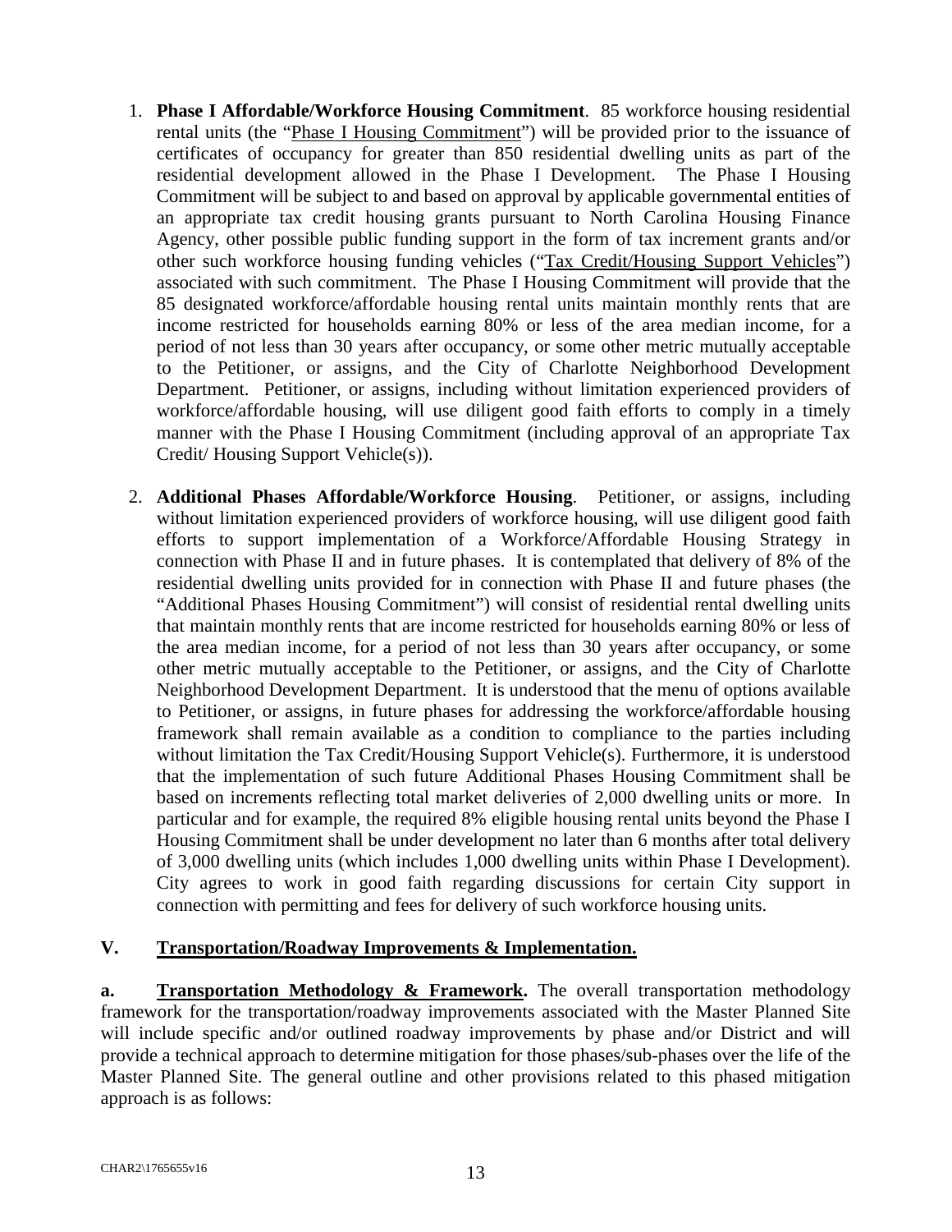1. **Phase I Affordable/Workforce Housing Commitment**. 85 workforce housing residential rental units (the "Phase I Housing Commitment") will be provided prior to the issuance of certificates of occupancy for greater than 850 residential dwelling units as part of the residential development allowed in the Phase I Development. The Phase I Housing Commitment will be subject to and based on approval by applicable governmental entities of an appropriate tax credit housing grants pursuant to North Carolina Housing Finance Agency, other possible public funding support in the form of tax increment grants and/or other such workforce housing funding vehicles ("Tax Credit/Housing Support Vehicles") associated with such commitment. The Phase I Housing Commitment will provide that the 85 designated workforce/affordable housing rental units maintain monthly rents that are income restricted for households earning 80% or less of the area median income, for a period of not less than 30 years after occupancy, or some other metric mutually acceptable to the Petitioner, or assigns, and the City of Charlotte Neighborhood Development Department. Petitioner, or assigns, including without limitation experienced providers of workforce/affordable housing, will use diligent good faith efforts to comply in a timely manner with the Phase I Housing Commitment (including approval of an appropriate Tax Credit/ Housing Support Vehicle(s)).

2. **Additional Phases Affordable/Workforce Housing**. Petitioner, or assigns, including without limitation experienced providers of workforce housing, will use diligent good faith efforts to support implementation of a Workforce/Affordable Housing Strategy in connection with Phase II and in future phases. It is contemplated that delivery of 8% of the residential dwelling units provided for in connection with Phase II and future phases (the "Additional Phases Housing Commitment") will consist of residential rental dwelling units that maintain monthly rents that are income restricted for households earning 80% or less of the area median income, for a period of not less than 30 years after occupancy, or some other metric mutually acceptable to the Petitioner, or assigns, and the City of Charlotte Neighborhood Development Department. It is understood that the menu of options available to Petitioner, or assigns, in future phases for addressing the workforce/affordable housing framework shall remain available as a condition to compliance to the parties including without limitation the Tax Credit/Housing Support Vehicle(s). Furthermore, it is understood that the implementation of such future Additional Phases Housing Commitment shall be based on increments reflecting total market deliveries of 2,000 dwelling units or more. In particular and for example, the required 8% eligible housing rental units beyond the Phase I Housing Commitment shall be under development no later than 6 months after total delivery of 3,000 dwelling units (which includes 1,000 dwelling units within Phase I Development). City agrees to work in good faith regarding discussions for certain City support in connection with permitting and fees for delivery of such workforce housing units.

## V. Transportation/Roadway Improvements & Implementation.

**a. Transportation Methodology & Framework.** The overall transportation methodology framework for the transportation/roadway improvements associated with the Master Planned Site will include specific and/or outlined roadway improvements by phase and/or District and will provide a technical approach to determine mitigation for those phases/sub-phases over the life of the Master Planned Site. The general outline and other provisions related to this phased mitigation approach is as follows: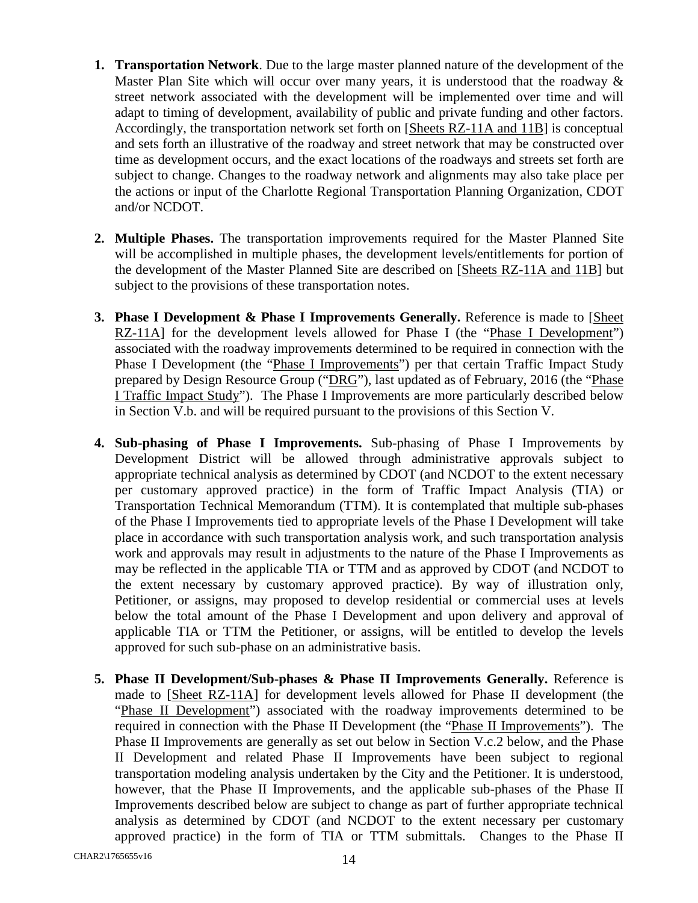1. **Transportation Network**. Due to the large master planned nature of the development of the Master Plan Site which will occur over many years, it is understood that the roadway & street network associated with the development will be implemented over time and will adapt to timing of development, availability of public and private funding and other factors. Accordingly, the transportation network set forth on [Sheets RZ-11A and 11B] is conceptual and sets forth an illustrative of the roadway and street network that may be constructed over time as development occurs, and the exact locations of the roadways and streets set forth are subject to change. Changes to the roadway network and alignments may also take place per the actions or input of the Charlotte Regional Transportation Planning Organization, CDOT and/or NCDOT.

2. **Multiple Phases.** The transportation improvements required for the Master Planned Site will be accomplished in multiple phases, the development levels/entitlements for portion of the development of the Master Planned Site are described on [Sheets RZ-11A and 11B] but subject to the provisions of these transportation notes.

3. **Phase I Development & Phase I Improvements Generally.** Reference is made to [Sheet RZ-11A] for the development levels allowed for Phase I (the "Phase I Development") associated with the roadway improvements determined to be required in connection with the Phase I Development (the "Phase I Improvements") per that certain Traffic Impact Study prepared by Design Resource Group ("DRG"), last updated as of February, 2016 (the "Phase I Traffic Impact Study"). The Phase I Improvements are more particularly described below in Section V.b. and will be required pursuant to the provisions of this Section V.

4. **Sub-phasing of Phase I Improvements.** Sub-phasing of Phase I Improvements by Development District will be allowed through administrative approvals subject to appropriate technical analysis as determined by CDOT (and NCDOT to the extent necessary per customary approved practice) in the form of Traffic Impact Analysis (TIA) or Transportation Technical Memorandum (TTM). It is contemplated that multiple sub-phases of the Phase I Improvements tied to appropriate levels of the Phase I Development will take place in accordance with such transportation analysis work, and such transportation analysis work and approvals may result in adjustments to the nature of the Phase I Improvements as may be reflected in the applicable TIA or TTM and as approved by CDOT (and NCDOT to the extent necessary by customary approved practice). By way of illustration only, Petitioner, or assigns, may proposed to develop residential or commercial uses at levels below the total amount of the Phase I Development and upon delivery and approval of applicable TIA or TTM the Petitioner, or assigns, will be entitled to develop the levels approved for such sub-phase on an administrative basis.

5. **Phase II Development/Sub-phases & Phase II Improvements Generally.** Reference is made to [Sheet RZ-11A] for development levels allowed for Phase II development (the "Phase II Development") associated with the roadway improvements determined to be required in connection with the Phase II Development (the "Phase II Improvements"). The Phase II Improvements are generally as set out below in Section V.c.2 below, and the Phase II Development and related Phase II Improvements have been subject to regional transportation modeling analysis undertaken by the City and the Petitioner. It is understood, however, that the Phase II Improvements, and the applicable sub-phases of the Phase II Improvements described below are subject to change as part of further appropriate technical analysis as determined by CDOT (and NCDOT to the extent necessary per customary approved practice) in the form of TIA or TTM submittals. Changes to the Phase II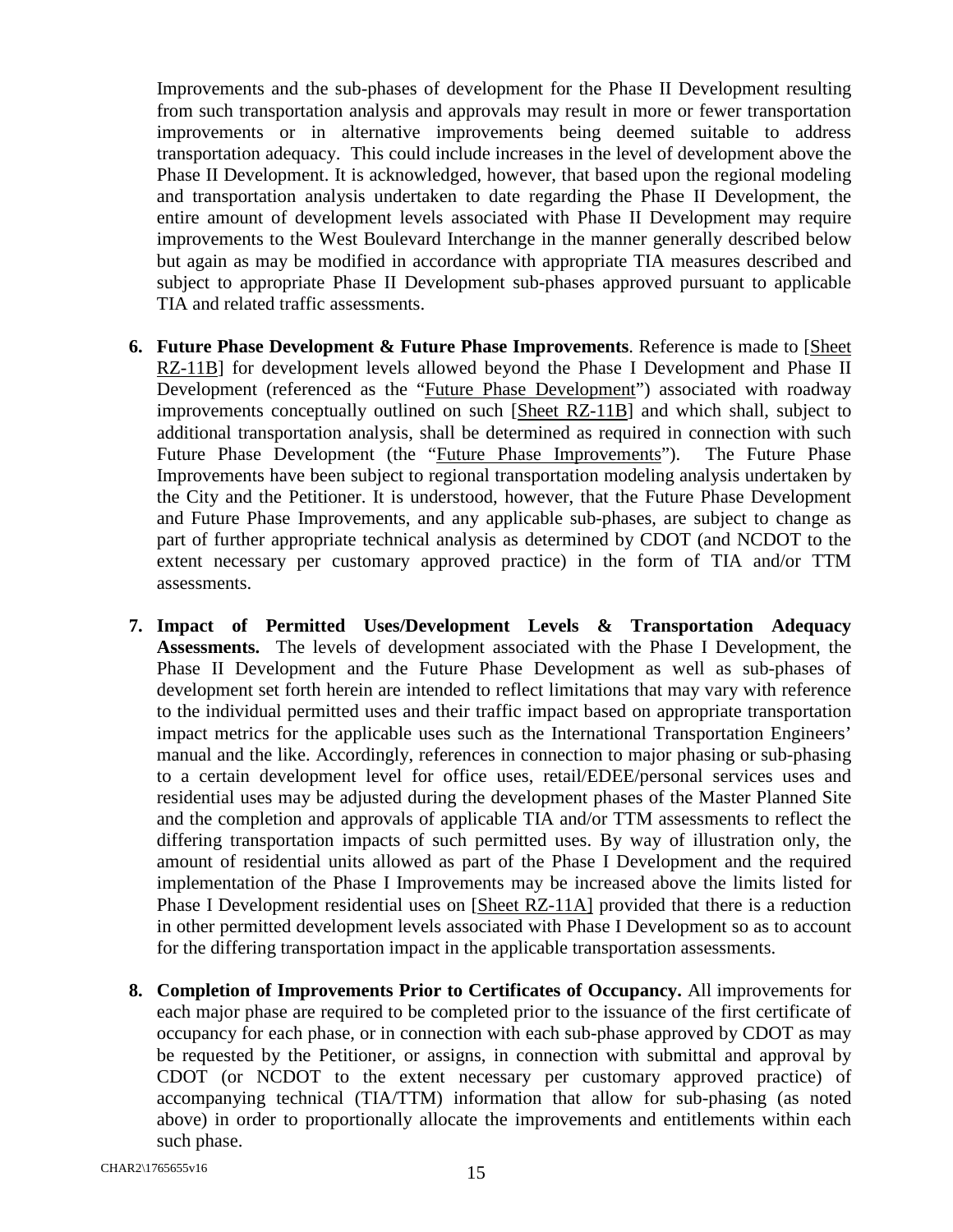Improvements and the sub-phases of development for the Phase II Development resulting from such transportation analysis and approvals may result in more or fewer transportation improvements or in alternative improvements being deemed suitable to address transportation adequacy. This could include increases in the level of development above the Phase II Development. It is acknowledged, however, that based upon the regional modeling and transportation analysis undertaken to date regarding the Phase II Development, the entire amount of development levels associated with Phase II Development may require improvements to the West Boulevard Interchange in the manner generally described below but again as may be modified in accordance with appropriate TIA measures described and subject to appropriate Phase II Development sub-phases approved pursuant to applicable TIA and related traffic assessments.

6. **Future Phase Development & Future Phase Improvements**. Reference is made to [Sheet RZ-11B] for development levels allowed beyond the Phase I Development and Phase II Development (referenced as the "Future Phase Development") associated with roadway improvements conceptually outlined on such [Sheet RZ-11B] and which shall, subject to additional transportation analysis, shall be determined as required in connection with such Future Phase Development (the "Future Phase Improvements"). The Future Phase Improvements have been subject to regional transportation modeling analysis undertaken by the City and the Petitioner. It is understood, however, that the Future Phase Development and Future Phase Improvements, and any applicable sub-phases, are subject to change as part of further appropriate technical analysis as determined by CDOT (and NCDOT to the extent necessary per customary approved practice) in the form of TIA and/or TTM assessments.

7. **Impact of Permitted Uses/Development Levels & Transportation Adequacy Assessments.** The levels of development associated with the Phase I Development, the Phase II Development and the Future Phase Development as well as sub-phases of development set forth herein are intended to reflect limitations that may vary with reference to the individual permitted uses and their traffic impact based on appropriate transportation impact metrics for the applicable uses such as the International Transportation Engineers' manual and the like. Accordingly, references in connection to major phasing or sub-phasing to a certain development level for office uses, retail/EDEE/personal services uses and residential uses may be adjusted during the development phases of the Master Planned Site and the completion and approvals of applicable TIA and/or TTM assessments to reflect the differing transportation impacts of such permitted uses. By way of illustration only, the amount of residential units allowed as part of the Phase I Development and the required implementation of the Phase I Improvements may be increased above the limits listed for Phase I Development residential uses on [Sheet RZ-11A] provided that there is a reduction in other permitted development levels associated with Phase I Development so as to account for the differing transportation impact in the applicable transportation assessments.

8. **Completion of Improvements Prior to Certificates of Occupancy.** All improvements for each major phase are required to be completed prior to the issuance of the first certificate of occupancy for each phase, or in connection with each sub-phase approved by CDOT as may be requested by the Petitioner, or assigns, in connection with submittal and approval by CDOT (or NCDOT to the extent necessary per customary approved practice) of accompanying technical (TIA/TTM) information that allow for sub-phasing (as noted above) in order to proportionally allocate the improvements and entitlements within each such phase.

CHAR2\1765655v16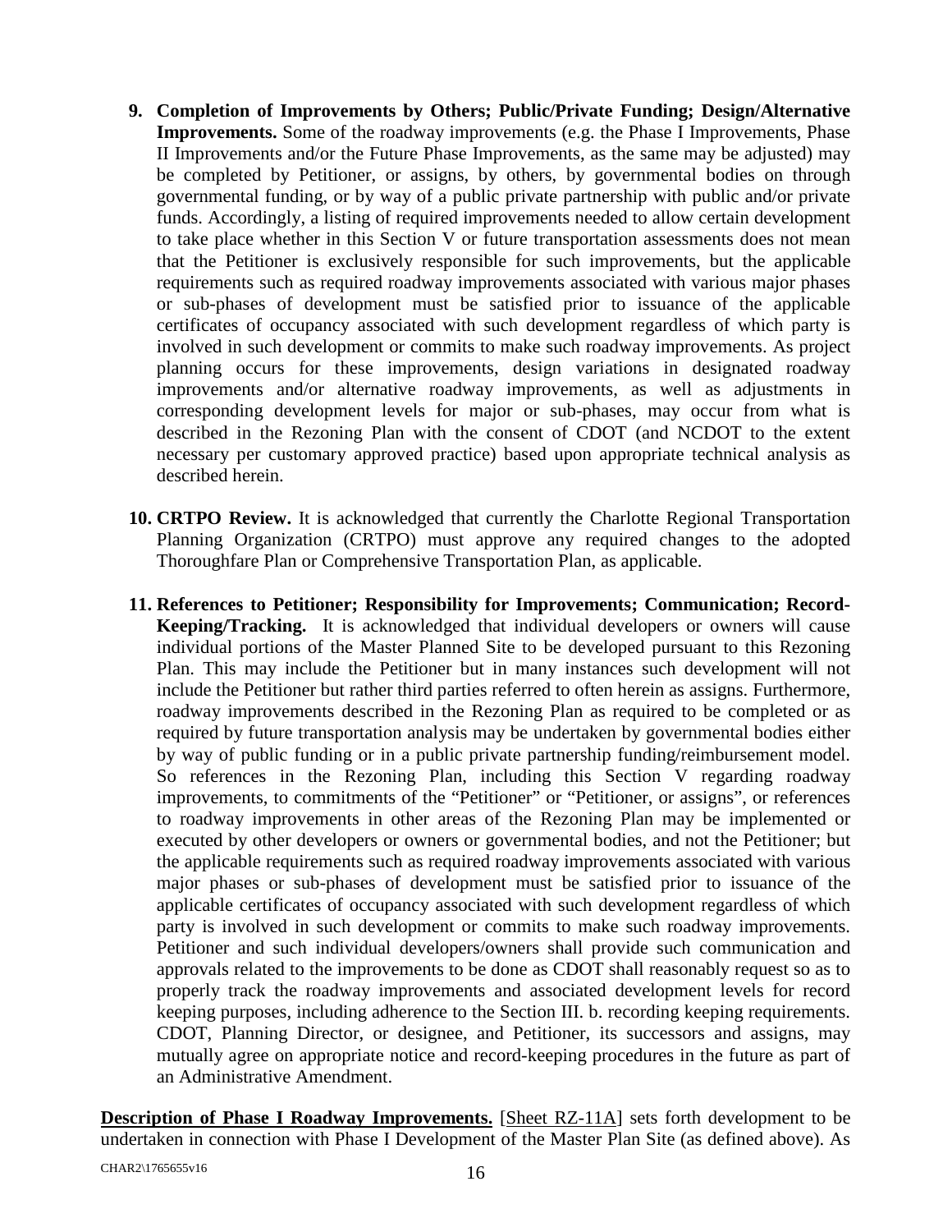9. **Completion of Improvements by Others; Public/Private Funding; Design/Alternative Improvements.** Some of the roadway improvements (e.g. the Phase I Improvements, Phase II Improvements and/or the Future Phase Improvements, as the same may be adjusted) may be completed by Petitioner, or assigns, by others, by governmental bodies on through governmental funding, or by way of a public private partnership with public and/or private funds. Accordingly, a listing of required improvements needed to allow certain development to take place whether in this Section V or future transportation assessments does not mean that the Petitioner is exclusively responsible for such improvements, but the applicable requirements such as required roadway improvements associated with various major phases or sub-phases of development must be satisfied prior to issuance of the applicable certificates of occupancy associated with such development regardless of which party is involved in such development or commits to make such roadway improvements. As project planning occurs for these improvements, design variations in designated roadway improvements and/or alternative roadway improvements, as well as adjustments in corresponding development levels for major or sub-phases, may occur from what is described in the Rezoning Plan with the consent of CDOT (and NCDOT to the extent necessary per customary approved practice) based upon appropriate technical analysis as described herein.

10. **CRTPO Review.** It is acknowledged that currently the Charlotte Regional Transportation Planning Organization (CRTPO) must approve any required changes to the adopted Thoroughfare Plan or Comprehensive Transportation Plan, as applicable.

11. **References to Petitioner; Responsibility for Improvements; Communication; Record-Keeping/Tracking.** It is acknowledged that individual developers or owners will cause individual portions of the Master Planned Site to be developed pursuant to this Rezoning Plan. This may include the Petitioner but in many instances such development will not include the Petitioner but rather third parties referred to often herein as assigns. Furthermore, roadway improvements described in the Rezoning Plan as required to be completed or as required by future transportation analysis may be undertaken by governmental bodies either by way of public funding or in a public private partnership funding/reimbursement model. So references in the Rezoning Plan, including this Section V regarding roadway improvements, to commitments of the "Petitioner" or "Petitioner, or assigns", or references to roadway improvements in other areas of the Rezoning Plan may be implemented or executed by other developers or owners or governmental bodies, and not the Petitioner; but the applicable requirements such as required roadway improvements associated with various major phases or sub-phases of development must be satisfied prior to issuance of the applicable certificates of occupancy associated with such development regardless of which party is involved in such development or commits to make such roadway improvements. Petitioner and such individual developers/owners shall provide such communication and approvals related to the improvements to be done as CDOT shall reasonably request so as to properly track the roadway improvements and associated development levels for record keeping purposes, including adherence to the Section III. b. recording keeping requirements. CDOT, Planning Director, or designee, and Petitioner, its successors and assigns, may mutually agree on appropriate notice and record-keeping procedures in the future as part of an Administrative Amendment.

**Description of Phase I Roadway Improvements.** [Sheet RZ-11A] sets forth development to be undertaken in connection with Phase I Development of the Master Plan Site (as defined above). As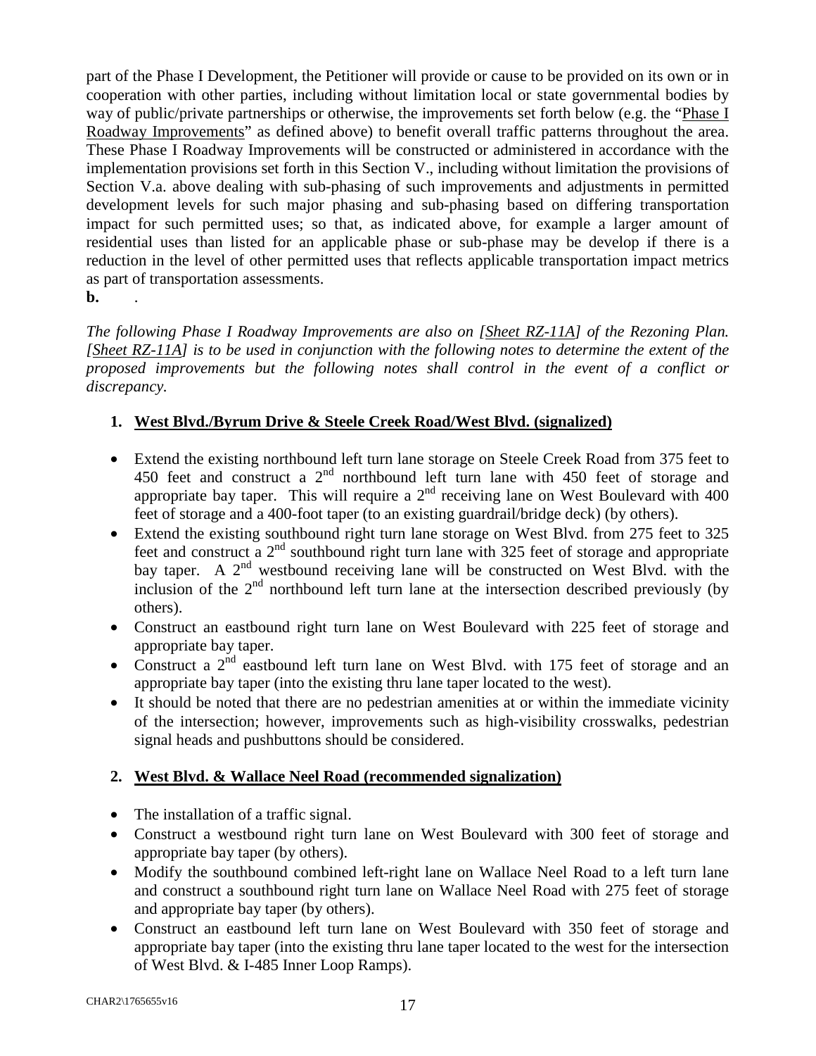part of the Phase I Development, the Petitioner will provide or cause to be provided on its own or in cooperation with other parties, including without limitation local or state governmental bodies by way of public/private partnerships or otherwise, the improvements set forth below (e.g. the "Phase I Roadway Improvements" as defined above) to benefit overall traffic patterns throughout the area. These Phase I Roadway Improvements will be constructed or administered in accordance with the implementation provisions set forth in this Section V., including without limitation the provisions of Section V.a. above dealing with sub-phasing of such improvements and adjustments in permitted development levels for such major phasing and sub-phasing based on differing transportation impact for such permitted uses; so that, as indicated above, for example a larger amount of residential uses than listed for an applicable phase or sub-phase may be develop if there is a reduction in the level of other permitted uses that reflects applicable transportation impact metrics as part of transportation assessments.

**b.** .

*The following Phase I Roadway Improvements are also on [Sheet RZ-11A] of the Rezoning Plan. [Sheet RZ-11A] is to be used in conjunction with the following notes to determine the extent of the proposed improvements but the following notes shall control in the event of a conflict or discrepancy.*

1. **West Blvd./Byrum Drive & Steele Creek Road/West Blvd. (signalized)**

- Extend the existing northbound left turn lane storage on Steele Creek Road from 375 feet to 450 feet and construct a 2nd northbound left turn lane with 450 feet of storage and appropriate bay taper. This will require a 2nd receiving lane on West Boulevard with 400 feet of storage and a 400-foot taper (to an existing guardrail/bridge deck) (by others).
- Extend the existing southbound right turn lane storage on West Blvd. from 275 feet to 325 feet and construct a 2nd southbound right turn lane with 325 feet of storage and appropriate bay taper. A 2nd westbound receiving lane will be constructed on West Blvd. with the inclusion of the 2nd northbound left turn lane at the intersection described previously (by others).
- Construct an eastbound right turn lane on West Boulevard with 225 feet of storage and appropriate bay taper.
- Construct a 2nd eastbound left turn lane on West Blvd. with 175 feet of storage and an appropriate bay taper (into the existing thru lane taper located to the west).
- It should be noted that there are no pedestrian amenities at or within the immediate vicinity of the intersection; however, improvements such as high-visibility crosswalks, pedestrian signal heads and pushbuttons should be considered.

2. **West Blvd. & Wallace Neel Road (recommended signalization)**

- The installation of a traffic signal.
- Construct a westbound right turn lane on West Boulevard with 300 feet of storage and appropriate bay taper (by others).
- Modify the southbound combined left-right lane on Wallace Neel Road to a left turn lane and construct a southbound right turn lane on Wallace Neel Road with 275 feet of storage and appropriate bay taper (by others).
- Construct an eastbound left turn lane on West Boulevard with 350 feet of storage and appropriate bay taper (into the existing thru lane taper located to the west for the intersection of West Blvd. & I-485 Inner Loop Ramps).

CHAR2\1765655v16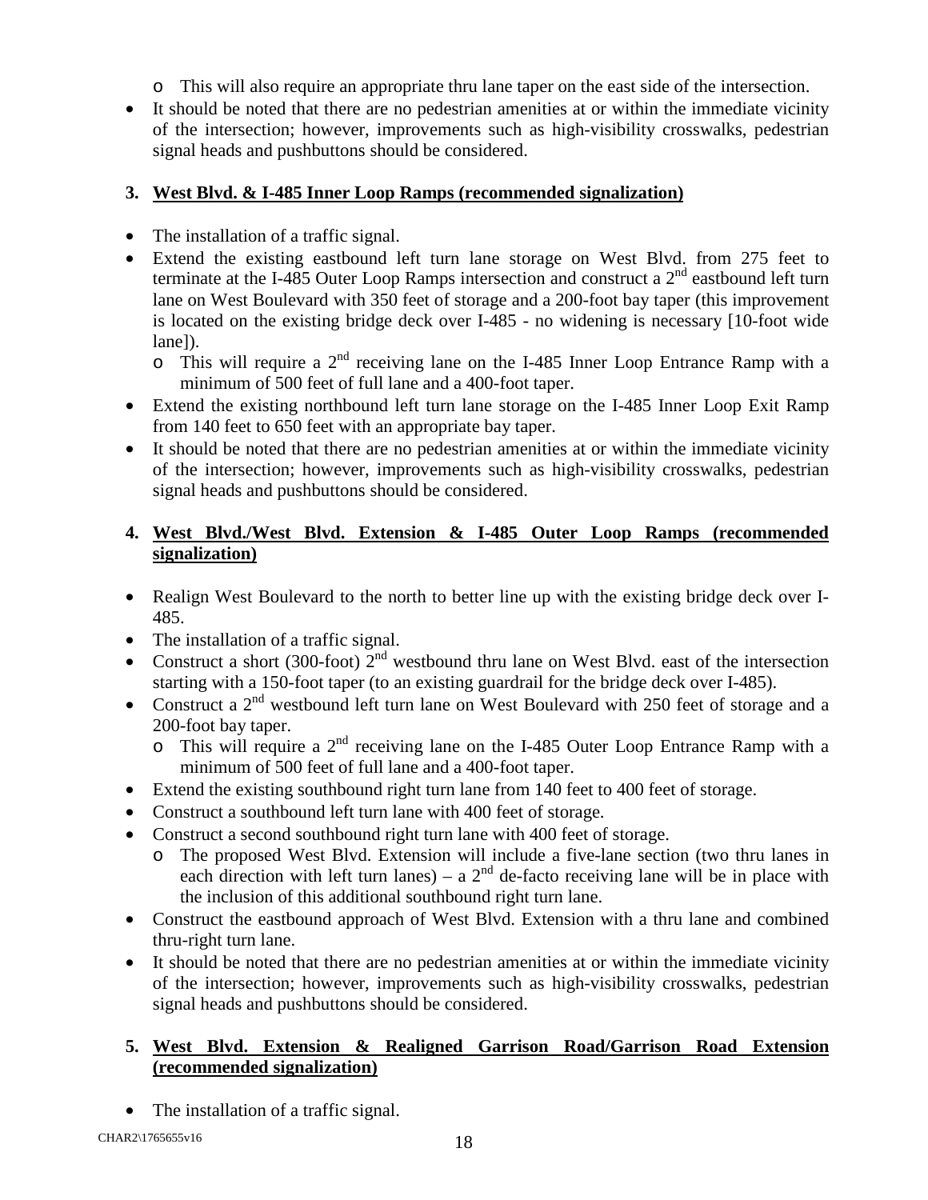- This will also require an appropriate thru lane taper on the east side of the intersection.
- It should be noted that there are no pedestrian amenities at or within the immediate vicinity of the intersection; however, improvements such as high-visibility crosswalks, pedestrian signal heads and pushbuttons should be considered.

**3. <u>West Blvd. & I-485 Inner Loop Ramps (recommended signalization)</u>**

- The installation of a traffic signal.
- Extend the existing eastbound left turn lane storage on West Blvd. from 275 feet to terminate at the I-485 Outer Loop Ramps intersection and construct a 2nd eastbound left turn lane on West Boulevard with 350 feet of storage and a 200-foot bay taper (this improvement is located on the existing bridge deck over I-485 - no widening is necessary [10-foot wide lane]).
  - This will require a 2nd receiving lane on the I-485 Inner Loop Entrance Ramp with a minimum of 500 feet of full lane and a 400-foot taper.
- Extend the existing northbound left turn lane storage on the I-485 Inner Loop Exit Ramp from 140 feet to 650 feet with an appropriate bay taper.
- It should be noted that there are no pedestrian amenities at or within the immediate vicinity of the intersection; however, improvements such as high-visibility crosswalks, pedestrian signal heads and pushbuttons should be considered.

**4. <u>West Blvd./West Blvd. Extension & I-485 Outer Loop Ramps (recommended signalization)</u>**

- Realign West Boulevard to the north to better line up with the existing bridge deck over I-485.
- The installation of a traffic signal.
- Construct a short (300-foot) 2nd westbound thru lane on West Blvd. east of the intersection starting with a 150-foot taper (to an existing guardrail for the bridge deck over I-485).
- Construct a 2nd westbound left turn lane on West Boulevard with 250 feet of storage and a 200-foot bay taper.
  - This will require a 2nd receiving lane on the I-485 Outer Loop Entrance Ramp with a minimum of 500 feet of full lane and a 400-foot taper.
- Extend the existing southbound right turn lane from 140 feet to 400 feet of storage.
- Construct a southbound left turn lane with 400 feet of storage.
- Construct a second southbound right turn lane with 400 feet of storage.
  - The proposed West Blvd. Extension will include a five-lane section (two thru lanes in each direction with left turn lanes) – a 2nd de-facto receiving lane will be in place with the inclusion of this additional southbound right turn lane.
- Construct the eastbound approach of West Blvd. Extension with a thru lane and combined thru-right turn lane.
- It should be noted that there are no pedestrian amenities at or within the immediate vicinity of the intersection; however, improvements such as high-visibility crosswalks, pedestrian signal heads and pushbuttons should be considered.

**5. <u>West Blvd. Extension & Realigned Garrison Road/Garrison Road Extension (recommended signalization)</u>**

- The installation of a traffic signal.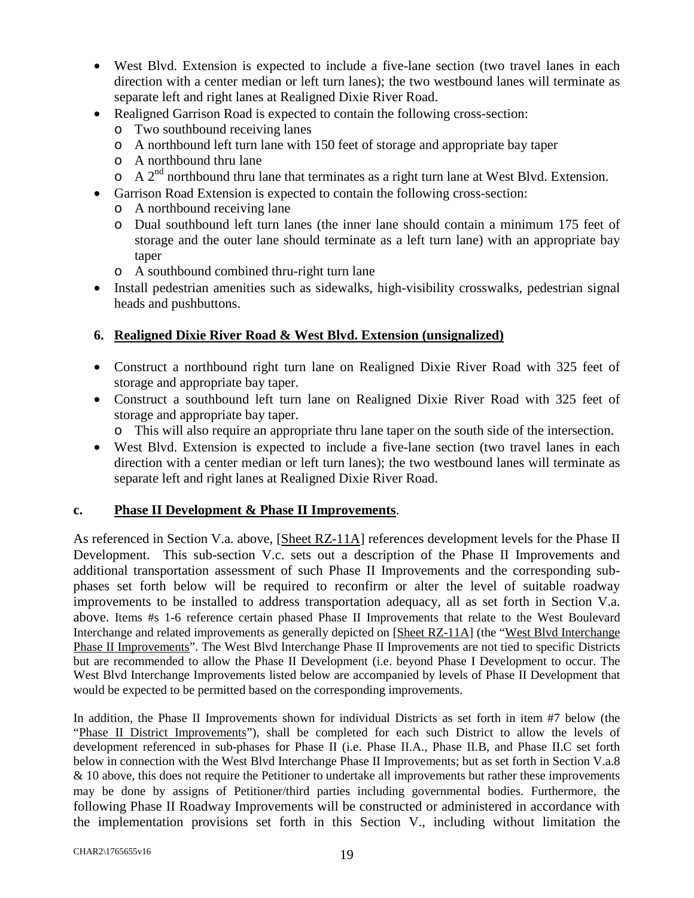- West Blvd. Extension is expected to include a five-lane section (two travel lanes in each direction with a center median or left turn lanes); the two westbound lanes will terminate as separate left and right lanes at Realigned Dixie River Road.
- Realigned Garrison Road is expected to contain the following cross-section:
  - Two southbound receiving lanes
  - A northbound left turn lane with 150 feet of storage and appropriate bay taper
  - A northbound thru lane
  - A 2nd northbound thru lane that terminates as a right turn lane at West Blvd. Extension.
- Garrison Road Extension is expected to contain the following cross-section:
  - A northbound receiving lane
  - Dual southbound left turn lanes (the inner lane should contain a minimum 175 feet of storage and the outer lane should terminate as a left turn lane) with an appropriate bay taper
  - A southbound combined thru-right turn lane
- Install pedestrian amenities such as sidewalks, high-visibility crosswalks, pedestrian signal heads and pushbuttons.

**6. Realigned Dixie River Road & West Blvd. Extension (unsignalized)**

- Construct a northbound right turn lane on Realigned Dixie River Road with 325 feet of storage and appropriate bay taper.
- Construct a southbound left turn lane on Realigned Dixie River Road with 325 feet of storage and appropriate bay taper.
  - This will also require an appropriate thru lane taper on the south side of the intersection.
- West Blvd. Extension is expected to include a five-lane section (two travel lanes in each direction with a center median or left turn lanes); the two westbound lanes will terminate as separate left and right lanes at Realigned Dixie River Road.

**c. Phase II Development & Phase II Improvements.**

As referenced in Section V.a. above, [Sheet RZ-11A] references development levels for the Phase II Development. This sub-section V.c. sets out a description of the Phase II Improvements and additional transportation assessment of such Phase II Improvements and the corresponding sub-phases set forth below will be required to reconfirm or alter the level of suitable roadway improvements to be installed to address transportation adequacy, all as set forth in Section V.a. above. Items #s 1-6 reference certain phased Phase II Improvements that relate to the West Boulevard Interchange and related improvements as generally depicted on [Sheet RZ-11A] (the "West Blvd Interchange Phase II Improvements". The West Blvd Interchange Phase II Improvements are not tied to specific Districts but are recommended to allow the Phase II Development (i.e. beyond Phase I Development to occur. The West Blvd Interchange Improvements listed below are accompanied by levels of Phase II Development that would be expected to be permitted based on the corresponding improvements.

In addition, the Phase II Improvements shown for individual Districts as set forth in item #7 below (the "Phase II District Improvements"), shall be completed for each such District to allow the levels of development referenced in sub-phases for Phase II (i.e. Phase II.A., Phase II.B, and Phase II.C set forth below in connection with the West Blvd Interchange Phase II Improvements; but as set forth in Section V.a.8 & 10 above, this does not require the Petitioner to undertake all improvements but rather these improvements may be done by assigns of Petitioner/third parties including governmental bodies. Furthermore, the following Phase II Roadway Improvements will be constructed or administered in accordance with the implementation provisions set forth in this Section V., including without limitation the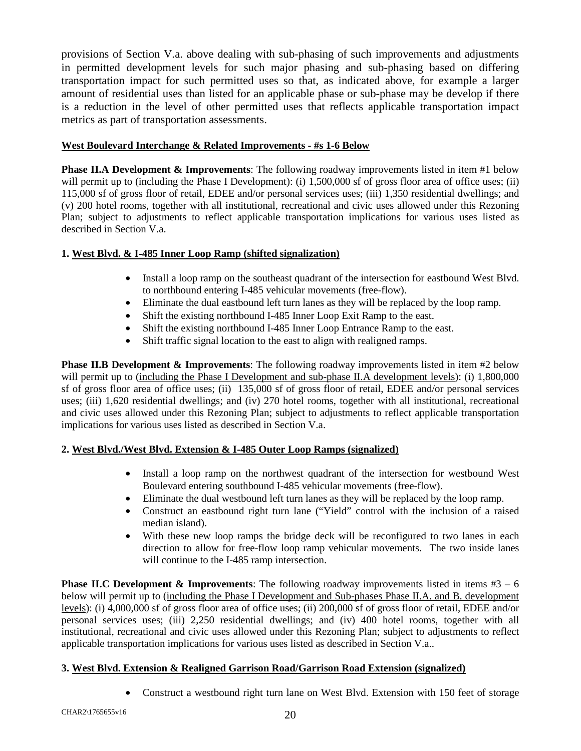provisions of Section V.a. above dealing with sub-phasing of such improvements and adjustments in permitted development levels for such major phasing and sub-phasing based on differing transportation impact for such permitted uses so that, as indicated above, for example a larger amount of residential uses than listed for an applicable phase or sub-phase may be develop if there is a reduction in the level of other permitted uses that reflects applicable transportation impact metrics as part of transportation assessments.

**West Boulevard Interchange & Related Improvements - #s 1-6 Below**

**Phase II.A Development & Improvements**: The following roadway improvements listed in item #1 below will permit up to (including the Phase I Development): (i) 1,500,000 sf of gross floor area of office uses; (ii) 115,000 sf of gross floor of retail, EDEE and/or personal services uses; (iii) 1,350 residential dwellings; and (v) 200 hotel rooms, together with all institutional, recreational and civic uses allowed under this Rezoning Plan; subject to adjustments to reflect applicable transportation implications for various uses listed as described in Section V.a.

**1. West Blvd. & I-485 Inner Loop Ramp (shifted signalization)**

- Install a loop ramp on the southeast quadrant of the intersection for eastbound West Blvd. to northbound entering I-485 vehicular movements (free-flow).
- Eliminate the dual eastbound left turn lanes as they will be replaced by the loop ramp.
- Shift the existing northbound I-485 Inner Loop Exit Ramp to the east.
- Shift the existing northbound I-485 Inner Loop Entrance Ramp to the east.
- Shift traffic signal location to the east to align with realigned ramps.

**Phase II.B Development & Improvements**: The following roadway improvements listed in item #2 below will permit up to (including the Phase I Development and sub-phase II.A development levels): (i) 1,800,000 sf of gross floor area of office uses; (ii) 135,000 sf of gross floor of retail, EDEE and/or personal services uses; (iii) 1,620 residential dwellings; and (iv) 270 hotel rooms, together with all institutional, recreational and civic uses allowed under this Rezoning Plan; subject to adjustments to reflect applicable transportation implications for various uses listed as described in Section V.a.

**2. West Blvd./West Blvd. Extension & I-485 Outer Loop Ramps (signalized)**

- Install a loop ramp on the northwest quadrant of the intersection for westbound West Boulevard entering southbound I-485 vehicular movements (free-flow).
- Eliminate the dual westbound left turn lanes as they will be replaced by the loop ramp.
- Construct an eastbound right turn lane ("Yield" control with the inclusion of a raised median island).
- With these new loop ramps the bridge deck will be reconfigured to two lanes in each direction to allow for free-flow loop ramp vehicular movements. The two inside lanes will continue to the I-485 ramp intersection.

**Phase II.C Development & Improvements**: The following roadway improvements listed in items #3 – 6 below will permit up to (including the Phase I Development and Sub-phases Phase II.A. and B. development levels): (i) 4,000,000 sf of gross floor area of office uses; (ii) 200,000 sf of gross floor of retail, EDEE and/or personal services uses; (iii) 2,250 residential dwellings; and (iv) 400 hotel rooms, together with all institutional, recreational and civic uses allowed under this Rezoning Plan; subject to adjustments to reflect applicable transportation implications for various uses listed as described in Section V.a..

**3. West Blvd. Extension & Realigned Garrison Road/Garrison Road Extension (signalized)**

- Construct a westbound right turn lane on West Blvd. Extension with 150 feet of storage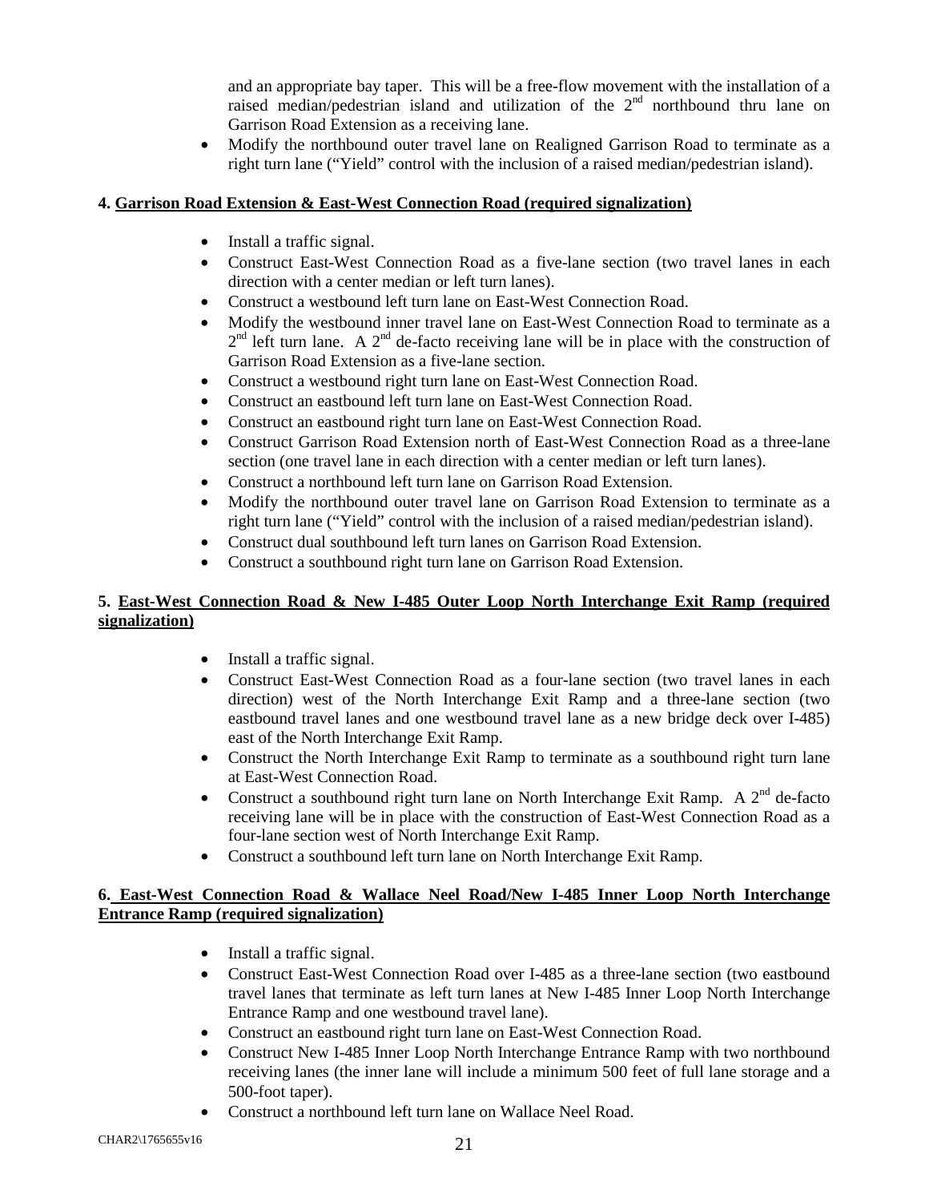and an appropriate bay taper. This will be a free-flow movement with the installation of a raised median/pedestrian island and utilization of the 2nd northbound thru lane on Garrison Road Extension as a receiving lane.

- Modify the northbound outer travel lane on Realigned Garrison Road to terminate as a right turn lane ("Yield" control with the inclusion of a raised median/pedestrian island).

**4. <u>Garrison Road Extension & East-West Connection Road (required signalization)</u>**

- Install a traffic signal.
- Construct East-West Connection Road as a five-lane section (two travel lanes in each direction with a center median or left turn lanes).
- Construct a westbound left turn lane on East-West Connection Road.
- Modify the westbound inner travel lane on East-West Connection Road to terminate as a 2nd left turn lane. A 2nd de-facto receiving lane will be in place with the construction of Garrison Road Extension as a five-lane section.
- Construct a westbound right turn lane on East-West Connection Road.
- Construct an eastbound left turn lane on East-West Connection Road.
- Construct an eastbound right turn lane on East-West Connection Road.
- Construct Garrison Road Extension north of East-West Connection Road as a three-lane section (one travel lane in each direction with a center median or left turn lanes).
- Construct a northbound left turn lane on Garrison Road Extension.
- Modify the northbound outer travel lane on Garrison Road Extension to terminate as a right turn lane ("Yield" control with the inclusion of a raised median/pedestrian island).
- Construct dual southbound left turn lanes on Garrison Road Extension.
- Construct a southbound right turn lane on Garrison Road Extension.

**5. <u>East-West Connection Road & New I-485 Outer Loop North Interchange Exit Ramp (required signalization)</u>**

- Install a traffic signal.
- Construct East-West Connection Road as a four-lane section (two travel lanes in each direction) west of the North Interchange Exit Ramp and a three-lane section (two eastbound travel lanes and one westbound travel lane as a new bridge deck over I-485) east of the North Interchange Exit Ramp.
- Construct the North Interchange Exit Ramp to terminate as a southbound right turn lane at East-West Connection Road.
- Construct a southbound right turn lane on North Interchange Exit Ramp. A 2nd de-facto receiving lane will be in place with the construction of East-West Connection Road as a four-lane section west of North Interchange Exit Ramp.
- Construct a southbound left turn lane on North Interchange Exit Ramp.

**6. <u>East-West Connection Road & Wallace Neel Road/New I-485 Inner Loop North Interchange Entrance Ramp (required signalization)</u>**

- Install a traffic signal.
- Construct East-West Connection Road over I-485 as a three-lane section (two eastbound travel lanes that terminate as left turn lanes at New I-485 Inner Loop North Interchange Entrance Ramp and one westbound travel lane).
- Construct an eastbound right turn lane on East-West Connection Road.
- Construct New I-485 Inner Loop North Interchange Entrance Ramp with two northbound receiving lanes (the inner lane will include a minimum 500 feet of full lane storage and a 500-foot taper).
- Construct a northbound left turn lane on Wallace Neel Road.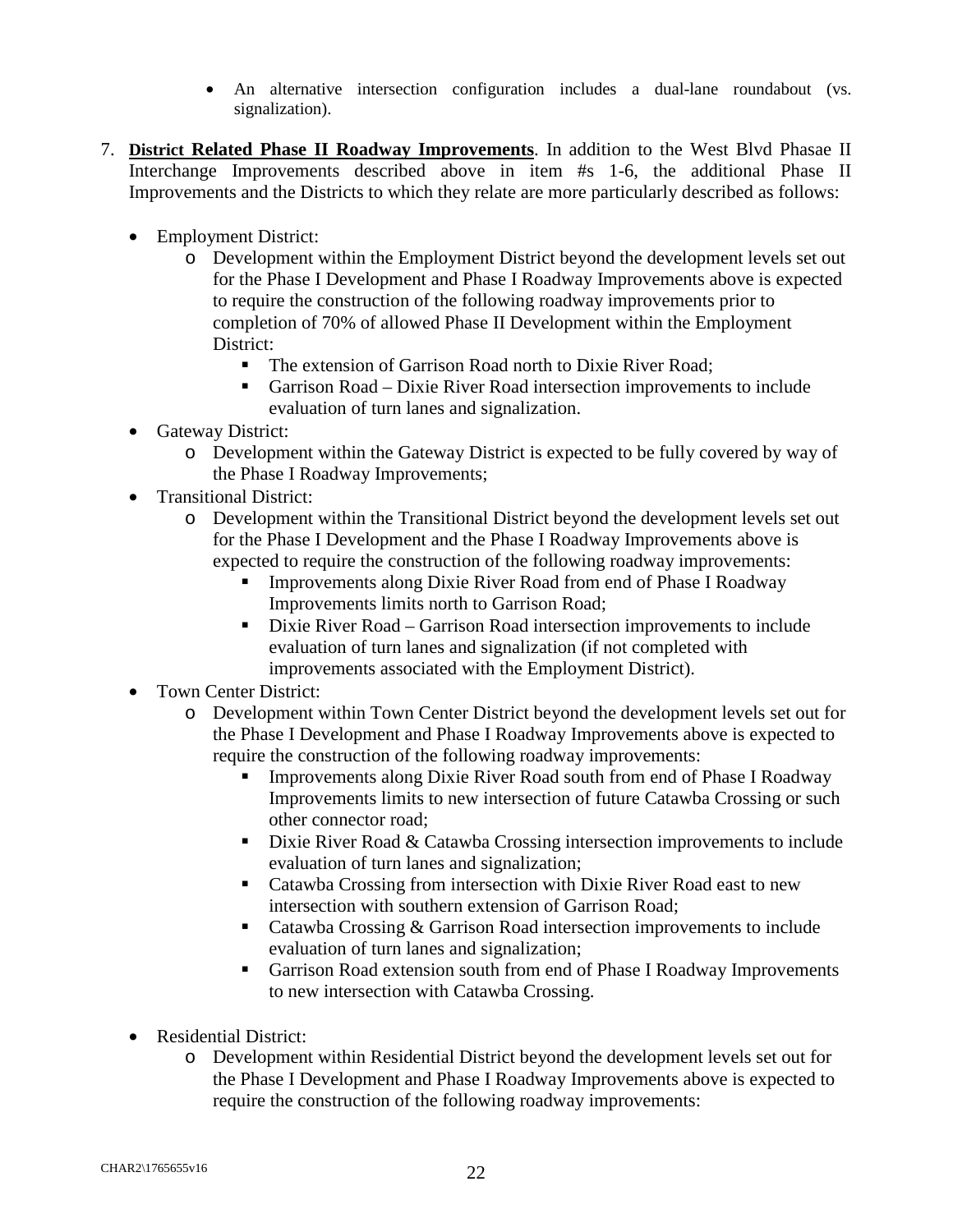- An alternative intersection configuration includes a dual-lane roundabout (vs. signalization).

7. **District Related Phase II Roadway Improvements**. In addition to the West Blvd Phasae II Interchange Improvements described above in item #s 1-6, the additional Phase II Improvements and the Districts to which they relate are more particularly described as follows:

   - Employment District:
     - Development within the Employment District beyond the development levels set out for the Phase I Development and Phase I Roadway Improvements above is expected to require the construction of the following roadway improvements prior to completion of 70% of allowed Phase II Development within the Employment District:
       - The extension of Garrison Road north to Dixie River Road;
       - Garrison Road – Dixie River Road intersection improvements to include evaluation of turn lanes and signalization.
   - Gateway District:
     - Development within the Gateway District is expected to be fully covered by way of the Phase I Roadway Improvements;
   - Transitional District:
     - Development within the Transitional District beyond the development levels set out for the Phase I Development and the Phase I Roadway Improvements above is expected to require the construction of the following roadway improvements:
       - Improvements along Dixie River Road from end of Phase I Roadway Improvements limits north to Garrison Road;
       - Dixie River Road – Garrison Road intersection improvements to include evaluation of turn lanes and signalization (if not completed with improvements associated with the Employment District).
   - Town Center District:
     - Development within Town Center District beyond the development levels set out for the Phase I Development and Phase I Roadway Improvements above is expected to require the construction of the following roadway improvements:
       - Improvements along Dixie River Road south from end of Phase I Roadway Improvements limits to new intersection of future Catawba Crossing or such other connector road;
       - Dixie River Road & Catawba Crossing intersection improvements to include evaluation of turn lanes and signalization;
       - Catawba Crossing from intersection with Dixie River Road east to new intersection with southern extension of Garrison Road;
       - Catawba Crossing & Garrison Road intersection improvements to include evaluation of turn lanes and signalization;
       - Garrison Road extension south from end of Phase I Roadway Improvements to new intersection with Catawba Crossing.
   - Residential District:
     - Development within Residential District beyond the development levels set out for the Phase I Development and Phase I Roadway Improvements above is expected to require the construction of the following roadway improvements: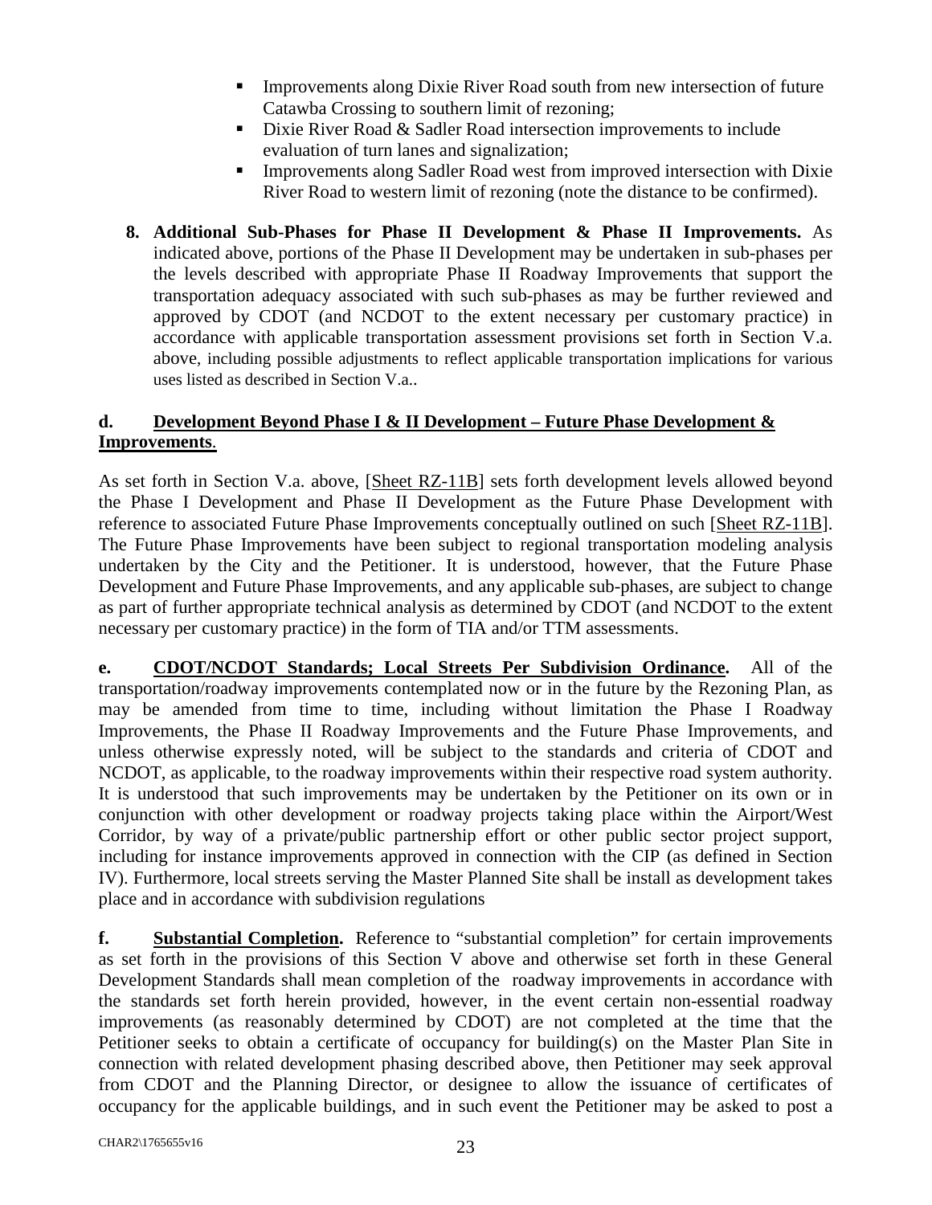- Improvements along Dixie River Road south from new intersection of future Catawba Crossing to southern limit of rezoning;
- Dixie River Road & Sadler Road intersection improvements to include evaluation of turn lanes and signalization;
- Improvements along Sadler Road west from improved intersection with Dixie River Road to western limit of rezoning (note the distance to be confirmed).

**8. Additional Sub-Phases for Phase II Development & Phase II Improvements.** As indicated above, portions of the Phase II Development may be undertaken in sub-phases per the levels described with appropriate Phase II Roadway Improvements that support the transportation adequacy associated with such sub-phases as may be further reviewed and approved by CDOT (and NCDOT to the extent necessary per customary practice) in accordance with applicable transportation assessment provisions set forth in Section V.a. above, including possible adjustments to reflect applicable transportation implications for various uses listed as described in Section V.a..

**d. <u>Development Beyond Phase I & II Development – Future Phase Development & Improvements</u>**.

As set forth in Section V.a. above, [<u>Sheet RZ-11B</u>] sets forth development levels allowed beyond the Phase I Development and Phase II Development as the Future Phase Development with reference to associated Future Phase Improvements conceptually outlined on such [<u>Sheet RZ-11B</u>]. The Future Phase Improvements have been subject to regional transportation modeling analysis undertaken by the City and the Petitioner. It is understood, however, that the Future Phase Development and Future Phase Improvements, and any applicable sub-phases, are subject to change as part of further appropriate technical analysis as determined by CDOT (and NCDOT to the extent necessary per customary practice) in the form of TIA and/or TTM assessments.

**e. <u>CDOT/NCDOT Standards; Local Streets Per Subdivision Ordinance</u>.** All of the transportation/roadway improvements contemplated now or in the future by the Rezoning Plan, as may be amended from time to time, including without limitation the Phase I Roadway Improvements, the Phase II Roadway Improvements and the Future Phase Improvements, and unless otherwise expressly noted, will be subject to the standards and criteria of CDOT and NCDOT, as applicable, to the roadway improvements within their respective road system authority. It is understood that such improvements may be undertaken by the Petitioner on its own or in conjunction with other development or roadway projects taking place within the Airport/West Corridor, by way of a private/public partnership effort or other public sector project support, including for instance improvements approved in connection with the CIP (as defined in Section IV). Furthermore, local streets serving the Master Planned Site shall be install as development takes place and in accordance with subdivision regulations

**f. <u>Substantial Completion</u>.** Reference to "substantial completion" for certain improvements as set forth in the provisions of this Section V above and otherwise set forth in these General Development Standards shall mean completion of the roadway improvements in accordance with the standards set forth herein provided, however, in the event certain non-essential roadway improvements (as reasonably determined by CDOT) are not completed at the time that the Petitioner seeks to obtain a certificate of occupancy for building(s) on the Master Plan Site in connection with related development phasing described above, then Petitioner may seek approval from CDOT and the Planning Director, or designee to allow the issuance of certificates of occupancy for the applicable buildings, and in such event the Petitioner may be asked to post a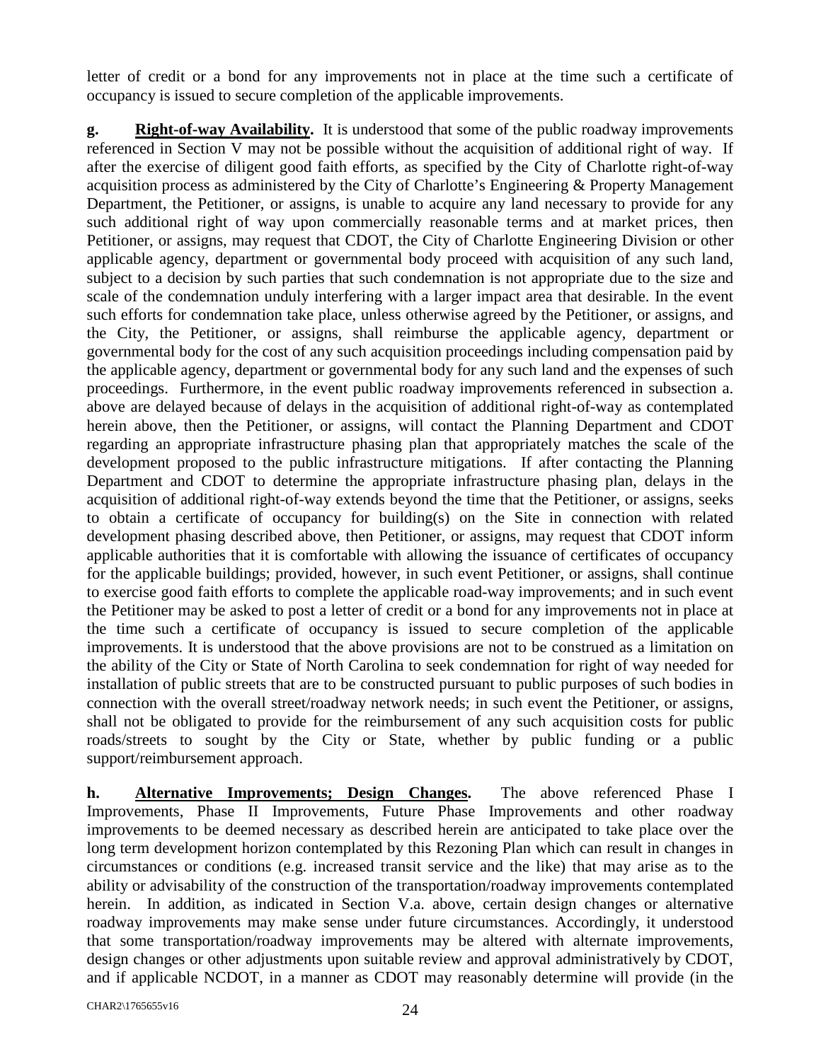letter of credit or a bond for any improvements not in place at the time such a certificate of occupancy is issued to secure completion of the applicable improvements.

**g. Right-of-way Availability.** It is understood that some of the public roadway improvements referenced in Section V may not be possible without the acquisition of additional right of way. If after the exercise of diligent good faith efforts, as specified by the City of Charlotte right-of-way acquisition process as administered by the City of Charlotte's Engineering & Property Management Department, the Petitioner, or assigns, is unable to acquire any land necessary to provide for any such additional right of way upon commercially reasonable terms and at market prices, then Petitioner, or assigns, may request that CDOT, the City of Charlotte Engineering Division or other applicable agency, department or governmental body proceed with acquisition of any such land, subject to a decision by such parties that such condemnation is not appropriate due to the size and scale of the condemnation unduly interfering with a larger impact area that desirable. In the event such efforts for condemnation take place, unless otherwise agreed by the Petitioner, or assigns, and the City, the Petitioner, or assigns, shall reimburse the applicable agency, department or governmental body for the cost of any such acquisition proceedings including compensation paid by the applicable agency, department or governmental body for any such land and the expenses of such proceedings. Furthermore, in the event public roadway improvements referenced in subsection a. above are delayed because of delays in the acquisition of additional right-of-way as contemplated herein above, then the Petitioner, or assigns, will contact the Planning Department and CDOT regarding an appropriate infrastructure phasing plan that appropriately matches the scale of the development proposed to the public infrastructure mitigations. If after contacting the Planning Department and CDOT to determine the appropriate infrastructure phasing plan, delays in the acquisition of additional right-of-way extends beyond the time that the Petitioner, or assigns, seeks to obtain a certificate of occupancy for building(s) on the Site in connection with related development phasing described above, then Petitioner, or assigns, may request that CDOT inform applicable authorities that it is comfortable with allowing the issuance of certificates of occupancy for the applicable buildings; provided, however, in such event Petitioner, or assigns, shall continue to exercise good faith efforts to complete the applicable road-way improvements; and in such event the Petitioner may be asked to post a letter of credit or a bond for any improvements not in place at the time such a certificate of occupancy is issued to secure completion of the applicable improvements. It is understood that the above provisions are not to be construed as a limitation on the ability of the City or State of North Carolina to seek condemnation for right of way needed for installation of public streets that are to be constructed pursuant to public purposes of such bodies in connection with the overall street/roadway network needs; in such event the Petitioner, or assigns, shall not be obligated to provide for the reimbursement of any such acquisition costs for public roads/streets to sought by the City or State, whether by public funding or a public support/reimbursement approach.

**h. Alternative Improvements; Design Changes.** The above referenced Phase I Improvements, Phase II Improvements, Future Phase Improvements and other roadway improvements to be deemed necessary as described herein are anticipated to take place over the long term development horizon contemplated by this Rezoning Plan which can result in changes in circumstances or conditions (e.g. increased transit service and the like) that may arise as to the ability or advisability of the construction of the transportation/roadway improvements contemplated herein. In addition, as indicated in Section V.a. above, certain design changes or alternative roadway improvements may make sense under future circumstances. Accordingly, it understood that some transportation/roadway improvements may be altered with alternate improvements, design changes or other adjustments upon suitable review and approval administratively by CDOT, and if applicable NCDOT, in a manner as CDOT may reasonably determine will provide (in the

CHAR2\1765655v16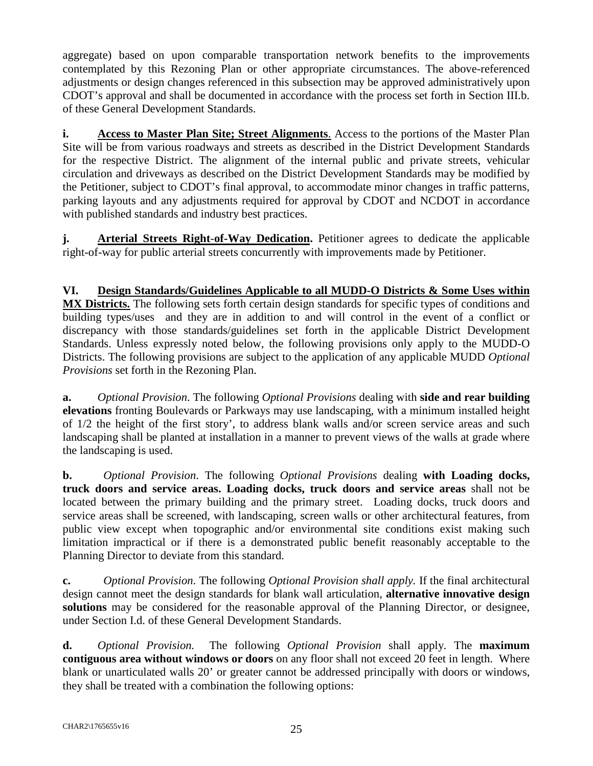aggregate) based on upon comparable transportation network benefits to the improvements contemplated by this Rezoning Plan or other appropriate circumstances. The above-referenced adjustments or design changes referenced in this subsection may be approved administratively upon CDOT's approval and shall be documented in accordance with the process set forth in Section III.b. of these General Development Standards.

**i.** **Access to Master Plan Site; Street Alignments**. Access to the portions of the Master Plan Site will be from various roadways and streets as described in the District Development Standards for the respective District. The alignment of the internal public and private streets, vehicular circulation and driveways as described on the District Development Standards may be modified by the Petitioner, subject to CDOT's final approval, to accommodate minor changes in traffic patterns, parking layouts and any adjustments required for approval by CDOT and NCDOT in accordance with published standards and industry best practices.

**j.** **Arterial Streets Right-of-Way Dedication.** Petitioner agrees to dedicate the applicable right-of-way for public arterial streets concurrently with improvements made by Petitioner.

**VI.** **Design Standards/Guidelines Applicable to all MUDD-O Districts & Some Uses within MX Districts.** The following sets forth certain design standards for specific types of conditions and building types/uses and they are in addition to and will control in the event of a conflict or discrepancy with those standards/guidelines set forth in the applicable District Development Standards. Unless expressly noted below, the following provisions only apply to the MUDD-O Districts. The following provisions are subject to the application of any applicable MUDD *Optional Provisions* set forth in the Rezoning Plan.

**a.** *Optional Provision*. The following *Optional Provisions* dealing with **side and rear building elevations** fronting Boulevards or Parkways may use landscaping, with a minimum installed height of 1/2 the height of the first story', to address blank walls and/or screen service areas and such landscaping shall be planted at installation in a manner to prevent views of the walls at grade where the landscaping is used.

**b.** *Optional Provision*. The following *Optional Provisions* dealing **with Loading docks, truck doors and service areas. Loading docks, truck doors and service areas** shall not be located between the primary building and the primary street. Loading docks, truck doors and service areas shall be screened, with landscaping, screen walls or other architectural features, from public view except when topographic and/or environmental site conditions exist making such limitation impractical or if there is a demonstrated public benefit reasonably acceptable to the Planning Director to deviate from this standard.

**c.** *Optional Provision*. The following *Optional Provision shall apply.* If the final architectural design cannot meet the design standards for blank wall articulation, **alternative innovative design solutions** may be considered for the reasonable approval of the Planning Director, or designee, under Section I.d. of these General Development Standards.

**d.** *Optional Provision*. The following *Optional Provision* shall apply. The **maximum contiguous area without windows or doors** on any floor shall not exceed 20 feet in length. Where blank or unarticulated walls 20' or greater cannot be addressed principally with doors or windows, they shall be treated with a combination the following options: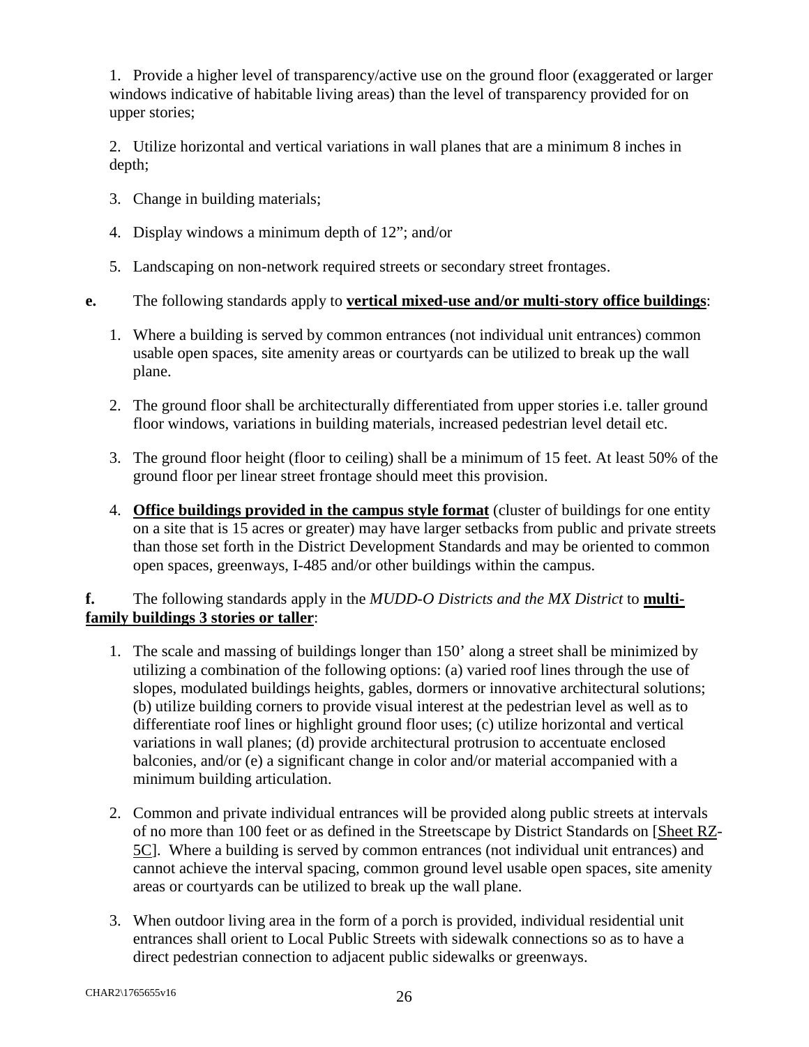1. Provide a higher level of transparency/active use on the ground floor (exaggerated or larger windows indicative of habitable living areas) than the level of transparency provided for on upper stories;

2. Utilize horizontal and vertical variations in wall planes that are a minimum 8 inches in depth;

3. Change in building materials;

4. Display windows a minimum depth of 12”; and/or

5. Landscaping on non-network required streets or secondary street frontages.

**e.** The following standards apply to **vertical mixed-use and/or multi-story office buildings**:

1. Where a building is served by common entrances (not individual unit entrances) common usable open spaces, site amenity areas or courtyards can be utilized to break up the wall plane.

2. The ground floor shall be architecturally differentiated from upper stories i.e. taller ground floor windows, variations in building materials, increased pedestrian level detail etc.

3. The ground floor height (floor to ceiling) shall be a minimum of 15 feet. At least 50% of the ground floor per linear street frontage should meet this provision.

4. **Office buildings provided in the campus style format** (cluster of buildings for one entity on a site that is 15 acres or greater) may have larger setbacks from public and private streets than those set forth in the District Development Standards and may be oriented to common open spaces, greenways, I-485 and/or other buildings within the campus.

**f.** The following standards apply in the *MUDD-O Districts and the MX District* to **multi-family buildings 3 stories or taller**:

1. The scale and massing of buildings longer than 150’ along a street shall be minimized by utilizing a combination of the following options: (a) varied roof lines through the use of slopes, modulated buildings heights, gables, dormers or innovative architectural solutions; (b) utilize building corners to provide visual interest at the pedestrian level as well as to differentiate roof lines or highlight ground floor uses; (c) utilize horizontal and vertical variations in wall planes; (d) provide architectural protrusion to accentuate enclosed balconies, and/or (e) a significant change in color and/or material accompanied with a minimum building articulation.

2. Common and private individual entrances will be provided along public streets at intervals of no more than 100 feet or as defined in the Streetscape by District Standards on [Sheet RZ-5C]. Where a building is served by common entrances (not individual unit entrances) and cannot achieve the interval spacing, common ground level usable open spaces, site amenity areas or courtyards can be utilized to break up the wall plane.

3. When outdoor living area in the form of a porch is provided, individual residential unit entrances shall orient to Local Public Streets with sidewalk connections so as to have a direct pedestrian connection to adjacent public sidewalks or greenways.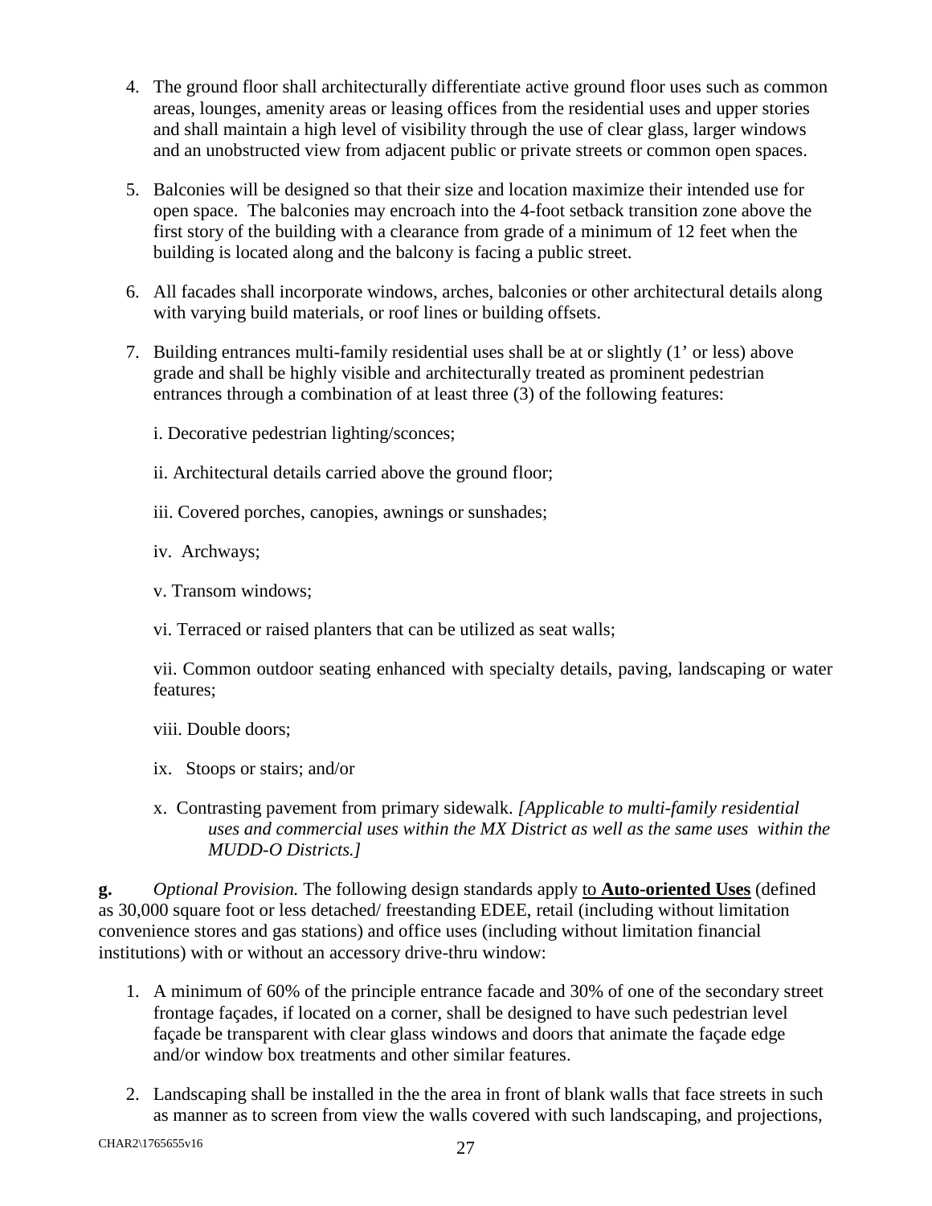4. The ground floor shall architecturally differentiate active ground floor uses such as common areas, lounges, amenity areas or leasing offices from the residential uses and upper stories and shall maintain a high level of visibility through the use of clear glass, larger windows and an unobstructed view from adjacent public or private streets or common open spaces.

5. Balconies will be designed so that their size and location maximize their intended use for open space. The balconies may encroach into the 4-foot setback transition zone above the first story of the building with a clearance from grade of a minimum of 12 feet when the building is located along and the balcony is facing a public street.

6. All facades shall incorporate windows, arches, balconies or other architectural details along with varying build materials, or roof lines or building offsets.

7. Building entrances multi-family residential uses shall be at or slightly (1' or less) above grade and shall be highly visible and architecturally treated as prominent pedestrian entrances through a combination of at least three (3) of the following features:

   i. Decorative pedestrian lighting/sconces;

   ii. Architectural details carried above the ground floor;

   iii. Covered porches, canopies, awnings or sunshades;

   iv. Archways;

   v. Transom windows;

   vi. Terraced or raised planters that can be utilized as seat walls;

   vii. Common outdoor seating enhanced with specialty details, paving, landscaping or water features;

   viii. Double doors;

   ix. Stoops or stairs; and/or

   x. Contrasting pavement from primary sidewalk. *[Applicable to multi-family residential uses and commercial uses within the MX District as well as the same uses within the MUDD-O Districts.]*

**g.** *Optional Provision.* The following design standards apply to **Auto-oriented Uses** (defined as 30,000 square foot or less detached/ freestanding EDEE, retail (including without limitation convenience stores and gas stations) and office uses (including without limitation financial institutions) with or without an accessory drive-thru window:

1. A minimum of 60% of the principle entrance facade and 30% of one of the secondary street frontage façades, if located on a corner, shall be designed to have such pedestrian level façade be transparent with clear glass windows and doors that animate the façade edge and/or window box treatments and other similar features.

2. Landscaping shall be installed in the the area in front of blank walls that face streets in such as manner as to screen from view the walls covered with such landscaping, and projections,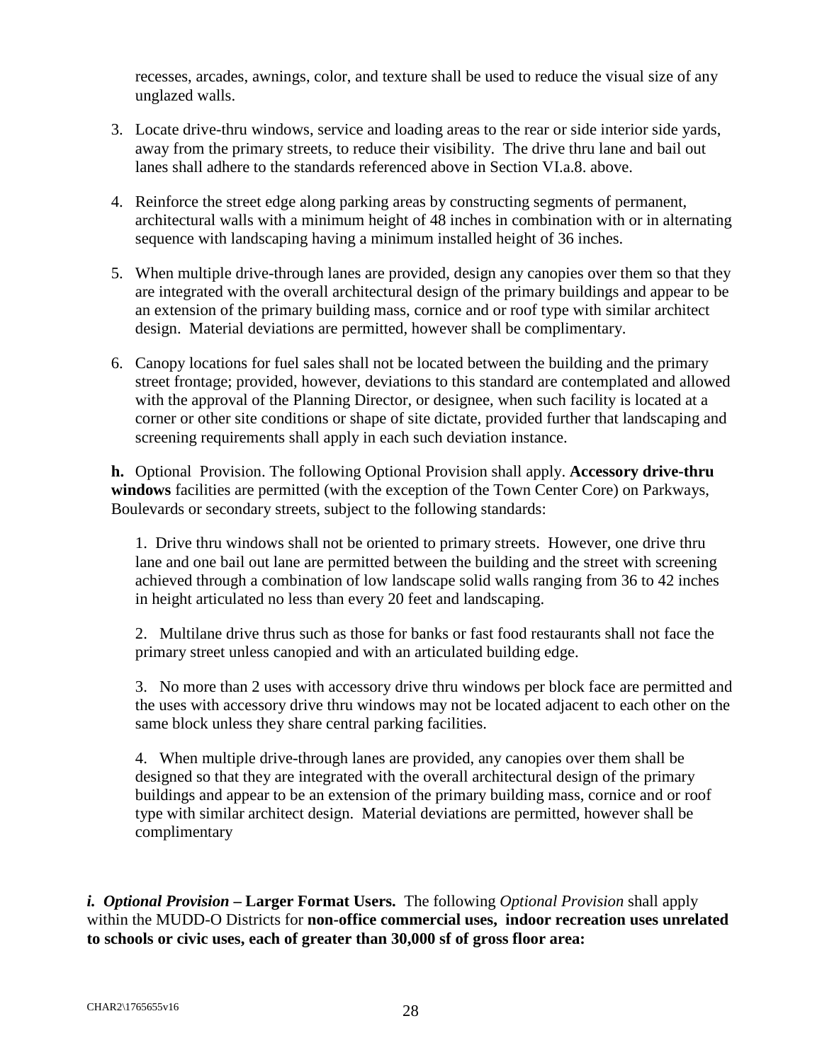recesses, arcades, awnings, color, and texture shall be used to reduce the visual size of any unglazed walls.

3. Locate drive-thru windows, service and loading areas to the rear or side interior side yards, away from the primary streets, to reduce their visibility. The drive thru lane and bail out lanes shall adhere to the standards referenced above in Section VI.a.8. above.

4. Reinforce the street edge along parking areas by constructing segments of permanent, architectural walls with a minimum height of 48 inches in combination with or in alternating sequence with landscaping having a minimum installed height of 36 inches.

5. When multiple drive-through lanes are provided, design any canopies over them so that they are integrated with the overall architectural design of the primary buildings and appear to be an extension of the primary building mass, cornice and or roof type with similar architect design. Material deviations are permitted, however shall be complimentary.

6. Canopy locations for fuel sales shall not be located between the building and the primary street frontage; provided, however, deviations to this standard are contemplated and allowed with the approval of the Planning Director, or designee, when such facility is located at a corner or other site conditions or shape of site dictate, provided further that landscaping and screening requirements shall apply in each such deviation instance.

**h.** Optional Provision. The following Optional Provision shall apply. **Accessory drive-thru windows** facilities are permitted (with the exception of the Town Center Core) on Parkways, Boulevards or secondary streets, subject to the following standards:

1. Drive thru windows shall not be oriented to primary streets. However, one drive thru lane and one bail out lane are permitted between the building and the street with screening achieved through a combination of low landscape solid walls ranging from 36 to 42 inches in height articulated no less than every 20 feet and landscaping.

2. Multilane drive thrus such as those for banks or fast food restaurants shall not face the primary street unless canopied and with an articulated building edge.

3. No more than 2 uses with accessory drive thru windows per block face are permitted and the uses with accessory drive thru windows may not be located adjacent to each other on the same block unless they share central parking facilities.

4. When multiple drive-through lanes are provided, any canopies over them shall be designed so that they are integrated with the overall architectural design of the primary buildings and appear to be an extension of the primary building mass, cornice and or roof type with similar architect design. Material deviations are permitted, however shall be complimentary

***i. Optional Provision* – Larger Format Users.** The following *Optional Provision* shall apply within the MUDD-O Districts for **non-office commercial uses, indoor recreation uses unrelated to schools or civic uses, each of greater than 30,000 sf of gross floor area:**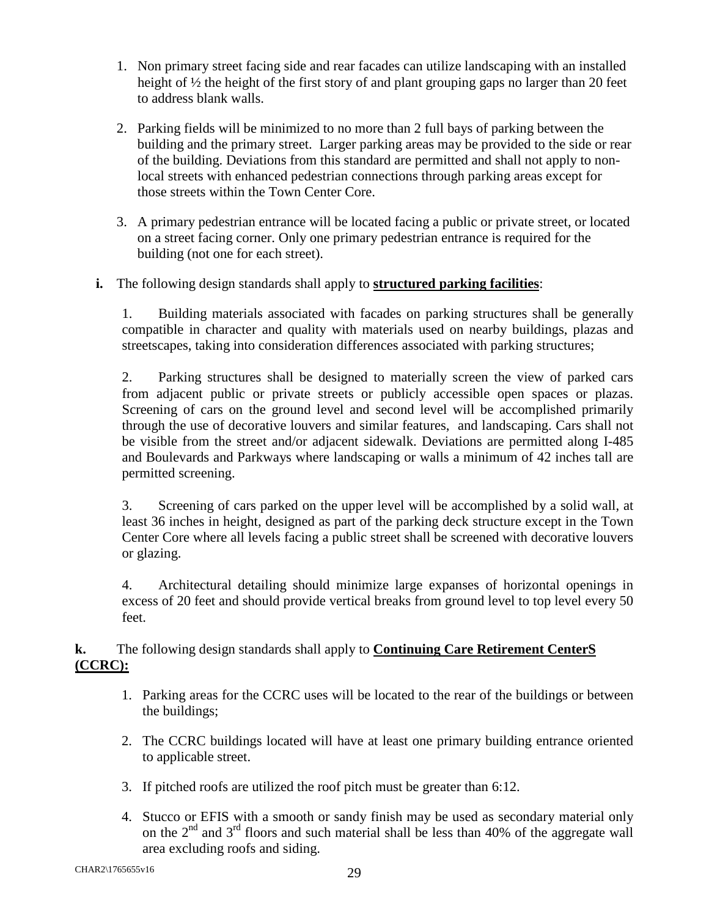1. Non primary street facing side and rear facades can utilize landscaping with an installed height of ½ the height of the first story of and plant grouping gaps no larger than 20 feet to address blank walls.

2. Parking fields will be minimized to no more than 2 full bays of parking between the building and the primary street. Larger parking areas may be provided to the side or rear of the building. Deviations from this standard are permitted and shall not apply to non-local streets with enhanced pedestrian connections through parking areas except for those streets within the Town Center Core.

3. A primary pedestrian entrance will be located facing a public or private street, or located on a street facing corner. Only one primary pedestrian entrance is required for the building (not one for each street).

**i.** The following design standards shall apply to **structured parking facilities**:

1. Building materials associated with facades on parking structures shall be generally compatible in character and quality with materials used on nearby buildings, plazas and streetscapes, taking into consideration differences associated with parking structures;

2. Parking structures shall be designed to materially screen the view of parked cars from adjacent public or private streets or publicly accessible open spaces or plazas. Screening of cars on the ground level and second level will be accomplished primarily through the use of decorative louvers and similar features, and landscaping. Cars shall not be visible from the street and/or adjacent sidewalk. Deviations are permitted along I-485 and Boulevards and Parkways where landscaping or walls a minimum of 42 inches tall are permitted screening.

3. Screening of cars parked on the upper level will be accomplished by a solid wall, at least 36 inches in height, designed as part of the parking deck structure except in the Town Center Core where all levels facing a public street shall be screened with decorative louvers or glazing.

4. Architectural detailing should minimize large expanses of horizontal openings in excess of 20 feet and should provide vertical breaks from ground level to top level every 50 feet.

**k.** The following design standards shall apply to **Continuing Care Retirement CenterS (CCRC):**

1. Parking areas for the CCRC uses will be located to the rear of the buildings or between the buildings;

2. The CCRC buildings located will have at least one primary building entrance oriented to applicable street.

3. If pitched roofs are utilized the roof pitch must be greater than 6:12.

4. Stucco or EFIS with a smooth or sandy finish may be used as secondary material only on the 2nd and 3rd floors and such material shall be less than 40% of the aggregate wall area excluding roofs and siding.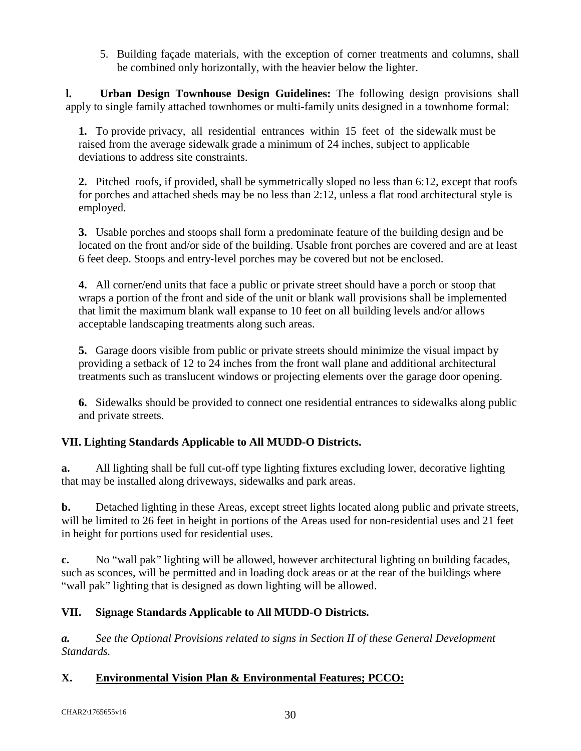5. Building façade materials, with the exception of corner treatments and columns, shall be combined only horizontally, with the heavier below the lighter.

**l. Urban Design Townhouse Design Guidelines:** The following design provisions shall apply to single family attached townhomes or multi-family units designed in a townhome formal:

**1.** To provide privacy, all residential entrances within 15 feet of the sidewalk must be raised from the average sidewalk grade a minimum of 24 inches, subject to applicable deviations to address site constraints.

**2.** Pitched roofs, if provided, shall be symmetrically sloped no less than 6:12, except that roofs for porches and attached sheds may be no less than 2:12, unless a flat rood architectural style is employed.

**3.** Usable porches and stoops shall form a predominate feature of the building design and be located on the front and/or side of the building. Usable front porches are covered and are at least 6 feet deep. Stoops and entry-level porches may be covered but not be enclosed.

**4.** All corner/end units that face a public or private street should have a porch or stoop that wraps a portion of the front and side of the unit or blank wall provisions shall be implemented that limit the maximum blank wall expanse to 10 feet on all building levels and/or allows acceptable landscaping treatments along such areas.

**5.** Garage doors visible from public or private streets should minimize the visual impact by providing a setback of 12 to 24 inches from the front wall plane and additional architectural treatments such as translucent windows or projecting elements over the garage door opening.

**6.** Sidewalks should be provided to connect one residential entrances to sidewalks along public and private streets.

## VII. Lighting Standards Applicable to All MUDD-O Districts.

**a.** All lighting shall be full cut-off type lighting fixtures excluding lower, decorative lighting that may be installed along driveways, sidewalks and park areas.

**b.** Detached lighting in these Areas, except street lights located along public and private streets, will be limited to 26 feet in height in portions of the Areas used for non-residential uses and 21 feet in height for portions used for residential uses.

**c.** No "wall pak" lighting will be allowed, however architectural lighting on building facades, such as sconces, will be permitted and in loading dock areas or at the rear of the buildings where "wall pak" lighting that is designed as down lighting will be allowed.

## VII. Signage Standards Applicable to All MUDD-O Districts.

***a.*** *See the Optional Provisions related to signs in Section II of these General Development Standards.*

## X. <u>Environmental Vision Plan & Environmental Features; PCCO:</u>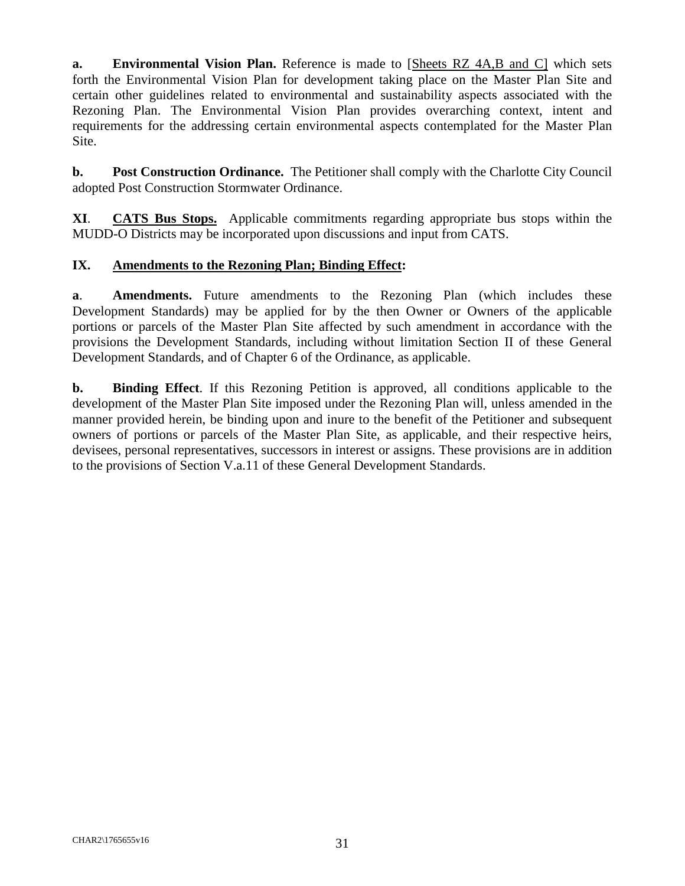**a. Environmental Vision Plan.** Reference is made to [Sheets RZ 4A,B and C] which sets forth the Environmental Vision Plan for development taking place on the Master Plan Site and certain other guidelines related to environmental and sustainability aspects associated with the Rezoning Plan. The Environmental Vision Plan provides overarching context, intent and requirements for the addressing certain environmental aspects contemplated for the Master Plan Site.

**b. Post Construction Ordinance.** The Petitioner shall comply with the Charlotte City Council adopted Post Construction Stormwater Ordinance.

**XI. CATS Bus Stops.** Applicable commitments regarding appropriate bus stops within the MUDD-O Districts may be incorporated upon discussions and input from CATS.

**IX. Amendments to the Rezoning Plan; Binding Effect:**

**a. Amendments.** Future amendments to the Rezoning Plan (which includes these Development Standards) may be applied for by the then Owner or Owners of the applicable portions or parcels of the Master Plan Site affected by such amendment in accordance with the provisions the Development Standards, including without limitation Section II of these General Development Standards, and of Chapter 6 of the Ordinance, as applicable.

**b. Binding Effect**. If this Rezoning Petition is approved, all conditions applicable to the development of the Master Plan Site imposed under the Rezoning Plan will, unless amended in the manner provided herein, be binding upon and inure to the benefit of the Petitioner and subsequent owners of portions or parcels of the Master Plan Site, as applicable, and their respective heirs, devisees, personal representatives, successors in interest or assigns. These provisions are in addition to the provisions of Section V.a.11 of these General Development Standards.

CHAR2\1765655v16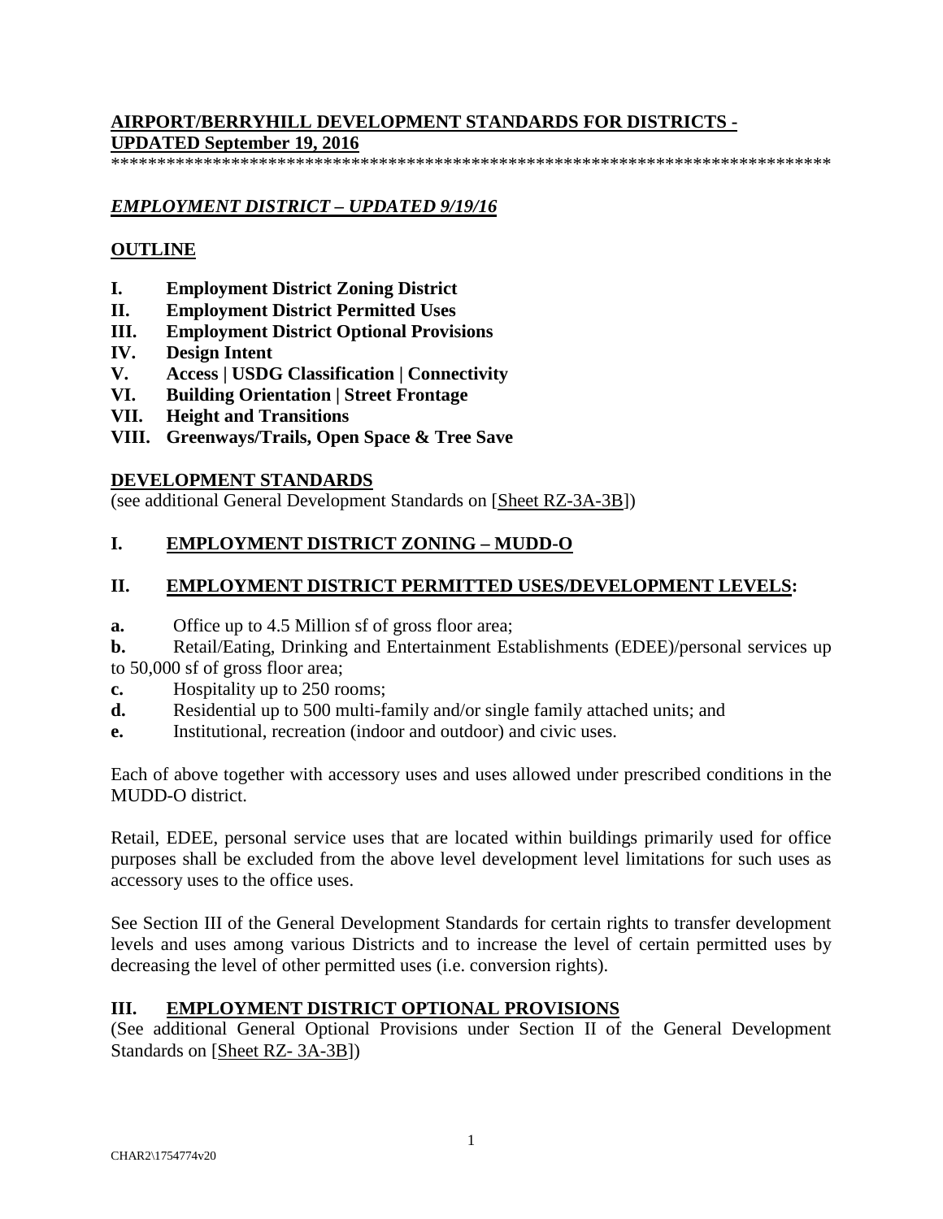## AIRPORT/BERRYHILL DEVELOPMENT STANDARDS FOR DISTRICTS - UPDATED September 19, 2016

*******************************************************************************

### *EMPLOYMENT DISTRICT – UPDATED 9/19/16*

### OUTLINE

- **I. Employment District Zoning District**
- **II. Employment District Permitted Uses**
- **III. Employment District Optional Provisions**
- **IV. Design Intent**
- **V. Access | USDG Classification | Connectivity**
- **VI. Building Orientation | Street Frontage**
- **VII. Height and Transitions**
- **VIII. Greenways/Trails, Open Space & Tree Save**

### DEVELOPMENT STANDARDS

(see additional General Development Standards on [Sheet RZ-3A-3B])

### I. EMPLOYMENT DISTRICT ZONING – MUDD-O

### II. EMPLOYMENT DISTRICT PERMITTED USES/DEVELOPMENT LEVELS:

**a.** Office up to 4.5 Million sf of gross floor area;

**b.** Retail/Eating, Drinking and Entertainment Establishments (EDEE)/personal services up to 50,000 sf of gross floor area;

**c.** Hospitality up to 250 rooms;

**d.** Residential up to 500 multi-family and/or single family attached units; and

**e.** Institutional, recreation (indoor and outdoor) and civic uses.

Each of above together with accessory uses and uses allowed under prescribed conditions in the MUDD-O district.

Retail, EDEE, personal service uses that are located within buildings primarily used for office purposes shall be excluded from the above level development level limitations for such uses as accessory uses to the office uses.

See Section III of the General Development Standards for certain rights to transfer development levels and uses among various Districts and to increase the level of certain permitted uses by decreasing the level of other permitted uses (i.e. conversion rights).

### III. EMPLOYMENT DISTRICT OPTIONAL PROVISIONS

(See additional General Optional Provisions under Section II of the General Development Standards on [Sheet RZ- 3A-3B])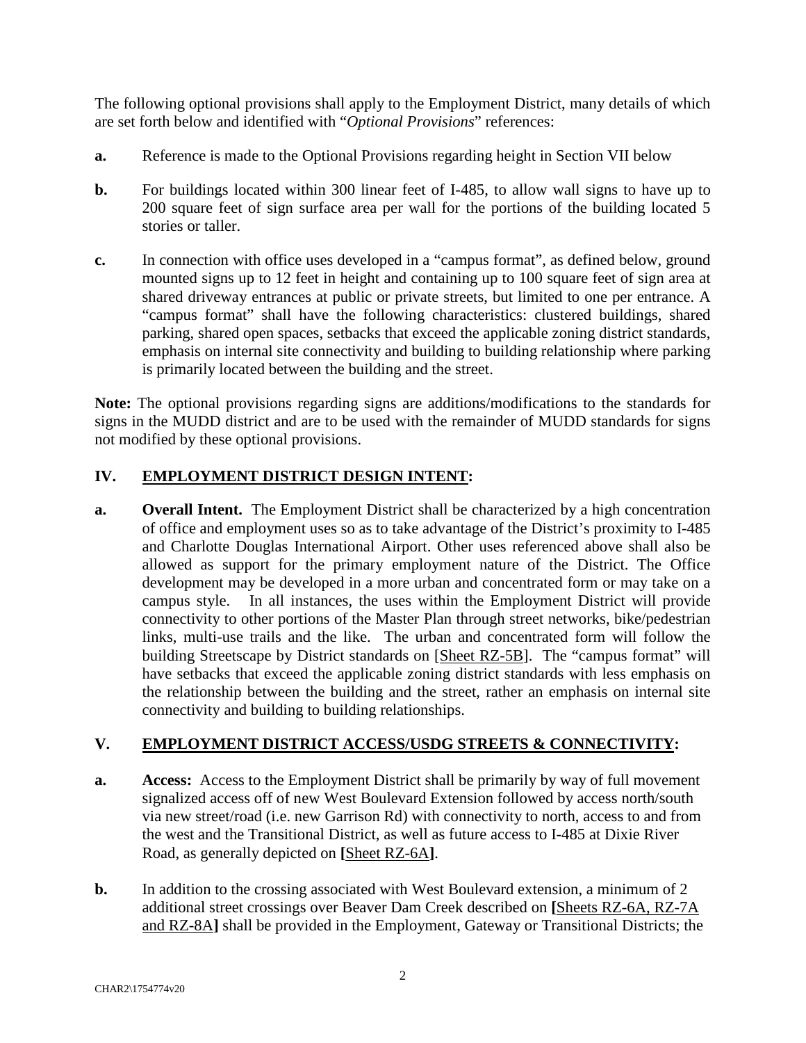The following optional provisions shall apply to the Employment District, many details of which are set forth below and identified with "*Optional Provisions*" references:

**a.** Reference is made to the Optional Provisions regarding height in Section VII below

**b.** For buildings located within 300 linear feet of I-485, to allow wall signs to have up to 200 square feet of sign surface area per wall for the portions of the building located 5 stories or taller.

**c.** In connection with office uses developed in a "campus format", as defined below, ground mounted signs up to 12 feet in height and containing up to 100 square feet of sign area at shared driveway entrances at public or private streets, but limited to one per entrance. A "campus format" shall have the following characteristics: clustered buildings, shared parking, shared open spaces, setbacks that exceed the applicable zoning district standards, emphasis on internal site connectivity and building to building relationship where parking is primarily located between the building and the street.

**Note:** The optional provisions regarding signs are additions/modifications to the standards for signs in the MUDD district and are to be used with the remainder of MUDD standards for signs not modified by these optional provisions.

## IV. EMPLOYMENT DISTRICT DESIGN INTENT:

**a. Overall Intent.** The Employment District shall be characterized by a high concentration of office and employment uses so as to take advantage of the District's proximity to I-485 and Charlotte Douglas International Airport. Other uses referenced above shall also be allowed as support for the primary employment nature of the District. The Office development may be developed in a more urban and concentrated form or may take on a campus style. In all instances, the uses within the Employment District will provide connectivity to other portions of the Master Plan through street networks, bike/pedestrian links, multi-use trails and the like. The urban and concentrated form will follow the building Streetscape by District standards on [Sheet RZ-5B]. The "campus format" will have setbacks that exceed the applicable zoning district standards with less emphasis on the relationship between the building and the street, rather an emphasis on internal site connectivity and building to building relationships.

## V. EMPLOYMENT DISTRICT ACCESS/USDG STREETS & CONNECTIVITY:

**a. Access:** Access to the Employment District shall be primarily by way of full movement signalized access off of new West Boulevard Extension followed by access north/south via new street/road (i.e. new Garrison Rd) with connectivity to north, access to and from the west and the Transitional District, as well as future access to I-485 at Dixie River Road, as generally depicted on **[**Sheet RZ-6A**]**.

**b.** In addition to the crossing associated with West Boulevard extension, a minimum of 2 additional street crossings over Beaver Dam Creek described on **[**Sheets RZ-6A, RZ-7A and RZ-8A**]** shall be provided in the Employment, Gateway or Transitional Districts; the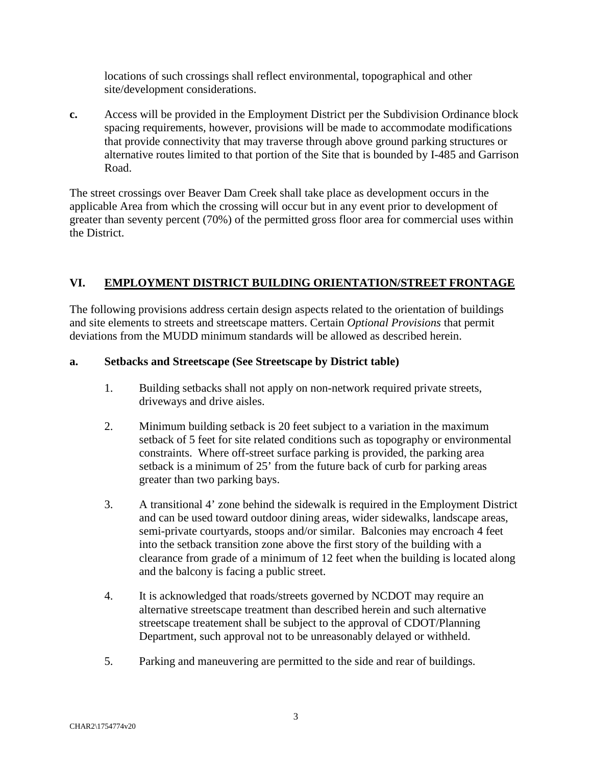locations of such crossings shall reflect environmental, topographical and other site/development considerations.

**c.** Access will be provided in the Employment District per the Subdivision Ordinance block spacing requirements, however, provisions will be made to accommodate modifications that provide connectivity that may traverse through above ground parking structures or alternative routes limited to that portion of the Site that is bounded by I-485 and Garrison Road.

The street crossings over Beaver Dam Creek shall take place as development occurs in the applicable Area from which the crossing will occur but in any event prior to development of greater than seventy percent (70%) of the permitted gross floor area for commercial uses within the District.

## VI. EMPLOYMENT DISTRICT BUILDING ORIENTATION/STREET FRONTAGE

The following provisions address certain design aspects related to the orientation of buildings and site elements to streets and streetscape matters. Certain *Optional Provisions* that permit deviations from the MUDD minimum standards will be allowed as described herein.

### a. Setbacks and Streetscape (See Streetscape by District table)

1. Building setbacks shall not apply on non-network required private streets, driveways and drive aisles.

2. Minimum building setback is 20 feet subject to a variation in the maximum setback of 5 feet for site related conditions such as topography or environmental constraints. Where off-street surface parking is provided, the parking area setback is a minimum of 25' from the future back of curb for parking areas greater than two parking bays.

3. A transitional 4' zone behind the sidewalk is required in the Employment District and can be used toward outdoor dining areas, wider sidewalks, landscape areas, semi-private courtyards, stoops and/or similar. Balconies may encroach 4 feet into the setback transition zone above the first story of the building with a clearance from grade of a minimum of 12 feet when the building is located along and the balcony is facing a public street.

4. It is acknowledged that roads/streets governed by NCDOT may require an alternative streetscape treatment than described herein and such alternative streetscape treatement shall be subject to the approval of CDOT/Planning Department, such approval not to be unreasonably delayed or withheld.

5. Parking and maneuvering are permitted to the side and rear of buildings.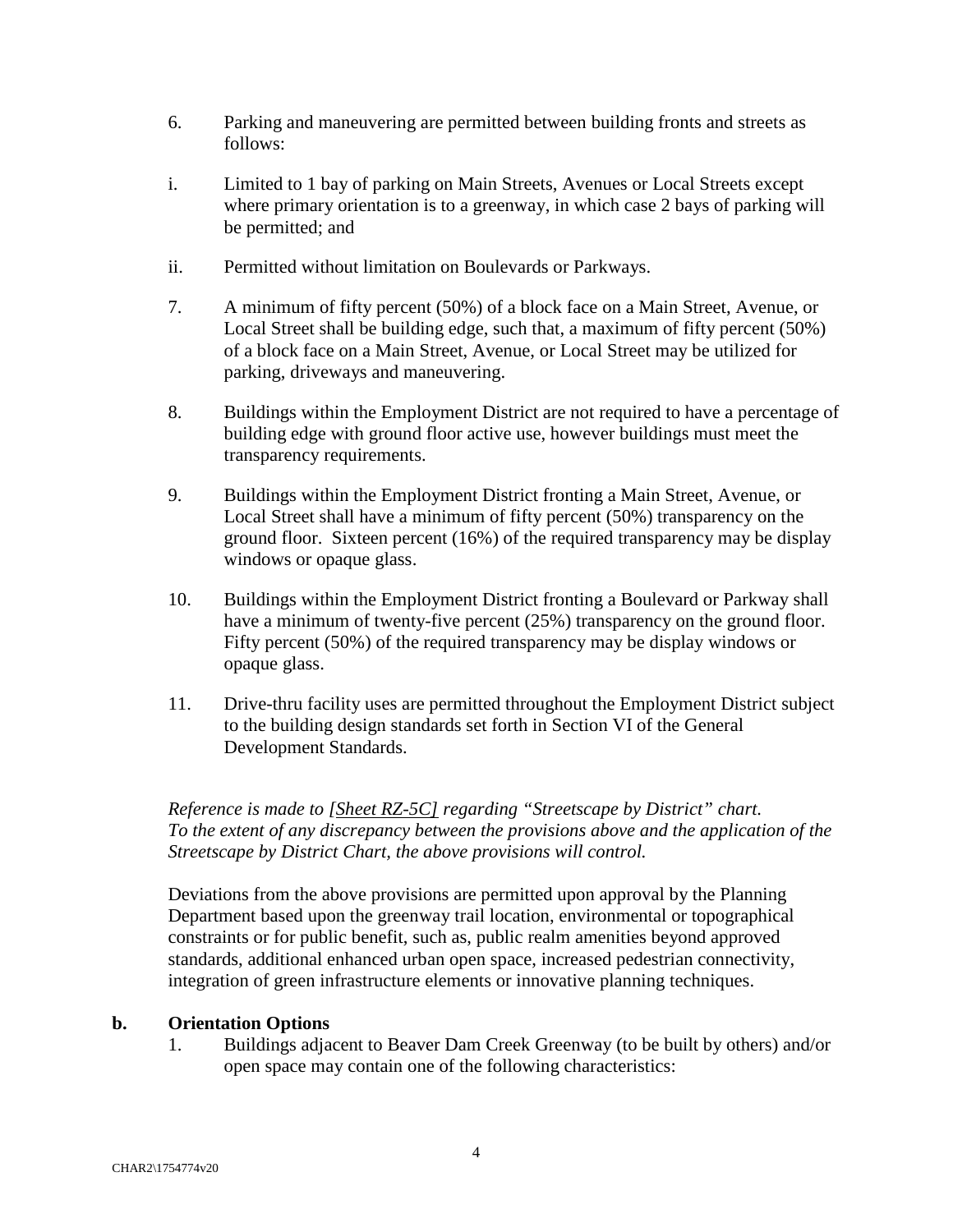6. Parking and maneuvering are permitted between building fronts and streets as follows:

i. Limited to 1 bay of parking on Main Streets, Avenues or Local Streets except where primary orientation is to a greenway, in which case 2 bays of parking will be permitted; and

ii. Permitted without limitation on Boulevards or Parkways.

7. A minimum of fifty percent (50%) of a block face on a Main Street, Avenue, or Local Street shall be building edge, such that, a maximum of fifty percent (50%) of a block face on a Main Street, Avenue, or Local Street may be utilized for parking, driveways and maneuvering.

8. Buildings within the Employment District are not required to have a percentage of building edge with ground floor active use, however buildings must meet the transparency requirements.

9. Buildings within the Employment District fronting a Main Street, Avenue, or Local Street shall have a minimum of fifty percent (50%) transparency on the ground floor. Sixteen percent (16%) of the required transparency may be display windows or opaque glass.

10. Buildings within the Employment District fronting a Boulevard or Parkway shall have a minimum of twenty-five percent (25%) transparency on the ground floor. Fifty percent (50%) of the required transparency may be display windows or opaque glass.

11. Drive-thru facility uses are permitted throughout the Employment District subject to the building design standards set forth in Section VI of the General Development Standards.

*Reference is made to [Sheet RZ-5C] regarding "Streetscape by District" chart. To the extent of any discrepancy between the provisions above and the application of the Streetscape by District Chart, the above provisions will control.*

Deviations from the above provisions are permitted upon approval by the Planning Department based upon the greenway trail location, environmental or topographical constraints or for public benefit, such as, public realm amenities beyond approved standards, additional enhanced urban open space, increased pedestrian connectivity, integration of green infrastructure elements or innovative planning techniques.

**b. Orientation Options**

1. Buildings adjacent to Beaver Dam Creek Greenway (to be built by others) and/or open space may contain one of the following characteristics: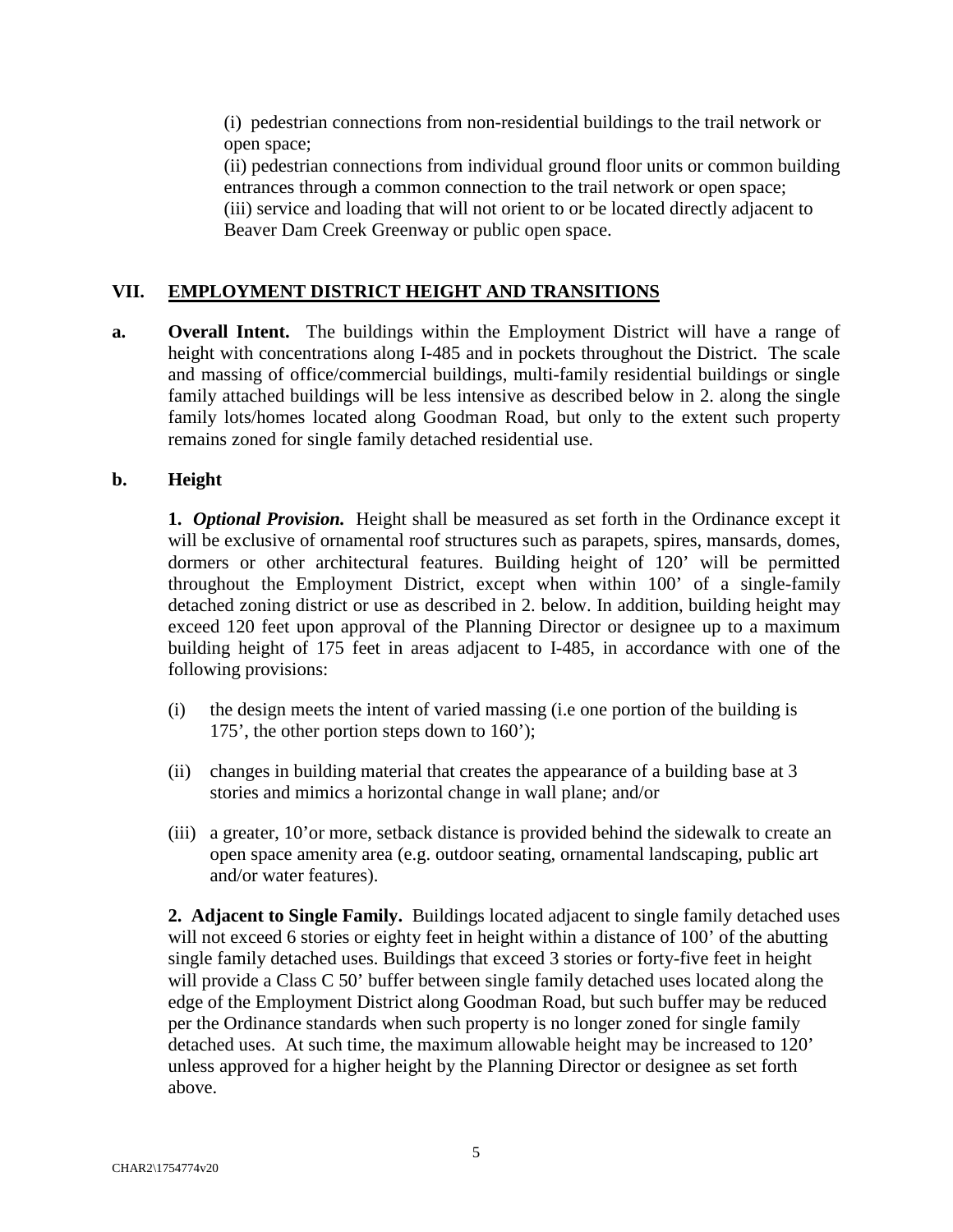(i) pedestrian connections from non-residential buildings to the trail network or open space;
(ii) pedestrian connections from individual ground floor units or common building entrances through a common connection to the trail network or open space;
(iii) service and loading that will not orient to or be located directly adjacent to Beaver Dam Creek Greenway or public open space.

## VII. EMPLOYMENT DISTRICT HEIGHT AND TRANSITIONS

**a. Overall Intent.** The buildings within the Employment District will have a range of height with concentrations along I-485 and in pockets throughout the District. The scale and massing of office/commercial buildings, multi-family residential buildings or single family attached buildings will be less intensive as described below in 2. along the single family lots/homes located along Goodman Road, but only to the extent such property remains zoned for single family detached residential use.

**b. Height**

**1.** ***Optional Provision.*** Height shall be measured as set forth in the Ordinance except it will be exclusive of ornamental roof structures such as parapets, spires, mansards, domes, dormers or other architectural features. Building height of 120’ will be permitted throughout the Employment District, except when within 100’ of a single-family detached zoning district or use as described in 2. below. In addition, building height may exceed 120 feet upon approval of the Planning Director or designee up to a maximum building height of 175 feet in areas adjacent to I-485, in accordance with one of the following provisions:

(i) the design meets the intent of varied massing (i.e one portion of the building is 175’, the other portion steps down to 160’);

(ii) changes in building material that creates the appearance of a building base at 3 stories and mimics a horizontal change in wall plane; and/or

(iii) a greater, 10’or more, setback distance is provided behind the sidewalk to create an open space amenity area (e.g. outdoor seating, ornamental landscaping, public art and/or water features).

**2. Adjacent to Single Family.** Buildings located adjacent to single family detached uses will not exceed 6 stories or eighty feet in height within a distance of 100’ of the abutting single family detached uses. Buildings that exceed 3 stories or forty-five feet in height will provide a Class C 50’ buffer between single family detached uses located along the edge of the Employment District along Goodman Road, but such buffer may be reduced per the Ordinance standards when such property is no longer zoned for single family detached uses. At such time, the maximum allowable height may be increased to 120’ unless approved for a higher height by the Planning Director or designee as set forth above.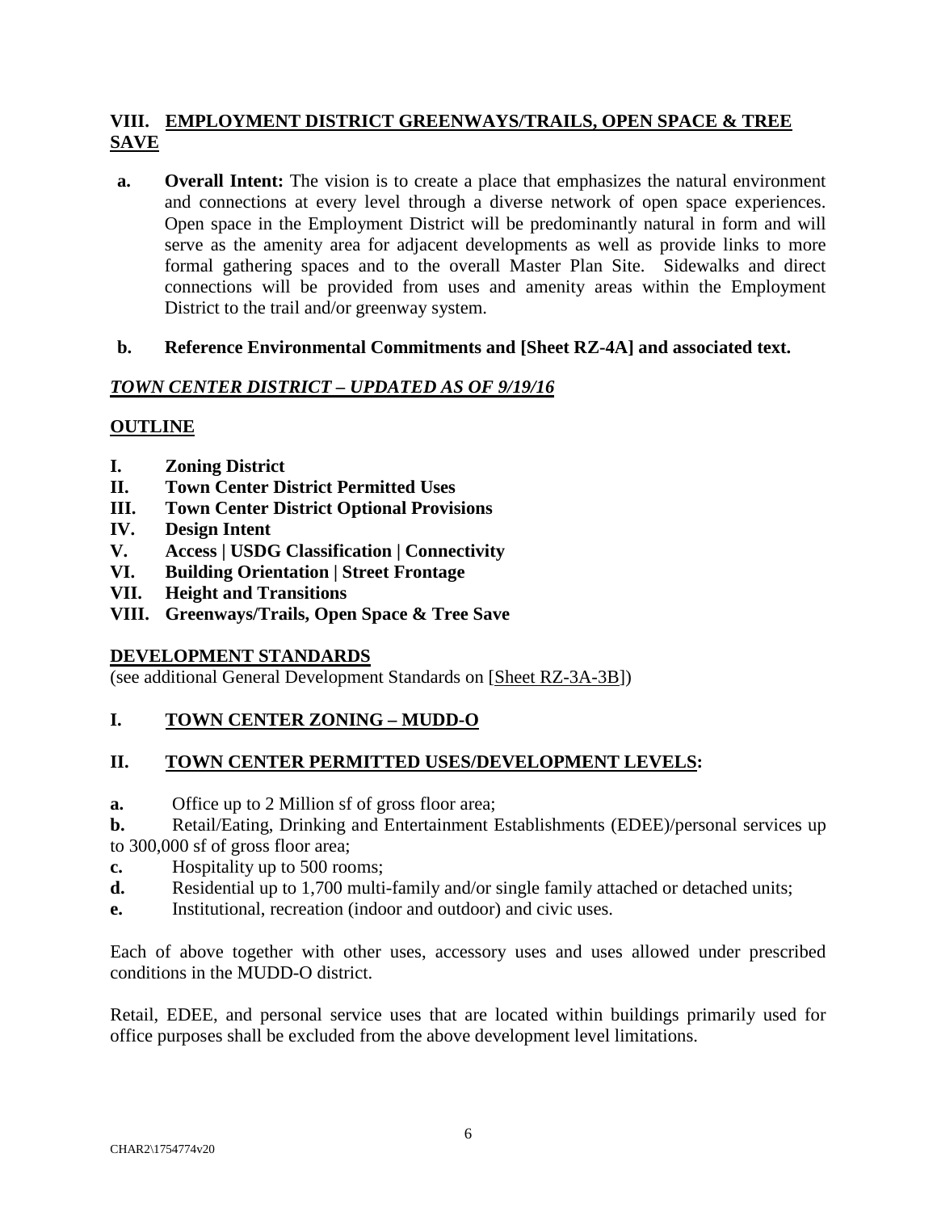## VIII. EMPLOYMENT DISTRICT GREENWAYS/TRAILS, OPEN SPACE & TREE SAVE

**a. Overall Intent:** The vision is to create a place that emphasizes the natural environment and connections at every level through a diverse network of open space experiences. Open space in the Employment District will be predominantly natural in form and will serve as the amenity area for adjacent developments as well as provide links to more formal gathering spaces and to the overall Master Plan Site. Sidewalks and direct connections will be provided from uses and amenity areas within the Employment District to the trail and/or greenway system.

**b. Reference Environmental Commitments and [Sheet RZ-4A] and associated text.**

***TOWN CENTER DISTRICT – UPDATED AS OF 9/19/16***

**OUTLINE**

- **I. Zoning District**
- **II. Town Center District Permitted Uses**
- **III. Town Center District Optional Provisions**
- **IV. Design Intent**
- **V. Access | USDG Classification | Connectivity**
- **VI. Building Orientation | Street Frontage**
- **VII. Height and Transitions**
- **VIII. Greenways/Trails, Open Space & Tree Save**

**DEVELOPMENT STANDARDS**

(see additional General Development Standards on [Sheet RZ-3A-3B])

## I. TOWN CENTER ZONING – MUDD-O

## II. TOWN CENTER PERMITTED USES/DEVELOPMENT LEVELS:

**a.** Office up to 2 Million sf of gross floor area;

**b.** Retail/Eating, Drinking and Entertainment Establishments (EDEE)/personal services up to 300,000 sf of gross floor area;

**c.** Hospitality up to 500 rooms;

**d.** Residential up to 1,700 multi-family and/or single family attached or detached units;

**e.** Institutional, recreation (indoor and outdoor) and civic uses.

Each of above together with other uses, accessory uses and uses allowed under prescribed conditions in the MUDD-O district.

Retail, EDEE, and personal service uses that are located within buildings primarily used for office purposes shall be excluded from the above development level limitations.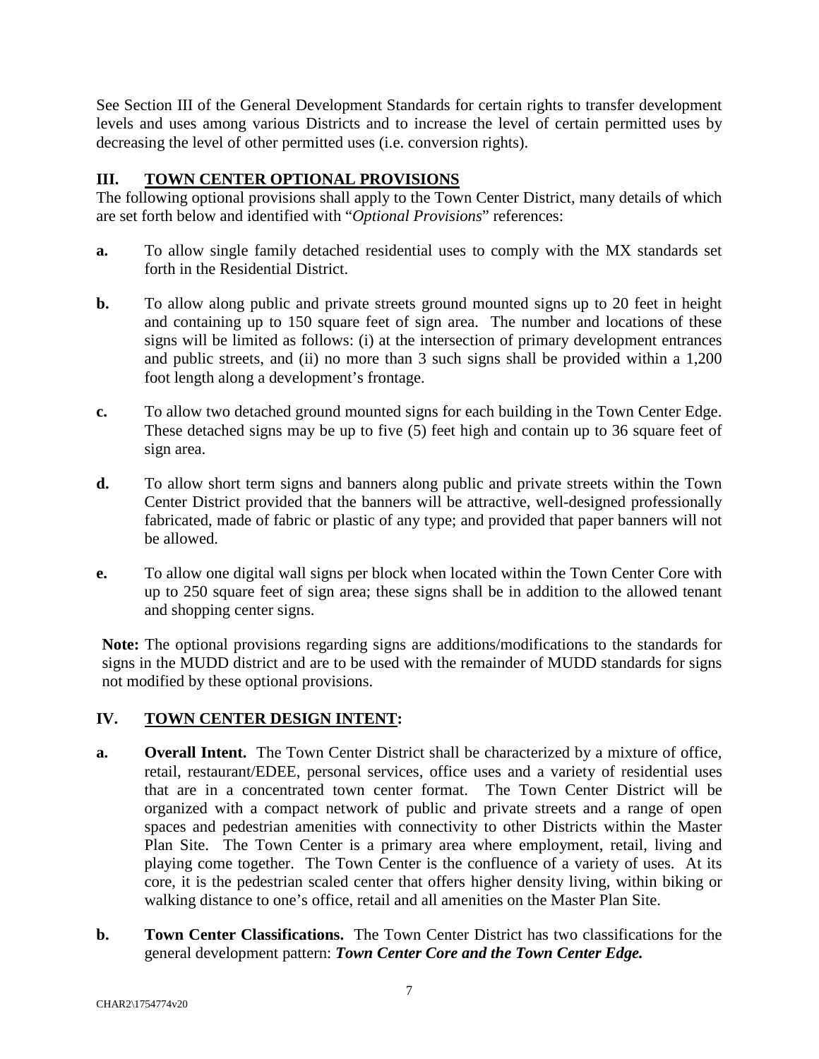See Section III of the General Development Standards for certain rights to transfer development levels and uses among various Districts and to increase the level of certain permitted uses by decreasing the level of other permitted uses (i.e. conversion rights).

## III. TOWN CENTER OPTIONAL PROVISIONS

The following optional provisions shall apply to the Town Center District, many details of which are set forth below and identified with "*Optional Provisions*" references:

**a.** To allow single family detached residential uses to comply with the MX standards set forth in the Residential District.

**b.** To allow along public and private streets ground mounted signs up to 20 feet in height and containing up to 150 square feet of sign area. The number and locations of these signs will be limited as follows: (i) at the intersection of primary development entrances and public streets, and (ii) no more than 3 such signs shall be provided within a 1,200 foot length along a development's frontage.

**c.** To allow two detached ground mounted signs for each building in the Town Center Edge. These detached signs may be up to five (5) feet high and contain up to 36 square feet of sign area.

**d.** To allow short term signs and banners along public and private streets within the Town Center District provided that the banners will be attractive, well-designed professionally fabricated, made of fabric or plastic of any type; and provided that paper banners will not be allowed.

**e.** To allow one digital wall signs per block when located within the Town Center Core with up to 250 square feet of sign area; these signs shall be in addition to the allowed tenant and shopping center signs.

**Note:** The optional provisions regarding signs are additions/modifications to the standards for signs in the MUDD district and are to be used with the remainder of MUDD standards for signs not modified by these optional provisions.

## IV. TOWN CENTER DESIGN INTENT:

**a.** **Overall Intent.** The Town Center District shall be characterized by a mixture of office, retail, restaurant/EDEE, personal services, office uses and a variety of residential uses that are in a concentrated town center format. The Town Center District will be organized with a compact network of public and private streets and a range of open spaces and pedestrian amenities with connectivity to other Districts within the Master Plan Site. The Town Center is a primary area where employment, retail, living and playing come together. The Town Center is the confluence of a variety of uses. At its core, it is the pedestrian scaled center that offers higher density living, within biking or walking distance to one's office, retail and all amenities on the Master Plan Site.

**b.** **Town Center Classifications.** The Town Center District has two classifications for the general development pattern: ***Town Center Core and the Town Center Edge.***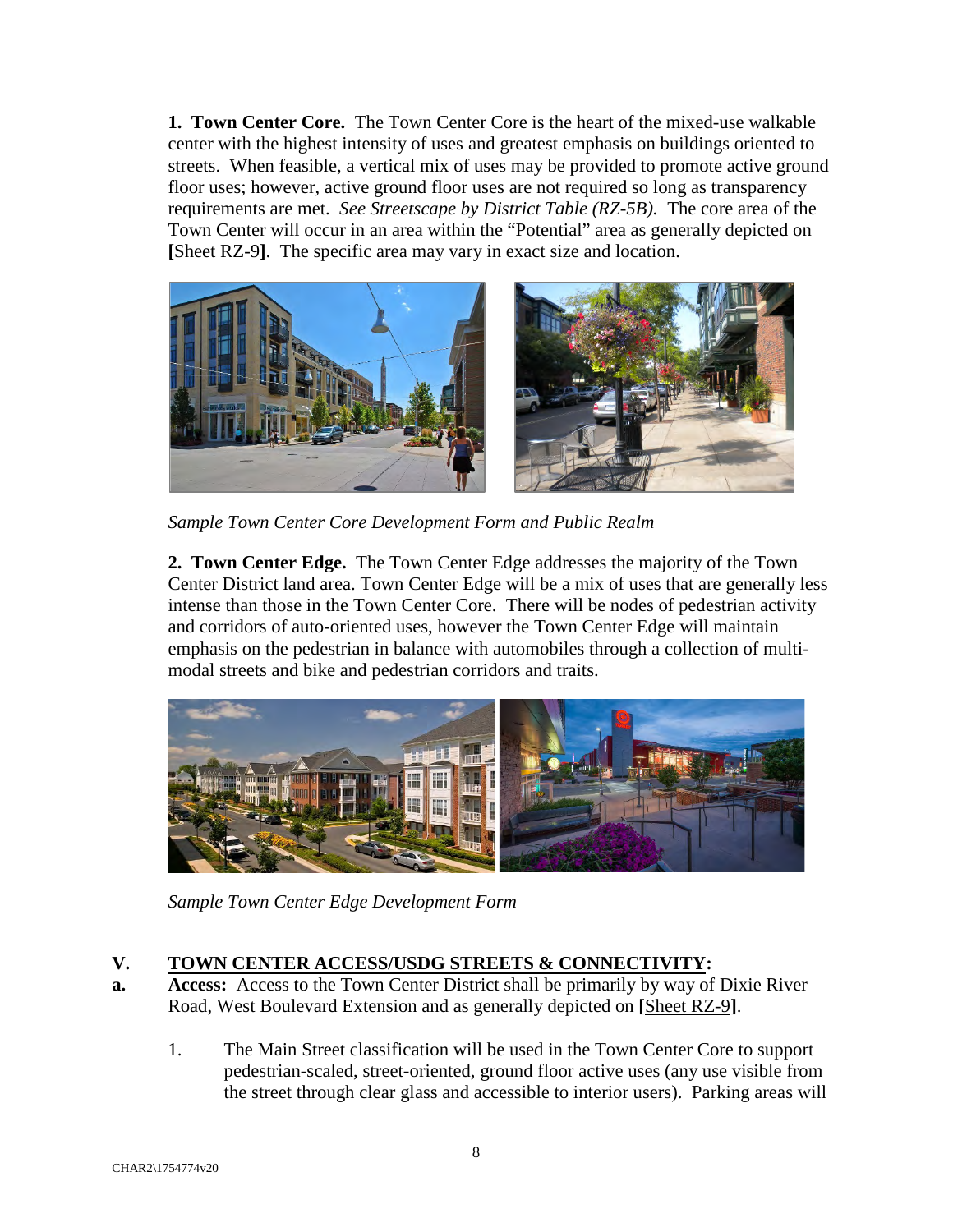**1. Town Center Core.** The Town Center Core is the heart of the mixed-use walkable center with the highest intensity of uses and greatest emphasis on buildings oriented to streets. When feasible, a vertical mix of uses may be provided to promote active ground floor uses; however, active ground floor uses are not required so long as transparency requirements are met. *See Streetscape by District Table (RZ-5B).* The core area of the Town Center will occur in an area within the "Potential" area as generally depicted on **[**Sheet RZ-9**]**. The specific area may vary in exact size and location.

*Sample Town Center Core Development Form and Public Realm*

**2. Town Center Edge.** The Town Center Edge addresses the majority of the Town Center District land area. Town Center Edge will be a mix of uses that are generally less intense than those in the Town Center Core. There will be nodes of pedestrian activity and corridors of auto-oriented uses, however the Town Center Edge will maintain emphasis on the pedestrian in balance with automobiles through a collection of multi-modal streets and bike and pedestrian corridors and traits.

*Sample Town Center Edge Development Form*

## V. TOWN CENTER ACCESS/USDG STREETS & CONNECTIVITY:

**a. Access:** Access to the Town Center District shall be primarily by way of Dixie River Road, West Boulevard Extension and as generally depicted on **[**Sheet RZ-9**]**.

1. The Main Street classification will be used in the Town Center Core to support pedestrian-scaled, street-oriented, ground floor active uses (any use visible from the street through clear glass and accessible to interior users). Parking areas will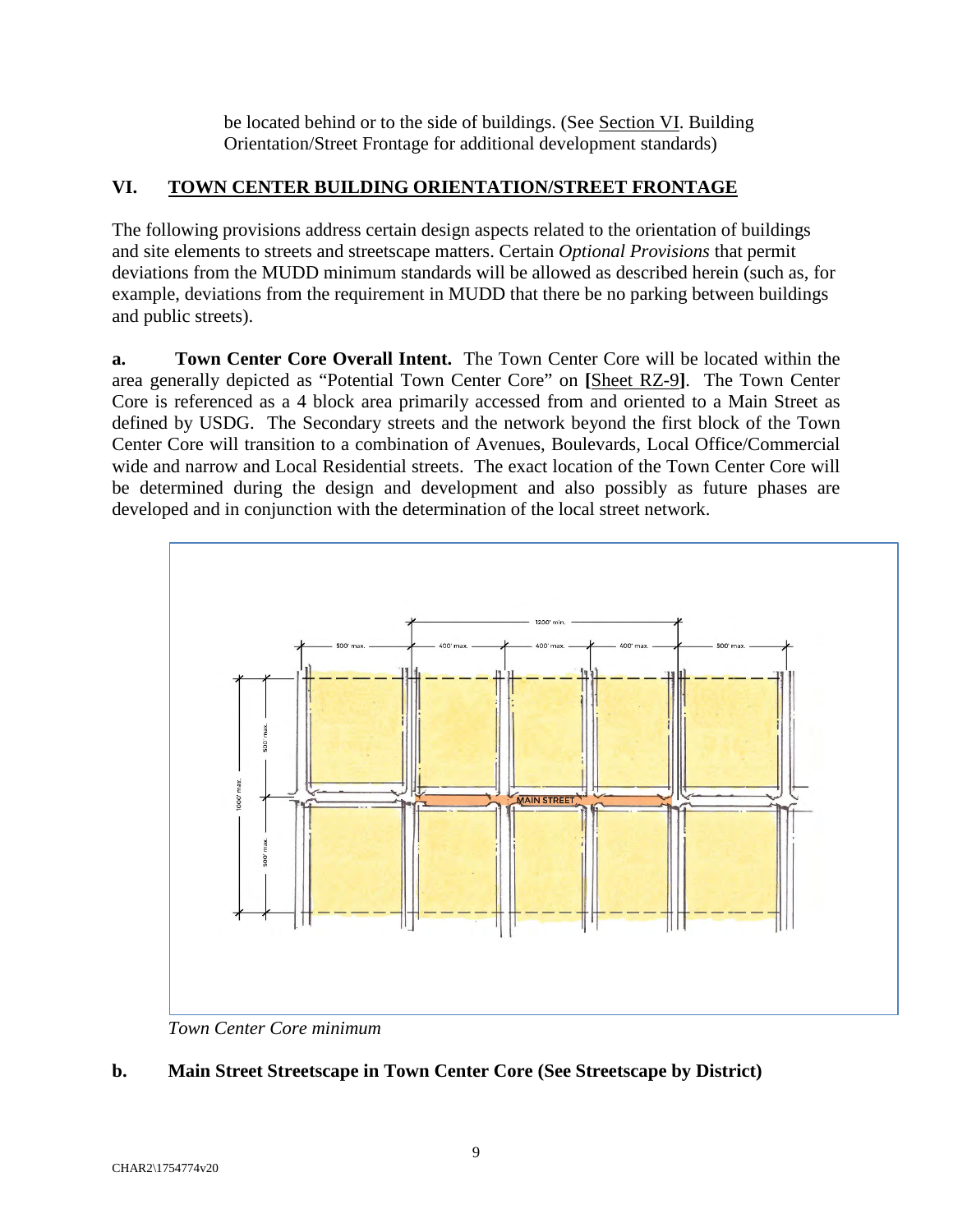be located behind or to the side of buildings. (See Section VI. Building Orientation/Street Frontage for additional development standards)

## VI. TOWN CENTER BUILDING ORIENTATION/STREET FRONTAGE

The following provisions address certain design aspects related to the orientation of buildings and site elements to streets and streetscape matters. Certain *Optional Provisions* that permit deviations from the MUDD minimum standards will be allowed as described herein (such as, for example, deviations from the requirement in MUDD that there be no parking between buildings and public streets).

**a. Town Center Core Overall Intent.** The Town Center Core will be located within the area generally depicted as "Potential Town Center Core" on **[**Sheet RZ-9**]**. The Town Center Core is referenced as a 4 block area primarily accessed from and oriented to a Main Street as defined by USDG. The Secondary streets and the network beyond the first block of the Town Center Core will transition to a combination of Avenues, Boulevards, Local Office/Commercial wide and narrow and Local Residential streets. The exact location of the Town Center Core will be determined during the design and development and also possibly as future phases are developed and in conjunction with the determination of the local street network.

*Town Center Core minimum*

**b. Main Street Streetscape in Town Center Core (See Streetscape by District)**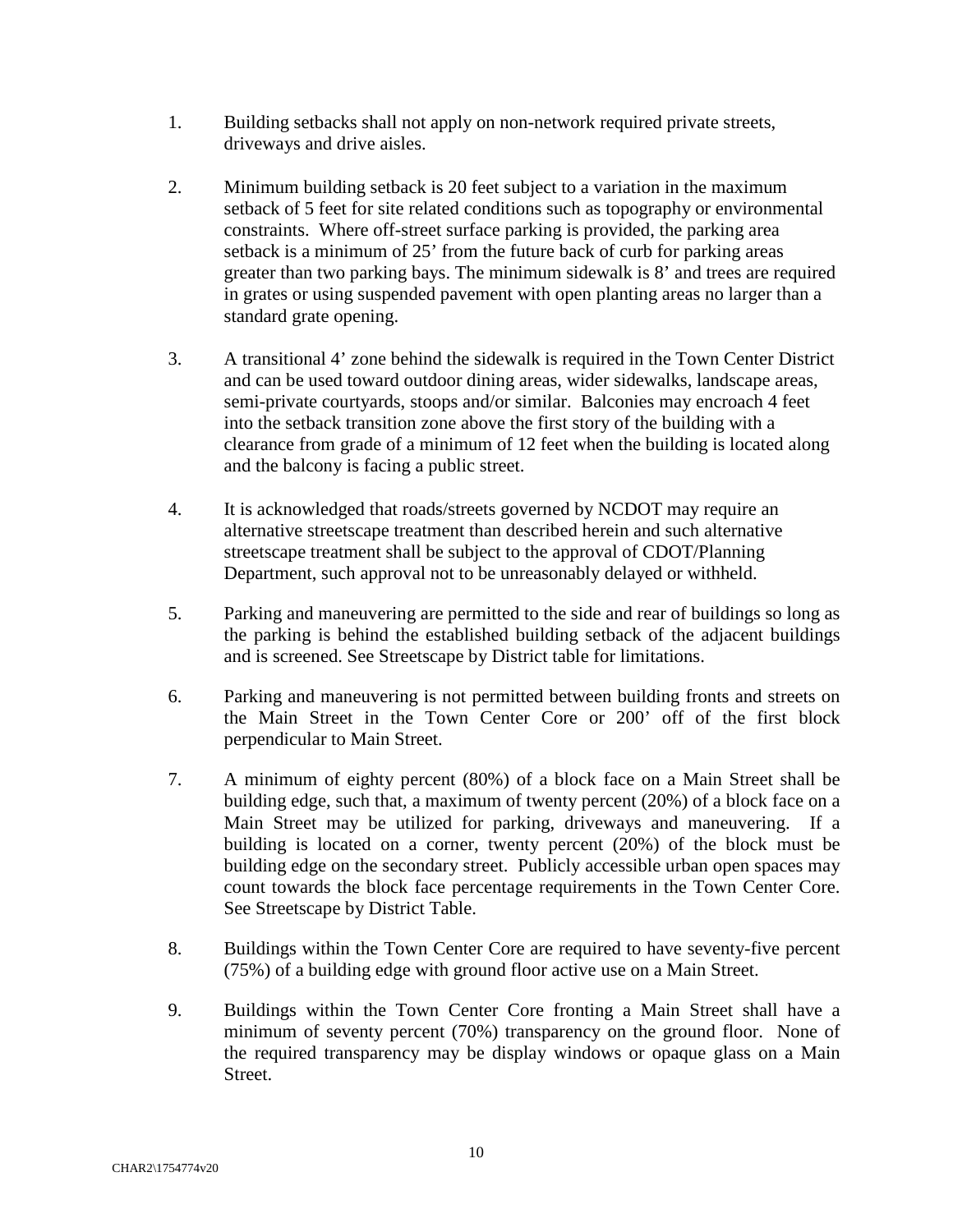1. Building setbacks shall not apply on non-network required private streets, driveways and drive aisles.

2. Minimum building setback is 20 feet subject to a variation in the maximum setback of 5 feet for site related conditions such as topography or environmental constraints. Where off-street surface parking is provided, the parking area setback is a minimum of 25’ from the future back of curb for parking areas greater than two parking bays. The minimum sidewalk is 8’ and trees are required in grates or using suspended pavement with open planting areas no larger than a standard grate opening.

3. A transitional 4’ zone behind the sidewalk is required in the Town Center District and can be used toward outdoor dining areas, wider sidewalks, landscape areas, semi-private courtyards, stoops and/or similar. Balconies may encroach 4 feet into the setback transition zone above the first story of the building with a clearance from grade of a minimum of 12 feet when the building is located along and the balcony is facing a public street.

4. It is acknowledged that roads/streets governed by NCDOT may require an alternative streetscape treatment than described herein and such alternative streetscape treatment shall be subject to the approval of CDOT/Planning Department, such approval not to be unreasonably delayed or withheld.

5. Parking and maneuvering are permitted to the side and rear of buildings so long as the parking is behind the established building setback of the adjacent buildings and is screened. See Streetscape by District table for limitations.

6. Parking and maneuvering is not permitted between building fronts and streets on the Main Street in the Town Center Core or 200’ off of the first block perpendicular to Main Street.

7. A minimum of eighty percent (80%) of a block face on a Main Street shall be building edge, such that, a maximum of twenty percent (20%) of a block face on a Main Street may be utilized for parking, driveways and maneuvering. If a building is located on a corner, twenty percent (20%) of the block must be building edge on the secondary street. Publicly accessible urban open spaces may count towards the block face percentage requirements in the Town Center Core. See Streetscape by District Table.

8. Buildings within the Town Center Core are required to have seventy-five percent (75%) of a building edge with ground floor active use on a Main Street.

9. Buildings within the Town Center Core fronting a Main Street shall have a minimum of seventy percent (70%) transparency on the ground floor. None of the required transparency may be display windows or opaque glass on a Main Street.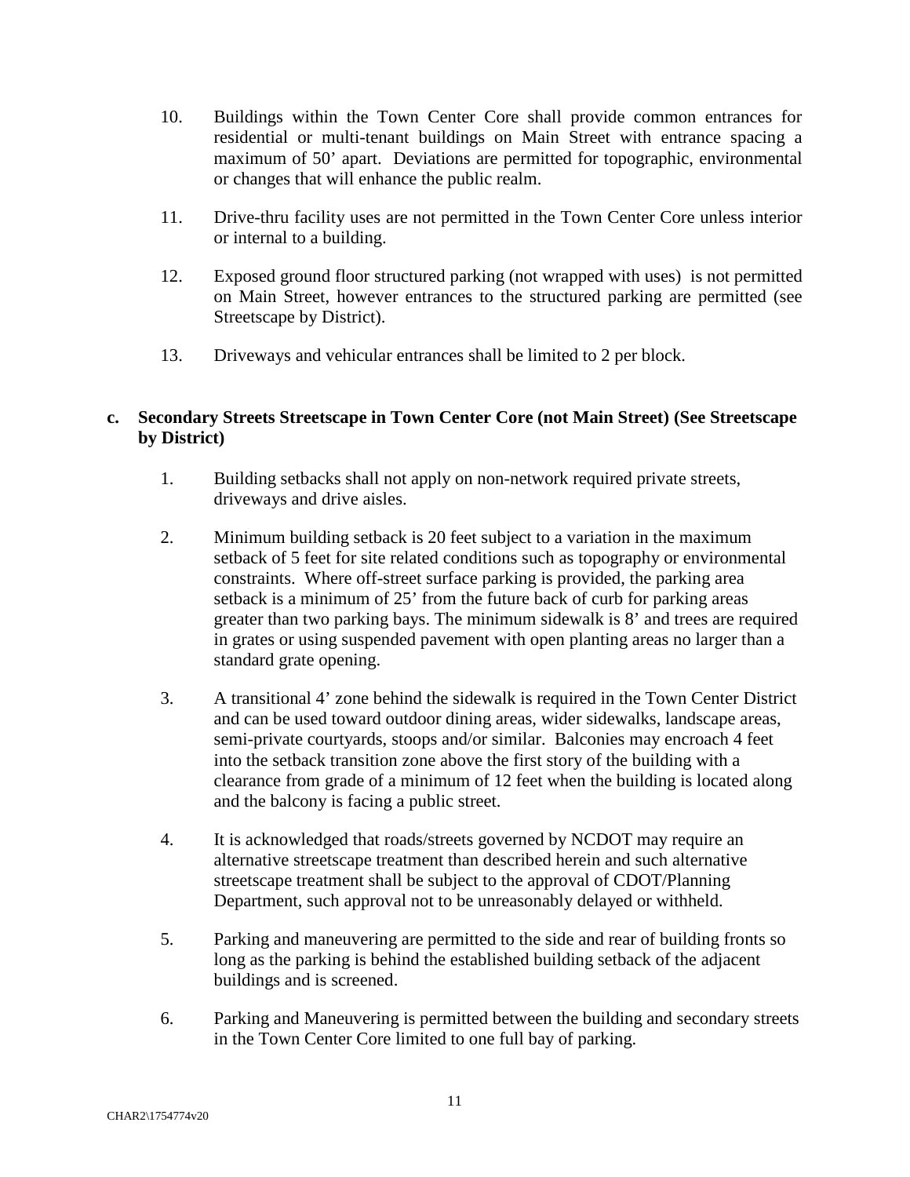10. Buildings within the Town Center Core shall provide common entrances for residential or multi-tenant buildings on Main Street with entrance spacing a maximum of 50’ apart. Deviations are permitted for topographic, environmental or changes that will enhance the public realm.

11. Drive-thru facility uses are not permitted in the Town Center Core unless interior or internal to a building.

12. Exposed ground floor structured parking (not wrapped with uses) is not permitted on Main Street, however entrances to the structured parking are permitted (see Streetscape by District).

13. Driveways and vehicular entrances shall be limited to 2 per block.

**c. Secondary Streets Streetscape in Town Center Core (not Main Street) (See Streetscape by District)**

1. Building setbacks shall not apply on non-network required private streets, driveways and drive aisles.

2. Minimum building setback is 20 feet subject to a variation in the maximum setback of 5 feet for site related conditions such as topography or environmental constraints. Where off-street surface parking is provided, the parking area setback is a minimum of 25’ from the future back of curb for parking areas greater than two parking bays. The minimum sidewalk is 8’ and trees are required in grates or using suspended pavement with open planting areas no larger than a standard grate opening.

3. A transitional 4’ zone behind the sidewalk is required in the Town Center District and can be used toward outdoor dining areas, wider sidewalks, landscape areas, semi-private courtyards, stoops and/or similar. Balconies may encroach 4 feet into the setback transition zone above the first story of the building with a clearance from grade of a minimum of 12 feet when the building is located along and the balcony is facing a public street.

4. It is acknowledged that roads/streets governed by NCDOT may require an alternative streetscape treatment than described herein and such alternative streetscape treatment shall be subject to the approval of CDOT/Planning Department, such approval not to be unreasonably delayed or withheld.

5. Parking and maneuvering are permitted to the side and rear of building fronts so long as the parking is behind the established building setback of the adjacent buildings and is screened.

6. Parking and Maneuvering is permitted between the building and secondary streets in the Town Center Core limited to one full bay of parking.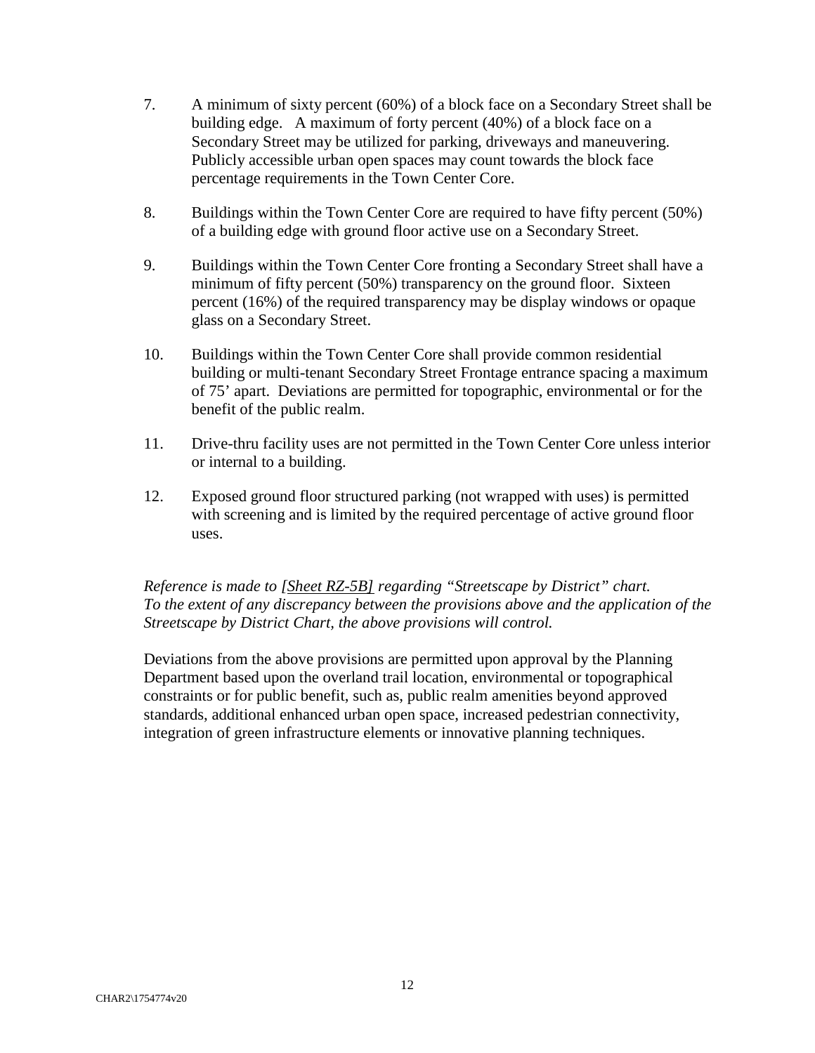7. A minimum of sixty percent (60%) of a block face on a Secondary Street shall be building edge. A maximum of forty percent (40%) of a block face on a Secondary Street may be utilized for parking, driveways and maneuvering. Publicly accessible urban open spaces may count towards the block face percentage requirements in the Town Center Core.

8. Buildings within the Town Center Core are required to have fifty percent (50%) of a building edge with ground floor active use on a Secondary Street.

9. Buildings within the Town Center Core fronting a Secondary Street shall have a minimum of fifty percent (50%) transparency on the ground floor. Sixteen percent (16%) of the required transparency may be display windows or opaque glass on a Secondary Street.

10. Buildings within the Town Center Core shall provide common residential building or multi-tenant Secondary Street Frontage entrance spacing a maximum of 75' apart. Deviations are permitted for topographic, environmental or for the benefit of the public realm.

11. Drive-thru facility uses are not permitted in the Town Center Core unless interior or internal to a building.

12. Exposed ground floor structured parking (not wrapped with uses) is permitted with screening and is limited by the required percentage of active ground floor uses.

*Reference is made to [Sheet RZ-5B] regarding "Streetscape by District" chart. To the extent of any discrepancy between the provisions above and the application of the Streetscape by District Chart, the above provisions will control.*

Deviations from the above provisions are permitted upon approval by the Planning Department based upon the overland trail location, environmental or topographical constraints or for public benefit, such as, public realm amenities beyond approved standards, additional enhanced urban open space, increased pedestrian connectivity, integration of green infrastructure elements or innovative planning techniques.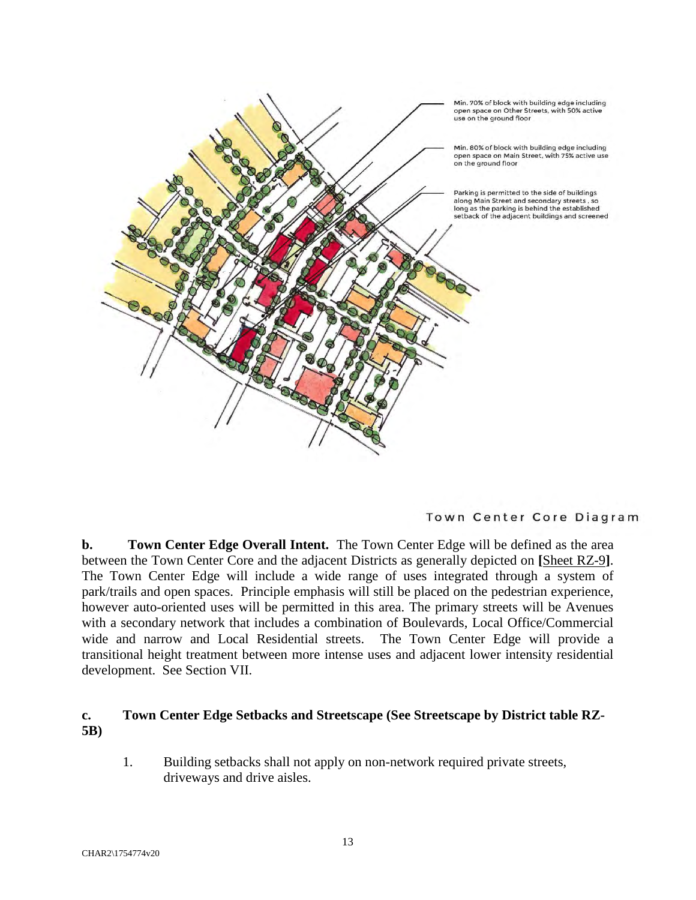Min. 70% of block with building edge including open space on Other Streets, with 50% active use on the ground floor

Min. 80% of block with building edge including open space on Main Street, with 75% active use on the ground floor

Parking is permitted to the side of buildings along Main Street and secondary streets , so long as the parking is behind the established setback of the adjacent buildings and screened

Town Center Core Diagram

**b. Town Center Edge Overall Intent.** The Town Center Edge will be defined as the area between the Town Center Core and the adjacent Districts as generally depicted on **[**Sheet RZ-9**]**. The Town Center Edge will include a wide range of uses integrated through a system of park/trails and open spaces. Principle emphasis will still be placed on the pedestrian experience, however auto-oriented uses will be permitted in this area. The primary streets will be Avenues with a secondary network that includes a combination of Boulevards, Local Office/Commercial wide and narrow and Local Residential streets. The Town Center Edge will provide a transitional height treatment between more intense uses and adjacent lower intensity residential development. See Section VII.

**c. Town Center Edge Setbacks and Streetscape (See Streetscape by District table RZ-5B)**

1. Building setbacks shall not apply on non-network required private streets, driveways and drive aisles.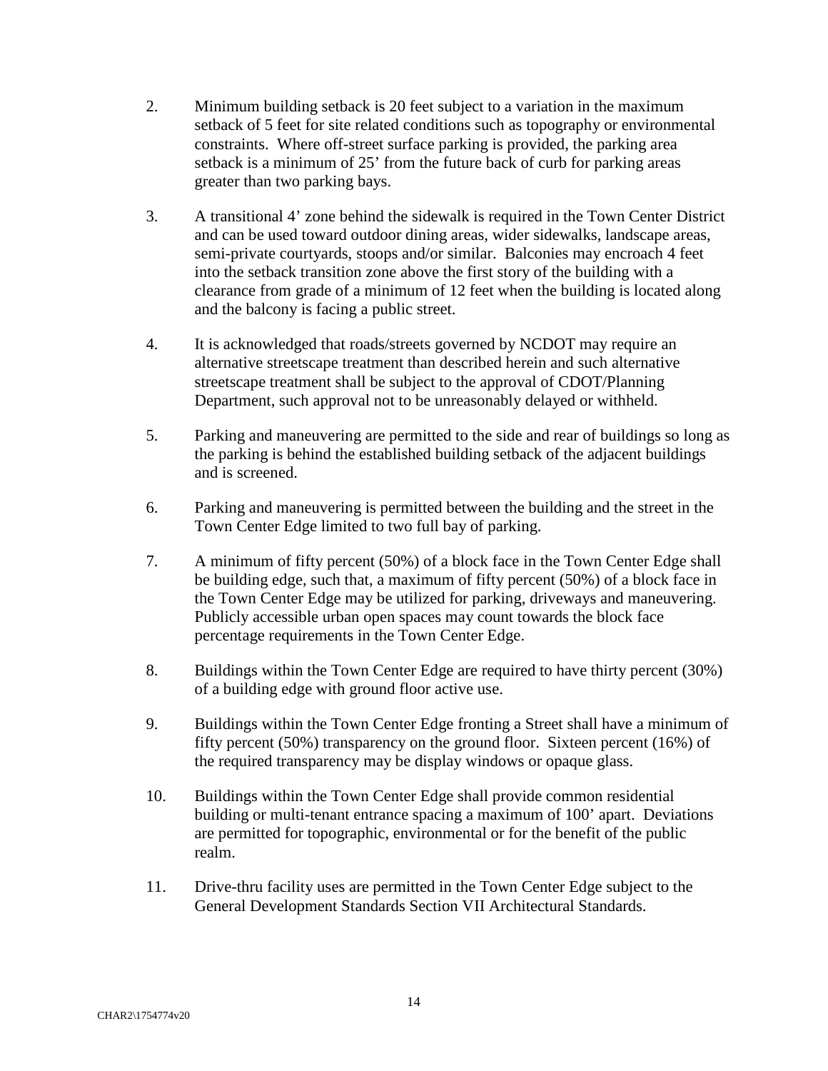2. Minimum building setback is 20 feet subject to a variation in the maximum setback of 5 feet for site related conditions such as topography or environmental constraints. Where off-street surface parking is provided, the parking area setback is a minimum of 25’ from the future back of curb for parking areas greater than two parking bays.

3. A transitional 4’ zone behind the sidewalk is required in the Town Center District and can be used toward outdoor dining areas, wider sidewalks, landscape areas, semi-private courtyards, stoops and/or similar. Balconies may encroach 4 feet into the setback transition zone above the first story of the building with a clearance from grade of a minimum of 12 feet when the building is located along and the balcony is facing a public street.

4. It is acknowledged that roads/streets governed by NCDOT may require an alternative streetscape treatment than described herein and such alternative streetscape treatment shall be subject to the approval of CDOT/Planning Department, such approval not to be unreasonably delayed or withheld.

5. Parking and maneuvering are permitted to the side and rear of buildings so long as the parking is behind the established building setback of the adjacent buildings and is screened.

6. Parking and maneuvering is permitted between the building and the street in the Town Center Edge limited to two full bay of parking.

7. A minimum of fifty percent (50%) of a block face in the Town Center Edge shall be building edge, such that, a maximum of fifty percent (50%) of a block face in the Town Center Edge may be utilized for parking, driveways and maneuvering. Publicly accessible urban open spaces may count towards the block face percentage requirements in the Town Center Edge.

8. Buildings within the Town Center Edge are required to have thirty percent (30%) of a building edge with ground floor active use.

9. Buildings within the Town Center Edge fronting a Street shall have a minimum of fifty percent (50%) transparency on the ground floor. Sixteen percent (16%) of the required transparency may be display windows or opaque glass.

10. Buildings within the Town Center Edge shall provide common residential building or multi-tenant entrance spacing a maximum of 100’ apart. Deviations are permitted for topographic, environmental or for the benefit of the public realm.

11. Drive-thru facility uses are permitted in the Town Center Edge subject to the General Development Standards Section VII Architectural Standards.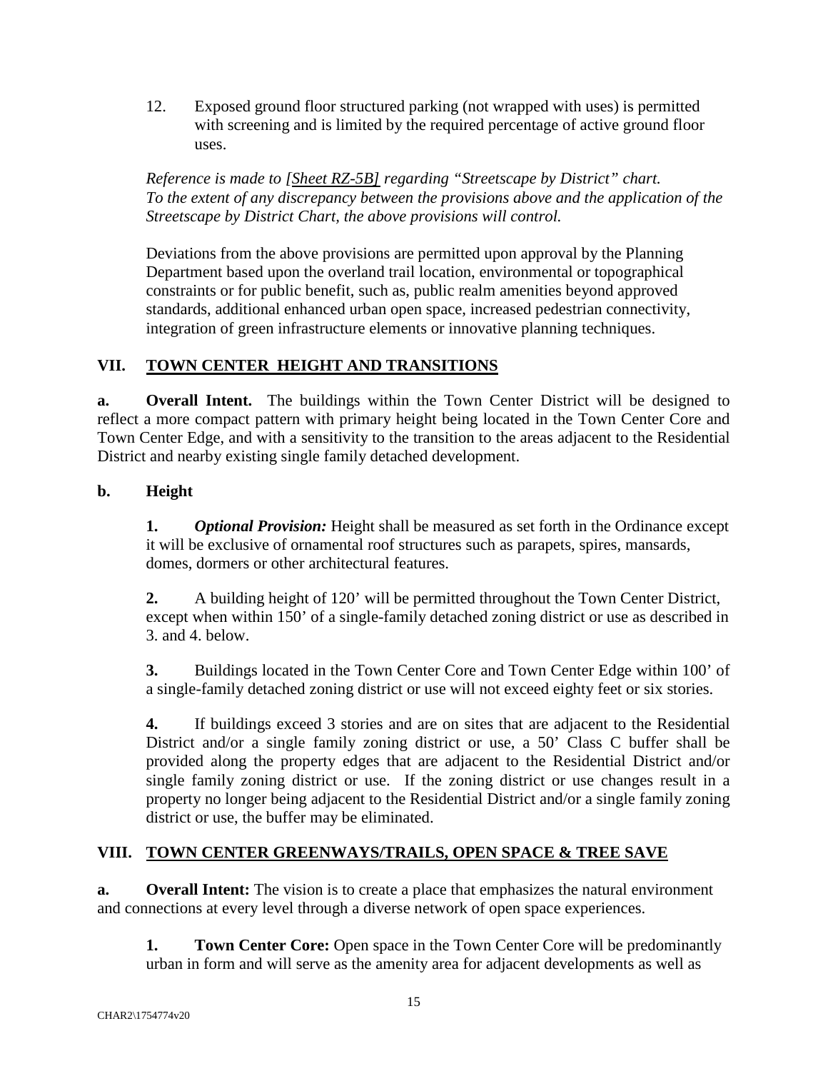12. Exposed ground floor structured parking (not wrapped with uses) is permitted with screening and is limited by the required percentage of active ground floor uses.

*Reference is made to [Sheet RZ-5B] regarding "Streetscape by District" chart. To the extent of any discrepancy between the provisions above and the application of the Streetscape by District Chart, the above provisions will control.*

Deviations from the above provisions are permitted upon approval by the Planning Department based upon the overland trail location, environmental or topographical constraints or for public benefit, such as, public realm amenities beyond approved standards, additional enhanced urban open space, increased pedestrian connectivity, integration of green infrastructure elements or innovative planning techniques.

## VII. TOWN CENTER HEIGHT AND TRANSITIONS

**a. Overall Intent.** The buildings within the Town Center District will be designed to reflect a more compact pattern with primary height being located in the Town Center Core and Town Center Edge, and with a sensitivity to the transition to the areas adjacent to the Residential District and nearby existing single family detached development.

**b. Height**

**1.** ***Optional Provision:*** Height shall be measured as set forth in the Ordinance except it will be exclusive of ornamental roof structures such as parapets, spires, mansards, domes, dormers or other architectural features.

**2.** A building height of 120' will be permitted throughout the Town Center District, except when within 150' of a single-family detached zoning district or use as described in 3. and 4. below.

**3.** Buildings located in the Town Center Core and Town Center Edge within 100' of a single-family detached zoning district or use will not exceed eighty feet or six stories.

**4.** If buildings exceed 3 stories and are on sites that are adjacent to the Residential District and/or a single family zoning district or use, a 50' Class C buffer shall be provided along the property edges that are adjacent to the Residential District and/or single family zoning district or use. If the zoning district or use changes result in a property no longer being adjacent to the Residential District and/or a single family zoning district or use, the buffer may be eliminated.

## VIII. TOWN CENTER GREENWAYS/TRAILS, OPEN SPACE & TREE SAVE

**a. Overall Intent:** The vision is to create a place that emphasizes the natural environment and connections at every level through a diverse network of open space experiences.

**1. Town Center Core:** Open space in the Town Center Core will be predominantly urban in form and will serve as the amenity area for adjacent developments as well as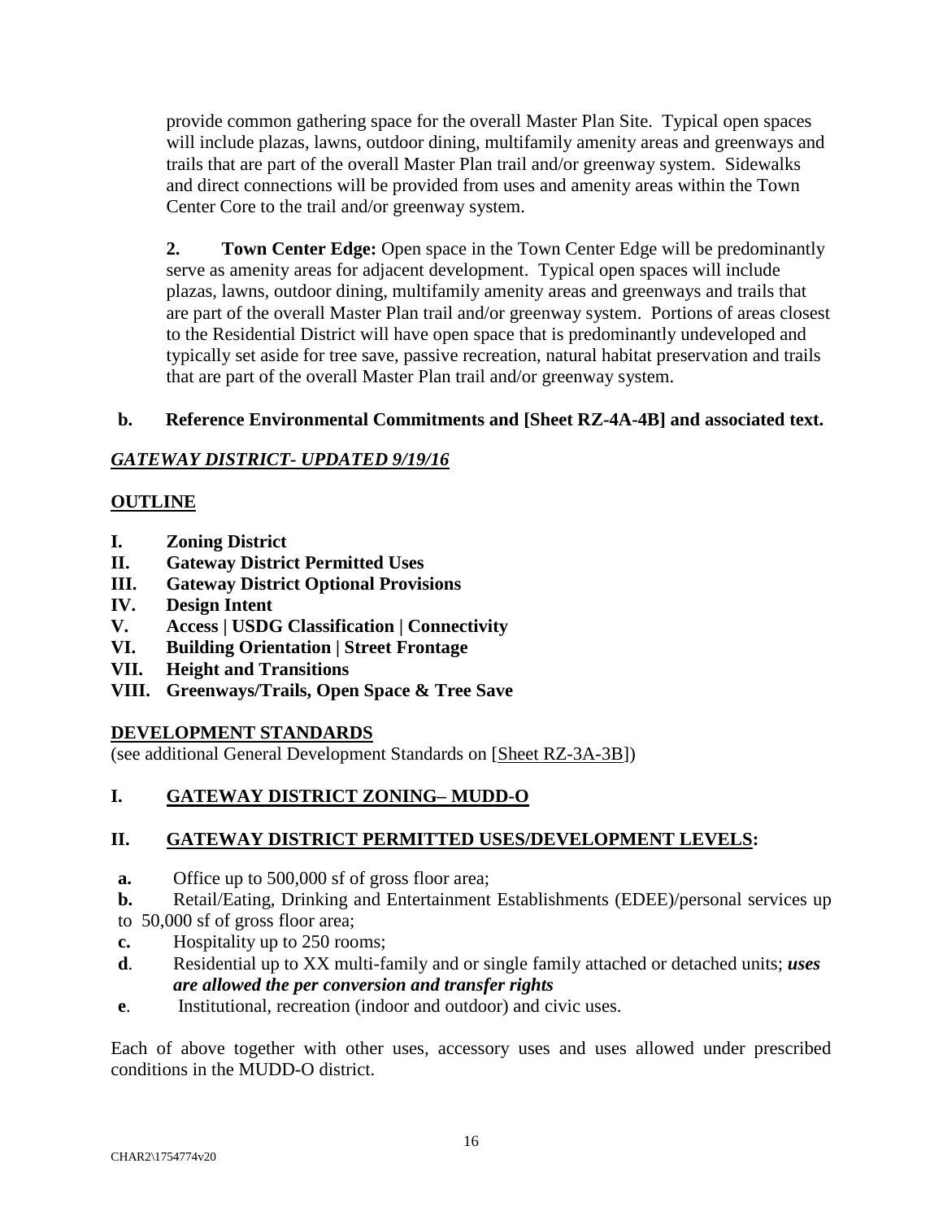provide common gathering space for the overall Master Plan Site. Typical open spaces will include plazas, lawns, outdoor dining, multifamily amenity areas and greenways and trails that are part of the overall Master Plan trail and/or greenway system. Sidewalks and direct connections will be provided from uses and amenity areas within the Town Center Core to the trail and/or greenway system.

**2. Town Center Edge:** Open space in the Town Center Edge will be predominantly serve as amenity areas for adjacent development. Typical open spaces will include plazas, lawns, outdoor dining, multifamily amenity areas and greenways and trails that are part of the overall Master Plan trail and/or greenway system. Portions of areas closest to the Residential District will have open space that is predominantly undeveloped and typically set aside for tree save, passive recreation, natural habitat preservation and trails that are part of the overall Master Plan trail and/or greenway system.

**b. Reference Environmental Commitments and [Sheet RZ-4A-4B] and associated text.**

***GATEWAY DISTRICT- UPDATED 9/19/16***

**OUTLINE**

- **I. Zoning District**
- **II. Gateway District Permitted Uses**
- **III. Gateway District Optional Provisions**
- **IV. Design Intent**
- **V. Access | USDG Classification | Connectivity**
- **VI. Building Orientation | Street Frontage**
- **VII. Height and Transitions**
- **VIII. Greenways/Trails, Open Space & Tree Save**

**DEVELOPMENT STANDARDS**

(see additional General Development Standards on [Sheet RZ-3A-3B])

## I. GATEWAY DISTRICT ZONING– MUDD-O

## II. GATEWAY DISTRICT PERMITTED USES/DEVELOPMENT LEVELS:

- **a.** Office up to 500,000 sf of gross floor area;
- **b.** Retail/Eating, Drinking and Entertainment Establishments (EDEE)/personal services up to 50,000 sf of gross floor area;
- **c.** Hospitality up to 250 rooms;
- **d**. Residential up to XX multi-family and or single family attached or detached units; ***uses are allowed the per conversion and transfer rights***
- **e**. Institutional, recreation (indoor and outdoor) and civic uses.

Each of above together with other uses, accessory uses and uses allowed under prescribed conditions in the MUDD-O district.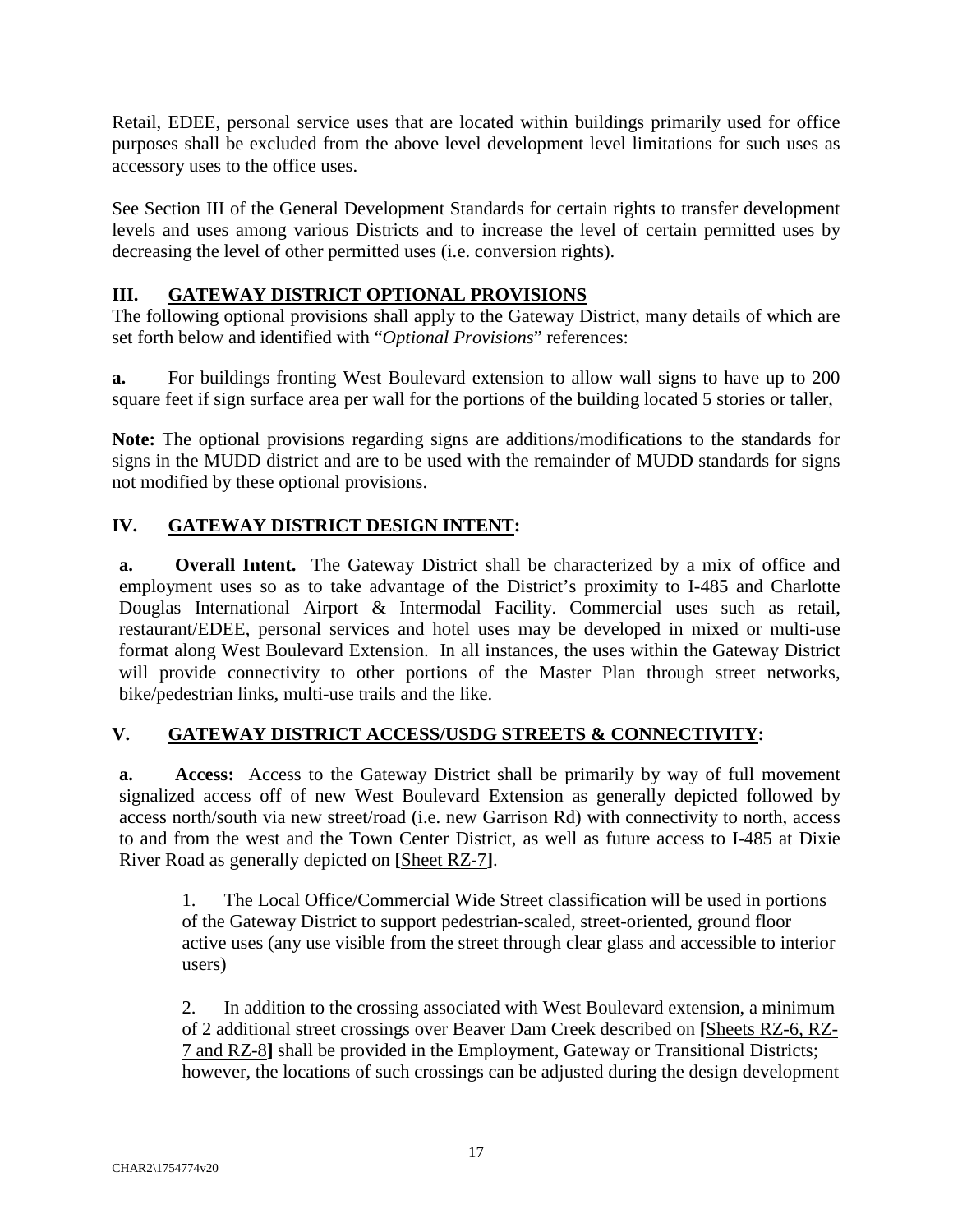Retail, EDEE, personal service uses that are located within buildings primarily used for office purposes shall be excluded from the above level development level limitations for such uses as accessory uses to the office uses.

See Section III of the General Development Standards for certain rights to transfer development levels and uses among various Districts and to increase the level of certain permitted uses by decreasing the level of other permitted uses (i.e. conversion rights).

## III. GATEWAY DISTRICT OPTIONAL PROVISIONS

The following optional provisions shall apply to the Gateway District, many details of which are set forth below and identified with "*Optional Provisions*" references:

**a.** For buildings fronting West Boulevard extension to allow wall signs to have up to 200 square feet if sign surface area per wall for the portions of the building located 5 stories or taller,

**Note:** The optional provisions regarding signs are additions/modifications to the standards for signs in the MUDD district and are to be used with the remainder of MUDD standards for signs not modified by these optional provisions.

## IV. GATEWAY DISTRICT DESIGN INTENT:

**a. Overall Intent.** The Gateway District shall be characterized by a mix of office and employment uses so as to take advantage of the District's proximity to I-485 and Charlotte Douglas International Airport & Intermodal Facility. Commercial uses such as retail, restaurant/EDEE, personal services and hotel uses may be developed in mixed or multi-use format along West Boulevard Extension. In all instances, the uses within the Gateway District will provide connectivity to other portions of the Master Plan through street networks, bike/pedestrian links, multi-use trails and the like.

## V. GATEWAY DISTRICT ACCESS/USDG STREETS & CONNECTIVITY:

**a. Access:** Access to the Gateway District shall be primarily by way of full movement signalized access off of new West Boulevard Extension as generally depicted followed by access north/south via new street/road (i.e. new Garrison Rd) with connectivity to north, access to and from the west and the Town Center District, as well as future access to I-485 at Dixie River Road as generally depicted on **[**Sheet RZ-7**]**.

1. The Local Office/Commercial Wide Street classification will be used in portions of the Gateway District to support pedestrian-scaled, street-oriented, ground floor active uses (any use visible from the street through clear glass and accessible to interior users)

2. In addition to the crossing associated with West Boulevard extension, a minimum of 2 additional street crossings over Beaver Dam Creek described on **[**Sheets RZ-6, RZ-7 and RZ-8**]** shall be provided in the Employment, Gateway or Transitional Districts; however, the locations of such crossings can be adjusted during the design development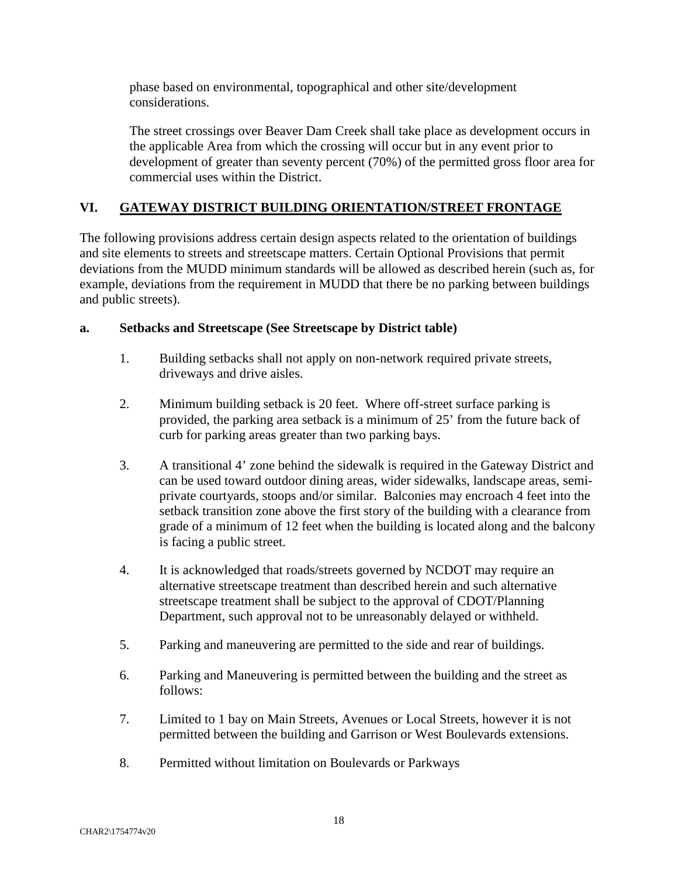phase based on environmental, topographical and other site/development considerations.

The street crossings over Beaver Dam Creek shall take place as development occurs in the applicable Area from which the crossing will occur but in any event prior to development of greater than seventy percent (70%) of the permitted gross floor area for commercial uses within the District.

## VI. GATEWAY DISTRICT BUILDING ORIENTATION/STREET FRONTAGE

The following provisions address certain design aspects related to the orientation of buildings and site elements to streets and streetscape matters. Certain Optional Provisions that permit deviations from the MUDD minimum standards will be allowed as described herein (such as, for example, deviations from the requirement in MUDD that there be no parking between buildings and public streets).

### a. Setbacks and Streetscape (See Streetscape by District table)

1. Building setbacks shall not apply on non-network required private streets, driveways and drive aisles.

2. Minimum building setback is 20 feet. Where off-street surface parking is provided, the parking area setback is a minimum of 25' from the future back of curb for parking areas greater than two parking bays.

3. A transitional 4' zone behind the sidewalk is required in the Gateway District and can be used toward outdoor dining areas, wider sidewalks, landscape areas, semi-private courtyards, stoops and/or similar. Balconies may encroach 4 feet into the setback transition zone above the first story of the building with a clearance from grade of a minimum of 12 feet when the building is located along and the balcony is facing a public street.

4. It is acknowledged that roads/streets governed by NCDOT may require an alternative streetscape treatment than described herein and such alternative streetscape treatment shall be subject to the approval of CDOT/Planning Department, such approval not to be unreasonably delayed or withheld.

5. Parking and maneuvering are permitted to the side and rear of buildings.

6. Parking and Maneuvering is permitted between the building and the street as follows:

7. Limited to 1 bay on Main Streets, Avenues or Local Streets, however it is not permitted between the building and Garrison or West Boulevards extensions.

8. Permitted without limitation on Boulevards or Parkways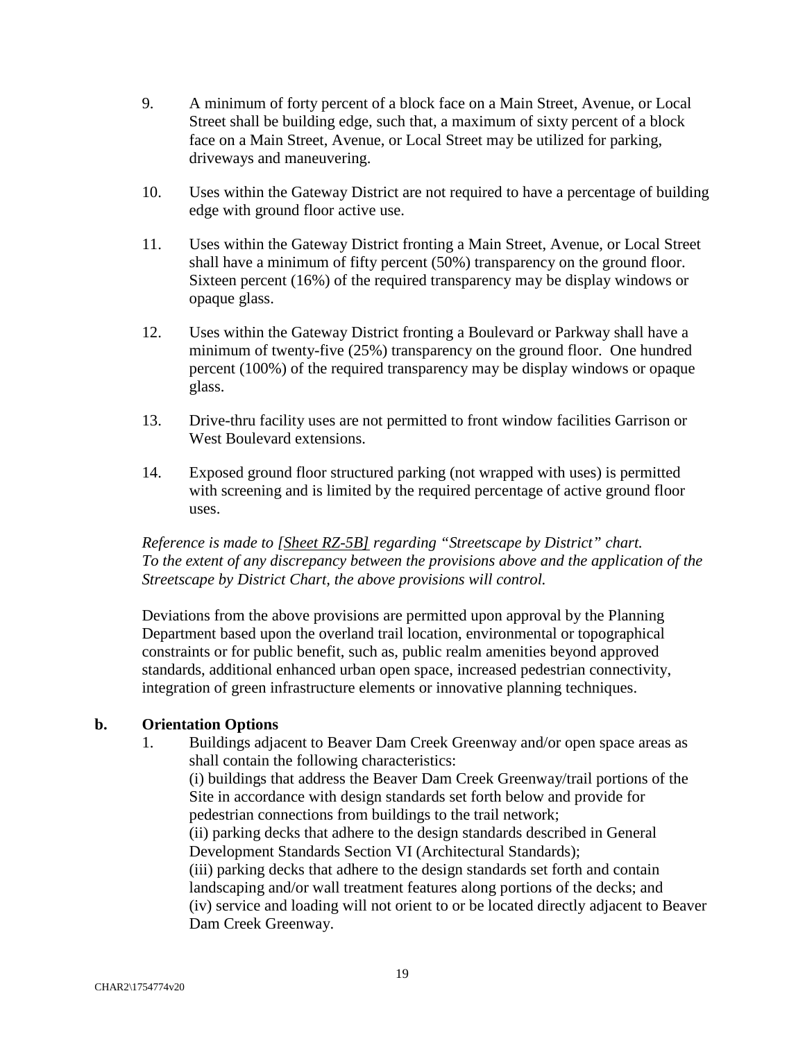9. A minimum of forty percent of a block face on a Main Street, Avenue, or Local Street shall be building edge, such that, a maximum of sixty percent of a block face on a Main Street, Avenue, or Local Street may be utilized for parking, driveways and maneuvering.

10. Uses within the Gateway District are not required to have a percentage of building edge with ground floor active use.

11. Uses within the Gateway District fronting a Main Street, Avenue, or Local Street shall have a minimum of fifty percent (50%) transparency on the ground floor. Sixteen percent (16%) of the required transparency may be display windows or opaque glass.

12. Uses within the Gateway District fronting a Boulevard or Parkway shall have a minimum of twenty-five (25%) transparency on the ground floor. One hundred percent (100%) of the required transparency may be display windows or opaque glass.

13. Drive-thru facility uses are not permitted to front window facilities Garrison or West Boulevard extensions.

14. Exposed ground floor structured parking (not wrapped with uses) is permitted with screening and is limited by the required percentage of active ground floor uses.

*Reference is made to [Sheet RZ-5B] regarding "Streetscape by District" chart. To the extent of any discrepancy between the provisions above and the application of the Streetscape by District Chart, the above provisions will control.*

Deviations from the above provisions are permitted upon approval by the Planning Department based upon the overland trail location, environmental or topographical constraints or for public benefit, such as, public realm amenities beyond approved standards, additional enhanced urban open space, increased pedestrian connectivity, integration of green infrastructure elements or innovative planning techniques.

**b. Orientation Options**

1. Buildings adjacent to Beaver Dam Creek Greenway and/or open space areas as shall contain the following characteristics:
   (i) buildings that address the Beaver Dam Creek Greenway/trail portions of the Site in accordance with design standards set forth below and provide for pedestrian connections from buildings to the trail network;
   (ii) parking decks that adhere to the design standards described in General Development Standards Section VI (Architectural Standards);
   (iii) parking decks that adhere to the design standards set forth and contain landscaping and/or wall treatment features along portions of the decks; and
   (iv) service and loading will not orient to or be located directly adjacent to Beaver Dam Creek Greenway.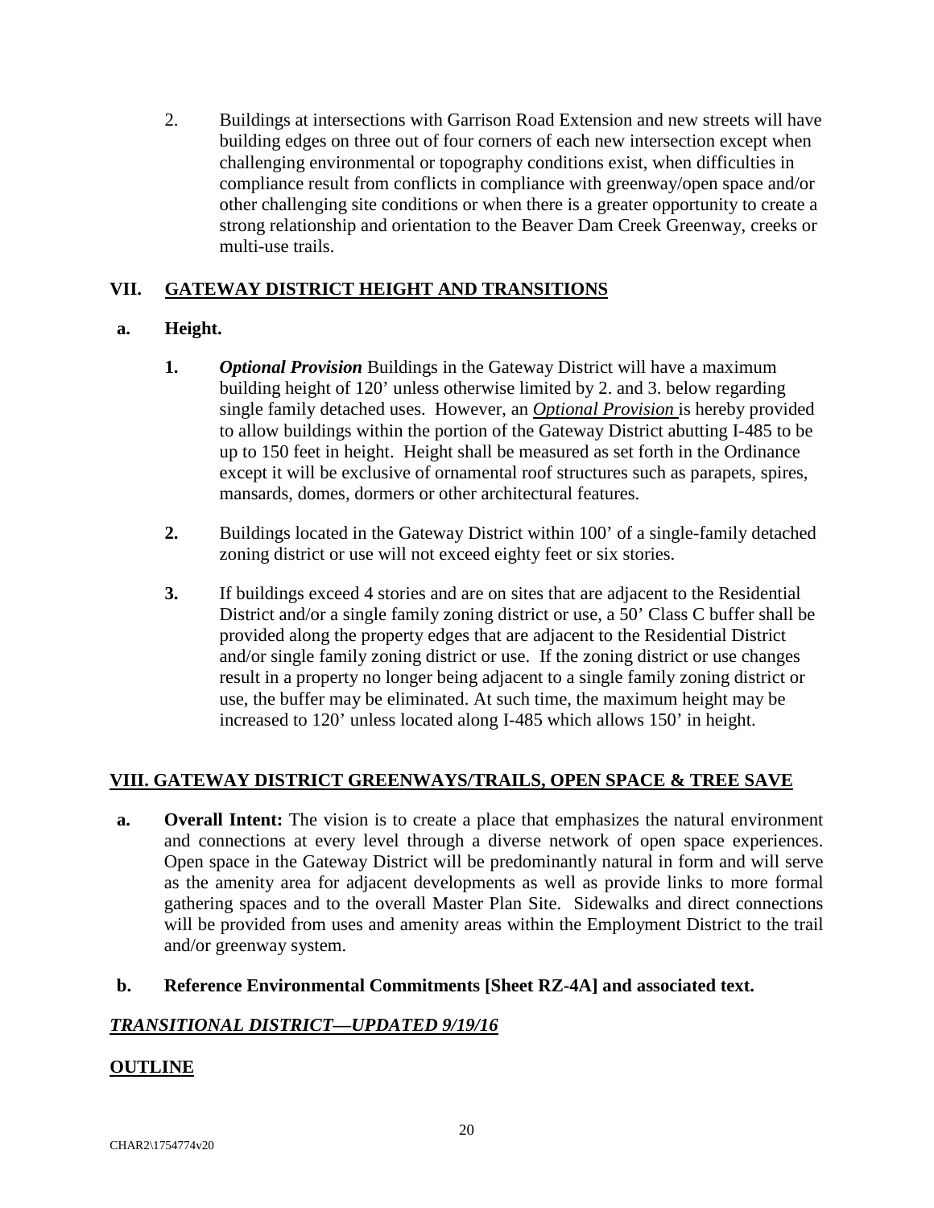2. Buildings at intersections with Garrison Road Extension and new streets will have building edges on three out of four corners of each new intersection except when challenging environmental or topography conditions exist, when difficulties in compliance result from conflicts in compliance with greenway/open space and/or other challenging site conditions or when there is a greater opportunity to create a strong relationship and orientation to the Beaver Dam Creek Greenway, creeks or multi-use trails.

## VII. GATEWAY DISTRICT HEIGHT AND TRANSITIONS

**a. Height.**

**1.** ***Optional Provision*** Buildings in the Gateway District will have a maximum building height of 120' unless otherwise limited by 2. and 3. below regarding single family detached uses. However, an ***Optional Provision*** is hereby provided to allow buildings within the portion of the Gateway District abutting I-485 to be up to 150 feet in height. Height shall be measured as set forth in the Ordinance except it will be exclusive of ornamental roof structures such as parapets, spires, mansards, domes, dormers or other architectural features.

**2.** Buildings located in the Gateway District within 100' of a single-family detached zoning district or use will not exceed eighty feet or six stories.

**3.** If buildings exceed 4 stories and are on sites that are adjacent to the Residential District and/or a single family zoning district or use, a 50' Class C buffer shall be provided along the property edges that are adjacent to the Residential District and/or single family zoning district or use. If the zoning district or use changes result in a property no longer being adjacent to a single family zoning district or use, the buffer may be eliminated. At such time, the maximum height may be increased to 120' unless located along I-485 which allows 150' in height.

## VIII. GATEWAY DISTRICT GREENWAYS/TRAILS, OPEN SPACE & TREE SAVE

**a. Overall Intent:** The vision is to create a place that emphasizes the natural environment and connections at every level through a diverse network of open space experiences. Open space in the Gateway District will be predominantly natural in form and will serve as the amenity area for adjacent developments as well as provide links to more formal gathering spaces and to the overall Master Plan Site. Sidewalks and direct connections will be provided from uses and amenity areas within the Employment District to the trail and/or greenway system.

**b. Reference Environmental Commitments [Sheet RZ-4A] and associated text.**

## *TRANSITIONAL DISTRICT—UPDATED 9/19/16*

## OUTLINE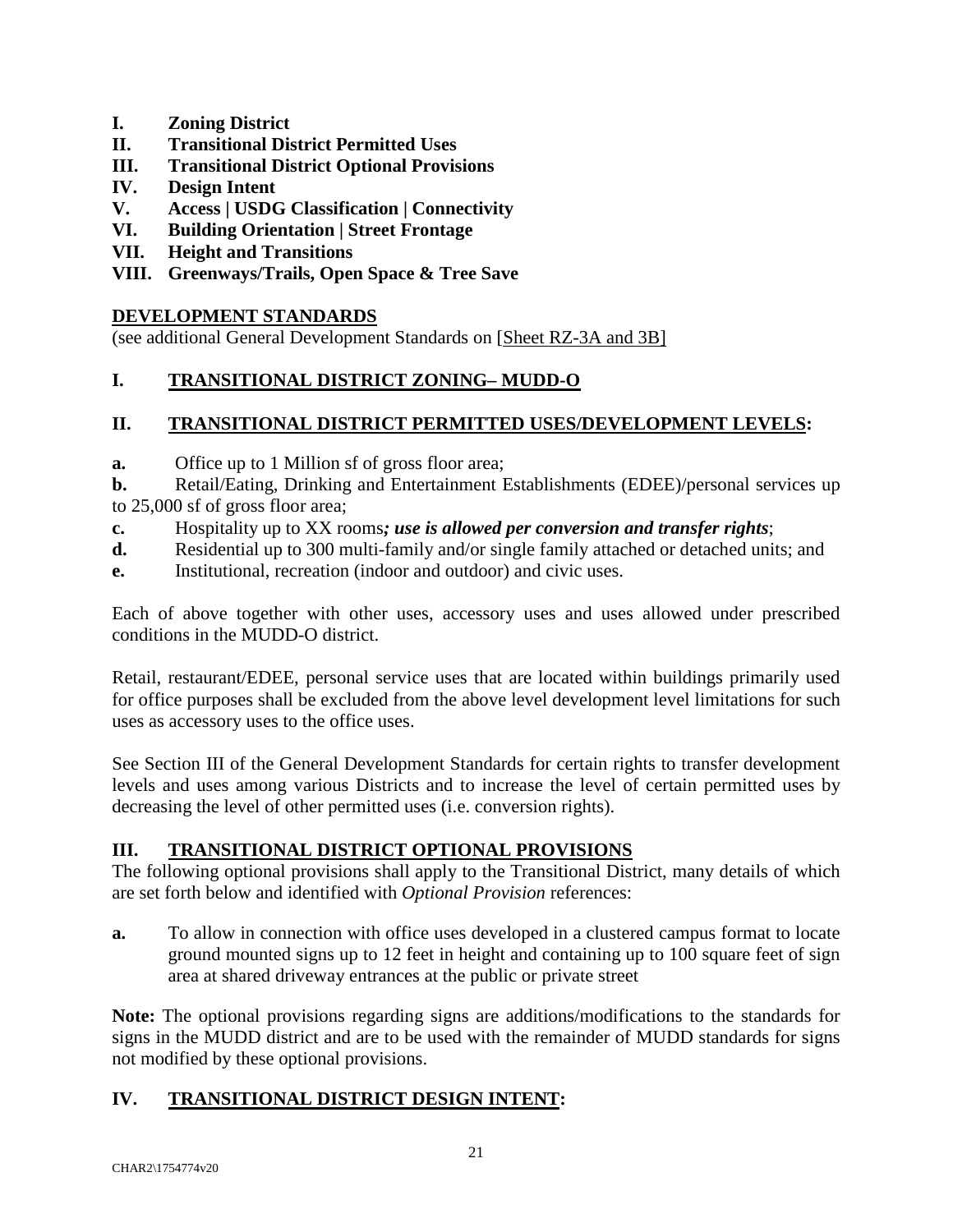**I. Zoning District**
**II. Transitional District Permitted Uses**
**III. Transitional District Optional Provisions**
**IV. Design Intent**
**V. Access | USDG Classification | Connectivity**
**VI. Building Orientation | Street Frontage**
**VII. Height and Transitions**
**VIII. Greenways/Trails, Open Space & Tree Save**

## DEVELOPMENT STANDARDS

(see additional General Development Standards on [Sheet RZ-3A and 3B]

## I. TRANSITIONAL DISTRICT ZONING– MUDD-O

## II. TRANSITIONAL DISTRICT PERMITTED USES/DEVELOPMENT LEVELS:

**a.** Office up to 1 Million sf of gross floor area;

**b.** Retail/Eating, Drinking and Entertainment Establishments (EDEE)/personal services up to 25,000 sf of gross floor area;

**c.** Hospitality up to XX rooms***; use is allowed per conversion and transfer rights***;

**d.** Residential up to 300 multi-family and/or single family attached or detached units; and

**e.** Institutional, recreation (indoor and outdoor) and civic uses.

Each of above together with other uses, accessory uses and uses allowed under prescribed conditions in the MUDD-O district.

Retail, restaurant/EDEE, personal service uses that are located within buildings primarily used for office purposes shall be excluded from the above level development level limitations for such uses as accessory uses to the office uses.

See Section III of the General Development Standards for certain rights to transfer development levels and uses among various Districts and to increase the level of certain permitted uses by decreasing the level of other permitted uses (i.e. conversion rights).

## III. TRANSITIONAL DISTRICT OPTIONAL PROVISIONS

The following optional provisions shall apply to the Transitional District, many details of which are set forth below and identified with *Optional Provision* references:

**a.** To allow in connection with office uses developed in a clustered campus format to locate ground mounted signs up to 12 feet in height and containing up to 100 square feet of sign area at shared driveway entrances at the public or private street

**Note:** The optional provisions regarding signs are additions/modifications to the standards for signs in the MUDD district and are to be used with the remainder of MUDD standards for signs not modified by these optional provisions.

## IV. TRANSITIONAL DISTRICT DESIGN INTENT: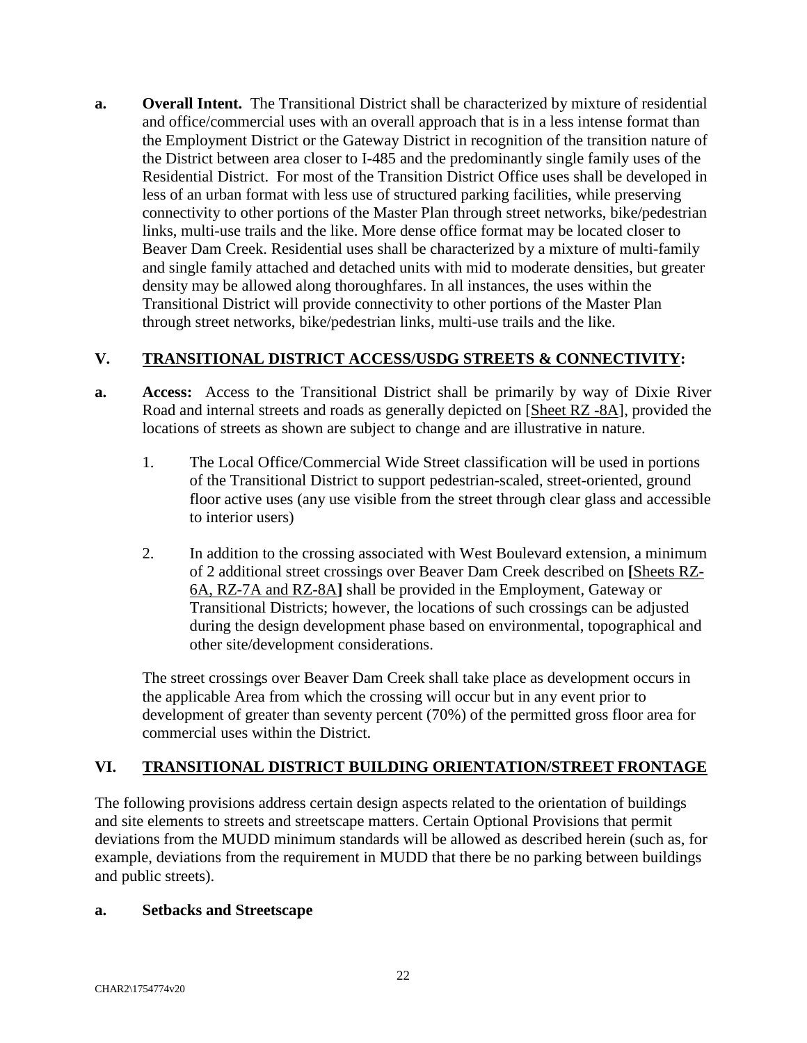**a. Overall Intent.** The Transitional District shall be characterized by mixture of residential and office/commercial uses with an overall approach that is in a less intense format than the Employment District or the Gateway District in recognition of the transition nature of the District between area closer to I-485 and the predominantly single family uses of the Residential District. For most of the Transition District Office uses shall be developed in less of an urban format with less use of structured parking facilities, while preserving connectivity to other portions of the Master Plan through street networks, bike/pedestrian links, multi-use trails and the like. More dense office format may be located closer to Beaver Dam Creek. Residential uses shall be characterized by a mixture of multi-family and single family attached and detached units with mid to moderate densities, but greater density may be allowed along thoroughfares. In all instances, the uses within the Transitional District will provide connectivity to other portions of the Master Plan through street networks, bike/pedestrian links, multi-use trails and the like.

## V. TRANSITIONAL DISTRICT ACCESS/USDG STREETS & CONNECTIVITY:

**a. Access:** Access to the Transitional District shall be primarily by way of Dixie River Road and internal streets and roads as generally depicted on [Sheet RZ -8A], provided the locations of streets as shown are subject to change and are illustrative in nature.

1. The Local Office/Commercial Wide Street classification will be used in portions of the Transitional District to support pedestrian-scaled, street-oriented, ground floor active uses (any use visible from the street through clear glass and accessible to interior users)

2. In addition to the crossing associated with West Boulevard extension, a minimum of 2 additional street crossings over Beaver Dam Creek described on **[**Sheets RZ-6A, RZ-7A and RZ-8A**]** shall be provided in the Employment, Gateway or Transitional Districts; however, the locations of such crossings can be adjusted during the design development phase based on environmental, topographical and other site/development considerations.

The street crossings over Beaver Dam Creek shall take place as development occurs in the applicable Area from which the crossing will occur but in any event prior to development of greater than seventy percent (70%) of the permitted gross floor area for commercial uses within the District.

## VI. TRANSITIONAL DISTRICT BUILDING ORIENTATION/STREET FRONTAGE

The following provisions address certain design aspects related to the orientation of buildings and site elements to streets and streetscape matters. Certain Optional Provisions that permit deviations from the MUDD minimum standards will be allowed as described herein (such as, for example, deviations from the requirement in MUDD that there be no parking between buildings and public streets).

**a. Setbacks and Streetscape**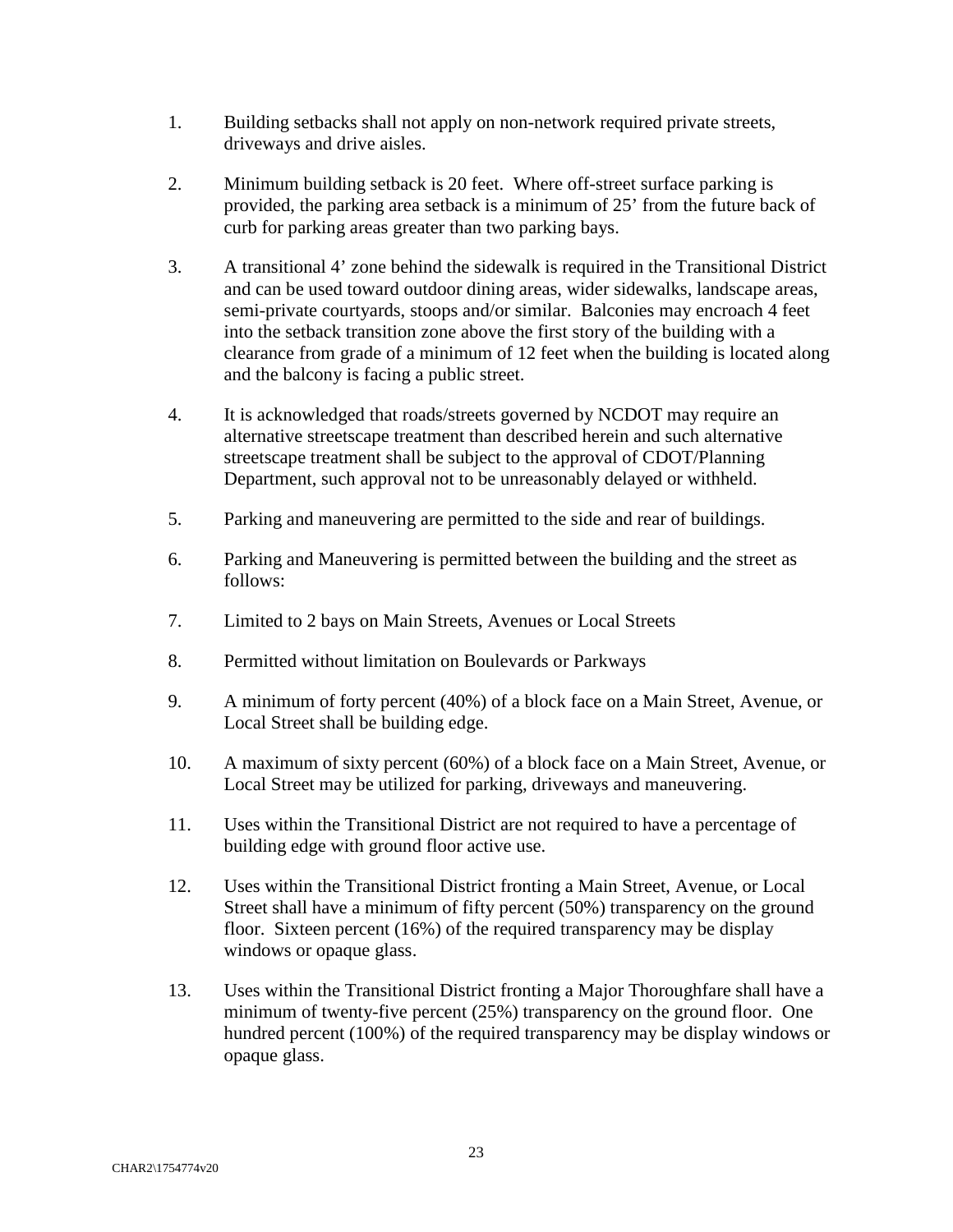1. Building setbacks shall not apply on non-network required private streets, driveways and drive aisles.

2. Minimum building setback is 20 feet. Where off-street surface parking is provided, the parking area setback is a minimum of 25' from the future back of curb for parking areas greater than two parking bays.

3. A transitional 4' zone behind the sidewalk is required in the Transitional District and can be used toward outdoor dining areas, wider sidewalks, landscape areas, semi-private courtyards, stoops and/or similar. Balconies may encroach 4 feet into the setback transition zone above the first story of the building with a clearance from grade of a minimum of 12 feet when the building is located along and the balcony is facing a public street.

4. It is acknowledged that roads/streets governed by NCDOT may require an alternative streetscape treatment than described herein and such alternative streetscape treatment shall be subject to the approval of CDOT/Planning Department, such approval not to be unreasonably delayed or withheld.

5. Parking and maneuvering are permitted to the side and rear of buildings.

6. Parking and Maneuvering is permitted between the building and the street as follows:

7. Limited to 2 bays on Main Streets, Avenues or Local Streets

8. Permitted without limitation on Boulevards or Parkways

9. A minimum of forty percent (40%) of a block face on a Main Street, Avenue, or Local Street shall be building edge.

10. A maximum of sixty percent (60%) of a block face on a Main Street, Avenue, or Local Street may be utilized for parking, driveways and maneuvering.

11. Uses within the Transitional District are not required to have a percentage of building edge with ground floor active use.

12. Uses within the Transitional District fronting a Main Street, Avenue, or Local Street shall have a minimum of fifty percent (50%) transparency on the ground floor. Sixteen percent (16%) of the required transparency may be display windows or opaque glass.

13. Uses within the Transitional District fronting a Major Thoroughfare shall have a minimum of twenty-five percent (25%) transparency on the ground floor. One hundred percent (100%) of the required transparency may be display windows or opaque glass.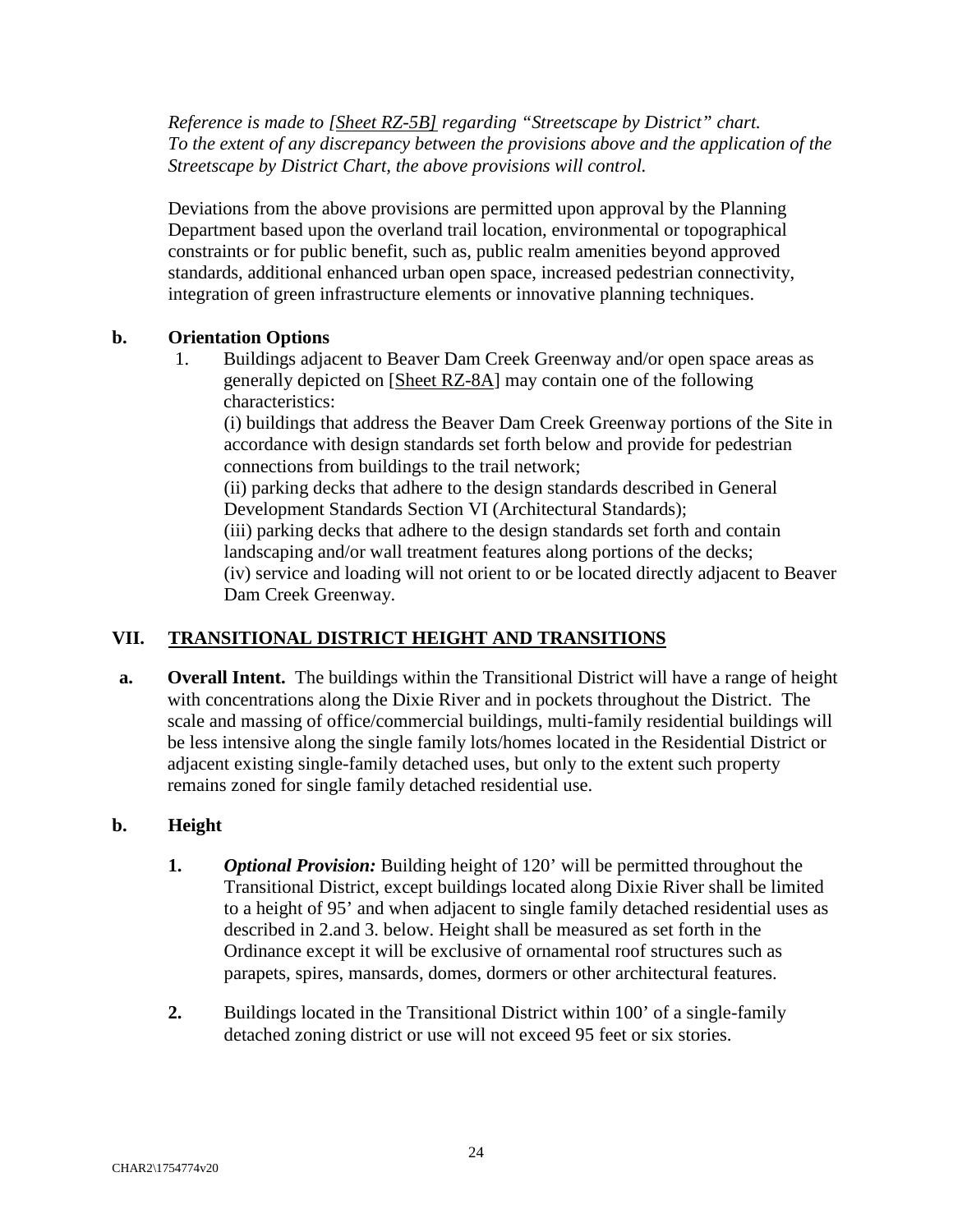*Reference is made to [Sheet RZ-5B] regarding "Streetscape by District" chart. To the extent of any discrepancy between the provisions above and the application of the Streetscape by District Chart, the above provisions will control.*

Deviations from the above provisions are permitted upon approval by the Planning Department based upon the overland trail location, environmental or topographical constraints or for public benefit, such as, public realm amenities beyond approved standards, additional enhanced urban open space, increased pedestrian connectivity, integration of green infrastructure elements or innovative planning techniques.

**b. Orientation Options**

1. Buildings adjacent to Beaver Dam Creek Greenway and/or open space areas as generally depicted on [Sheet RZ-8A] may contain one of the following characteristics:
   (i) buildings that address the Beaver Dam Creek Greenway portions of the Site in accordance with design standards set forth below and provide for pedestrian connections from buildings to the trail network;
   (ii) parking decks that adhere to the design standards described in General Development Standards Section VI (Architectural Standards);
   (iii) parking decks that adhere to the design standards set forth and contain landscaping and/or wall treatment features along portions of the decks;
   (iv) service and loading will not orient to or be located directly adjacent to Beaver Dam Creek Greenway.

## VII. TRANSITIONAL DISTRICT HEIGHT AND TRANSITIONS

**a. Overall Intent.** The buildings within the Transitional District will have a range of height with concentrations along the Dixie River and in pockets throughout the District. The scale and massing of office/commercial buildings, multi-family residential buildings will be less intensive along the single family lots/homes located in the Residential District or adjacent existing single-family detached uses, but only to the extent such property remains zoned for single family detached residential use.

**b. Height**

**1.** ***Optional Provision:*** Building height of 120' will be permitted throughout the Transitional District, except buildings located along Dixie River shall be limited to a height of 95' and when adjacent to single family detached residential uses as described in 2.and 3. below. Height shall be measured as set forth in the Ordinance except it will be exclusive of ornamental roof structures such as parapets, spires, mansards, domes, dormers or other architectural features.

**2.** Buildings located in the Transitional District within 100' of a single-family detached zoning district or use will not exceed 95 feet or six stories.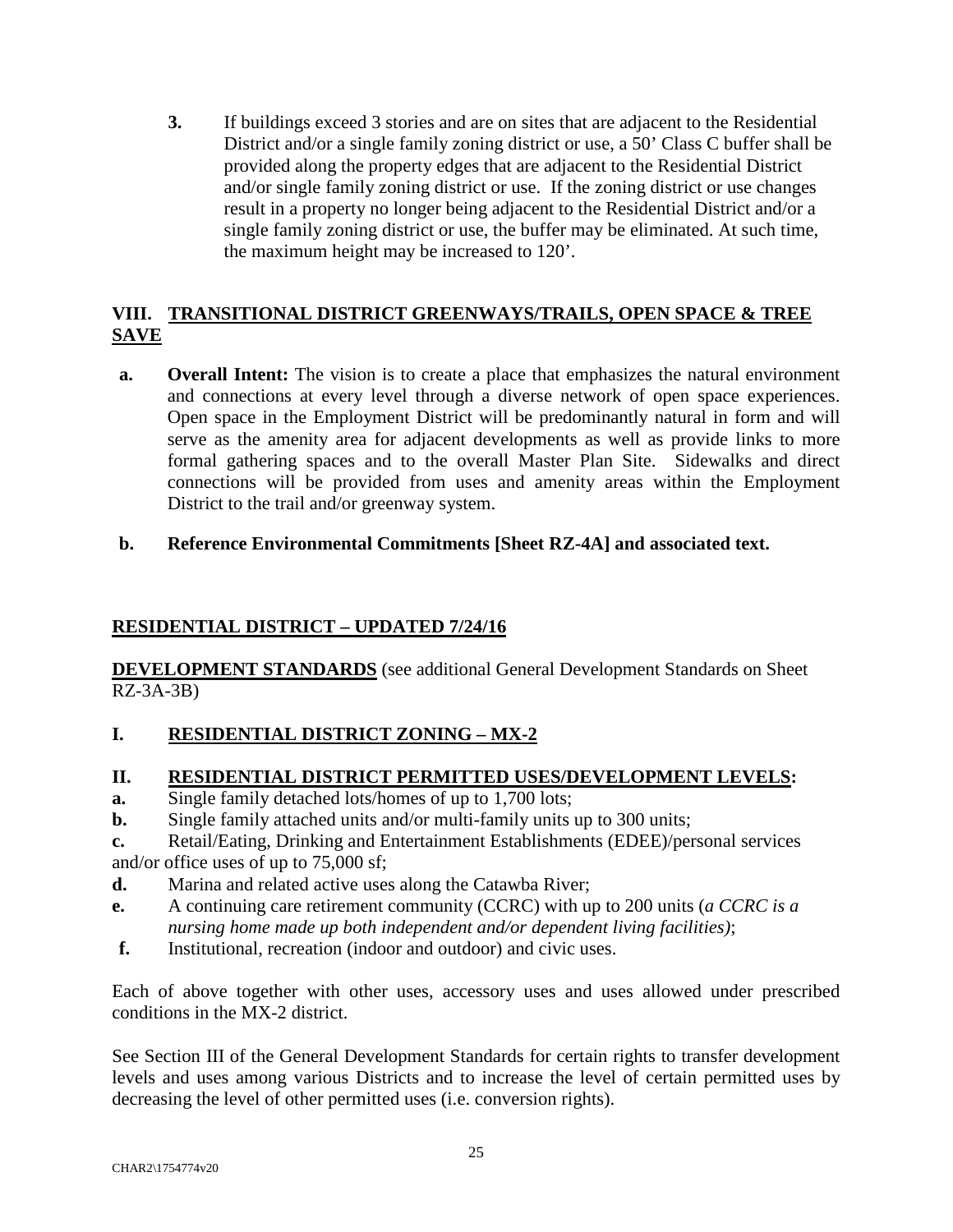**3.** If buildings exceed 3 stories and are on sites that are adjacent to the Residential District and/or a single family zoning district or use, a 50' Class C buffer shall be provided along the property edges that are adjacent to the Residential District and/or single family zoning district or use. If the zoning district or use changes result in a property no longer being adjacent to the Residential District and/or a single family zoning district or use, the buffer may be eliminated. At such time, the maximum height may be increased to 120'.

## VIII. TRANSITIONAL DISTRICT GREENWAYS/TRAILS, OPEN SPACE & TREE SAVE

**a. Overall Intent:** The vision is to create a place that emphasizes the natural environment and connections at every level through a diverse network of open space experiences. Open space in the Employment District will be predominantly natural in form and will serve as the amenity area for adjacent developments as well as provide links to more formal gathering spaces and to the overall Master Plan Site. Sidewalks and direct connections will be provided from uses and amenity areas within the Employment District to the trail and/or greenway system.

**b. Reference Environmental Commitments [Sheet RZ-4A] and associated text.**

## RESIDENTIAL DISTRICT – UPDATED 7/24/16

**DEVELOPMENT STANDARDS** (see additional General Development Standards on Sheet RZ-3A-3B)

## I. RESIDENTIAL DISTRICT ZONING – MX-2

## II. RESIDENTIAL DISTRICT PERMITTED USES/DEVELOPMENT LEVELS:

**a.** Single family detached lots/homes of up to 1,700 lots;

**b.** Single family attached units and/or multi-family units up to 300 units;

**c.** Retail/Eating, Drinking and Entertainment Establishments (EDEE)/personal services and/or office uses of up to 75,000 sf;

**d.** Marina and related active uses along the Catawba River;

**e.** A continuing care retirement community (CCRC) with up to 200 units (*a CCRC is a nursing home made up both independent and/or dependent living facilities)*;

**f.** Institutional, recreation (indoor and outdoor) and civic uses.

Each of above together with other uses, accessory uses and uses allowed under prescribed conditions in the MX-2 district.

See Section III of the General Development Standards for certain rights to transfer development levels and uses among various Districts and to increase the level of certain permitted uses by decreasing the level of other permitted uses (i.e. conversion rights).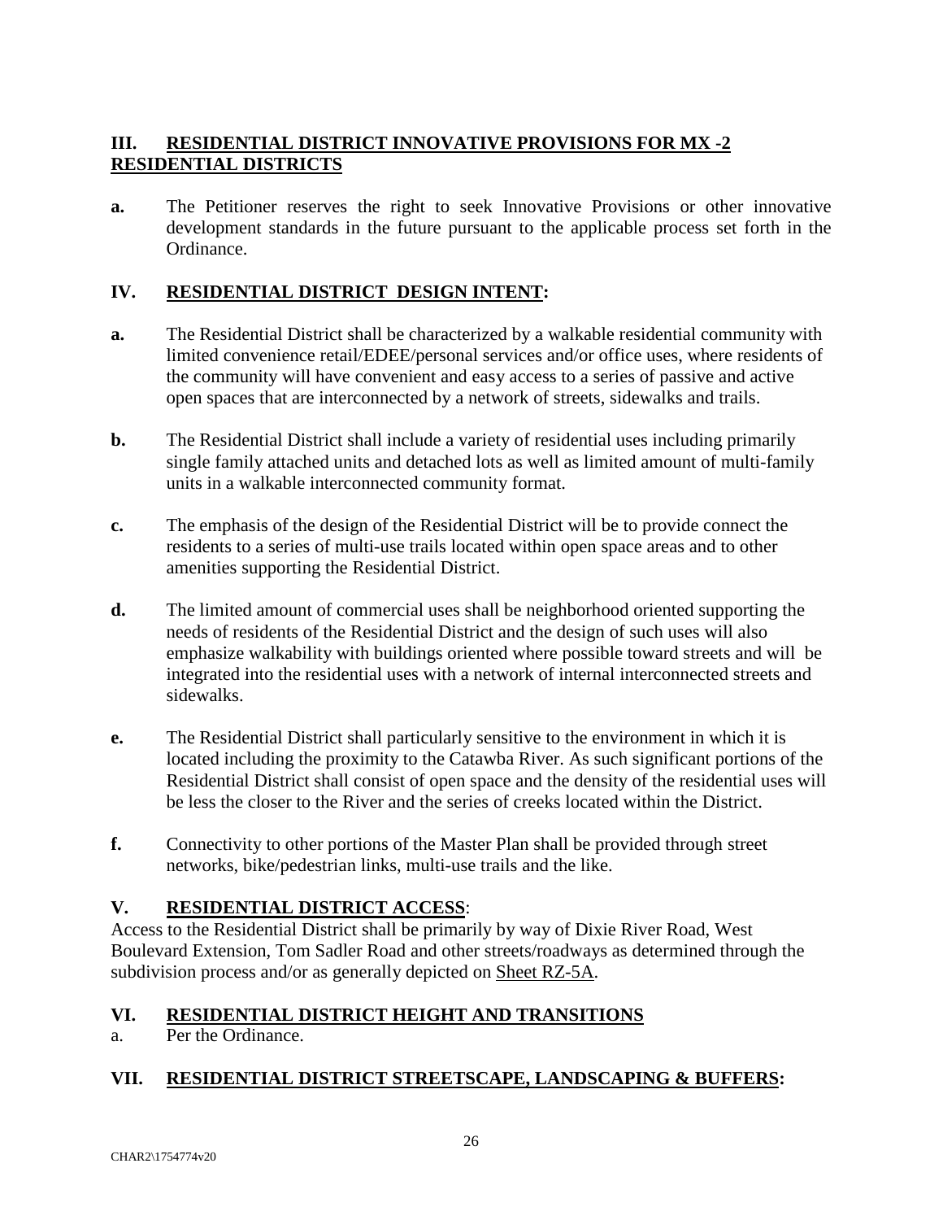## III. RESIDENTIAL DISTRICT INNOVATIVE PROVISIONS FOR MX -2 RESIDENTIAL DISTRICTS

**a.** The Petitioner reserves the right to seek Innovative Provisions or other innovative development standards in the future pursuant to the applicable process set forth in the Ordinance.

## IV. RESIDENTIAL DISTRICT DESIGN INTENT:

**a.** The Residential District shall be characterized by a walkable residential community with limited convenience retail/EDEE/personal services and/or office uses, where residents of the community will have convenient and easy access to a series of passive and active open spaces that are interconnected by a network of streets, sidewalks and trails.

**b.** The Residential District shall include a variety of residential uses including primarily single family attached units and detached lots as well as limited amount of multi-family units in a walkable interconnected community format.

**c.** The emphasis of the design of the Residential District will be to provide connect the residents to a series of multi-use trails located within open space areas and to other amenities supporting the Residential District.

**d.** The limited amount of commercial uses shall be neighborhood oriented supporting the needs of residents of the Residential District and the design of such uses will also emphasize walkability with buildings oriented where possible toward streets and will be integrated into the residential uses with a network of internal interconnected streets and sidewalks.

**e.** The Residential District shall particularly sensitive to the environment in which it is located including the proximity to the Catawba River. As such significant portions of the Residential District shall consist of open space and the density of the residential uses will be less the closer to the River and the series of creeks located within the District.

**f.** Connectivity to other portions of the Master Plan shall be provided through street networks, bike/pedestrian links, multi-use trails and the like.

## V. RESIDENTIAL DISTRICT ACCESS:

Access to the Residential District shall be primarily by way of Dixie River Road, West Boulevard Extension, Tom Sadler Road and other streets/roadways as determined through the subdivision process and/or as generally depicted on Sheet RZ-5A.

## VI. RESIDENTIAL DISTRICT HEIGHT AND TRANSITIONS

a. Per the Ordinance.

## VII. RESIDENTIAL DISTRICT STREETSCAPE, LANDSCAPING & BUFFERS: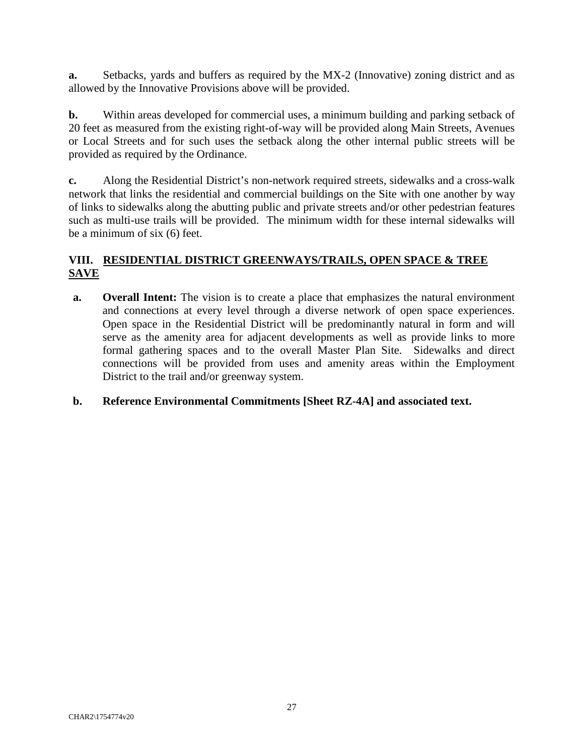**a.** Setbacks, yards and buffers as required by the MX-2 (Innovative) zoning district and as allowed by the Innovative Provisions above will be provided.

**b.** Within areas developed for commercial uses, a minimum building and parking setback of 20 feet as measured from the existing right-of-way will be provided along Main Streets, Avenues or Local Streets and for such uses the setback along the other internal public streets will be provided as required by the Ordinance.

**c.** Along the Residential District's non-network required streets, sidewalks and a cross-walk network that links the residential and commercial buildings on the Site with one another by way of links to sidewalks along the abutting public and private streets and/or other pedestrian features such as multi-use trails will be provided. The minimum width for these internal sidewalks will be a minimum of six (6) feet.

## VIII. <u>RESIDENTIAL DISTRICT GREENWAYS/TRAILS, OPEN SPACE & TREE SAVE</u>

**a. Overall Intent:** The vision is to create a place that emphasizes the natural environment and connections at every level through a diverse network of open space experiences. Open space in the Residential District will be predominantly natural in form and will serve as the amenity area for adjacent developments as well as provide links to more formal gathering spaces and to the overall Master Plan Site. Sidewalks and direct connections will be provided from uses and amenity areas within the Employment District to the trail and/or greenway system.

**b. Reference Environmental Commitments [Sheet RZ-4A] and associated text.**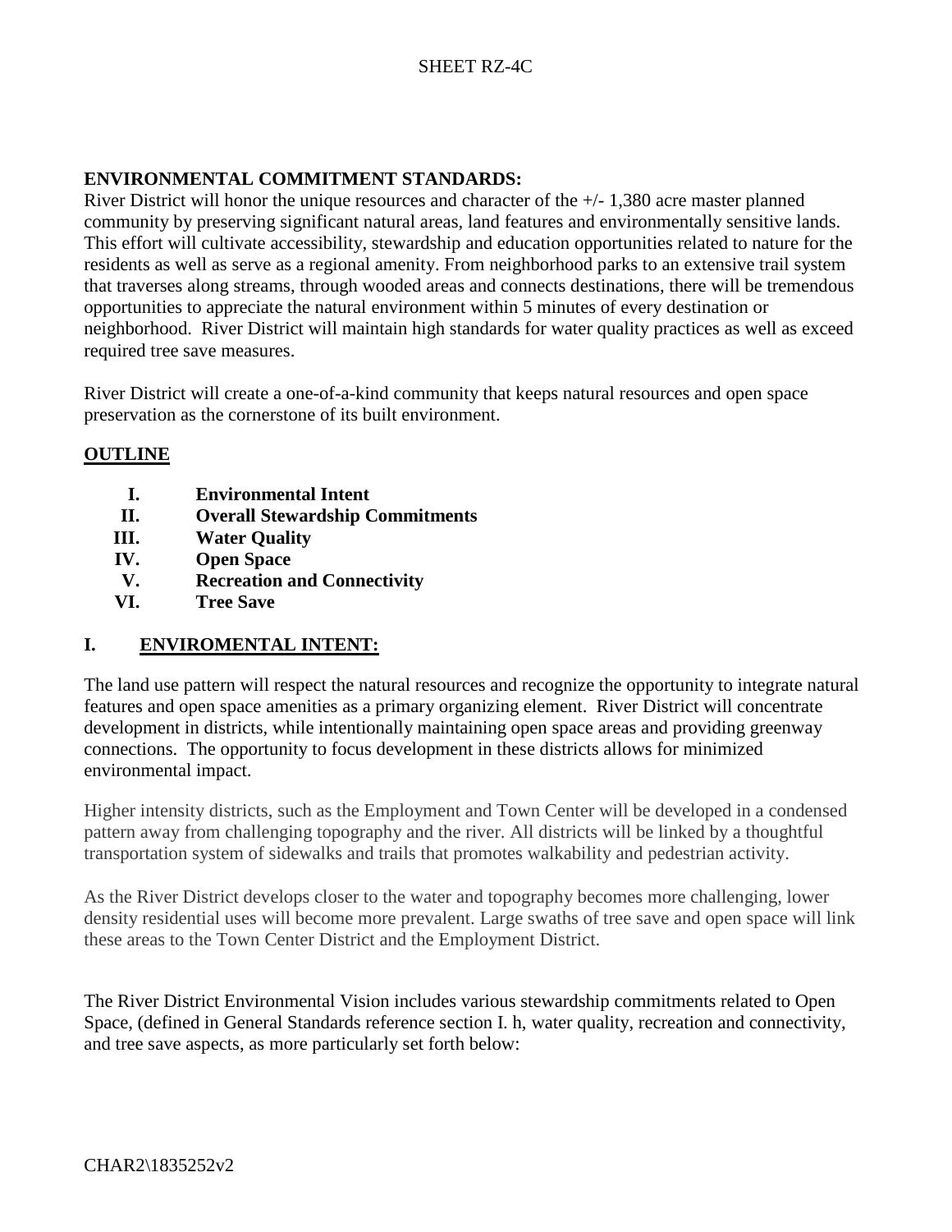SHEET RZ-4C

**ENVIRONMENTAL COMMITMENT STANDARDS:**

River District will honor the unique resources and character of the +/- 1,380 acre master planned community by preserving significant natural areas, land features and environmentally sensitive lands. This effort will cultivate accessibility, stewardship and education opportunities related to nature for the residents as well as serve as a regional amenity. From neighborhood parks to an extensive trail system that traverses along streams, through wooded areas and connects destinations, there will be tremendous opportunities to appreciate the natural environment within 5 minutes of every destination or neighborhood. River District will maintain high standards for water quality practices as well as exceed required tree save measures.

River District will create a one-of-a-kind community that keeps natural resources and open space preservation as the cornerstone of its built environment.

**OUTLINE**

- **I. Environmental Intent**
- **II. Overall Stewardship Commitments**
- **III. Water Quality**
- **IV. Open Space**
- **V. Recreation and Connectivity**
- **VI. Tree Save**

## I. ENVIROMENTAL INTENT:

The land use pattern will respect the natural resources and recognize the opportunity to integrate natural features and open space amenities as a primary organizing element. River District will concentrate development in districts, while intentionally maintaining open space areas and providing greenway connections. The opportunity to focus development in these districts allows for minimized environmental impact.

Higher intensity districts, such as the Employment and Town Center will be developed in a condensed pattern away from challenging topography and the river. All districts will be linked by a thoughtful transportation system of sidewalks and trails that promotes walkability and pedestrian activity.

As the River District develops closer to the water and topography becomes more challenging, lower density residential uses will become more prevalent. Large swaths of tree save and open space will link these areas to the Town Center District and the Employment District.

The River District Environmental Vision includes various stewardship commitments related to Open Space, (defined in General Standards reference section I. h, water quality, recreation and connectivity, and tree save aspects, as more particularly set forth below:

CHAR2\1835252v2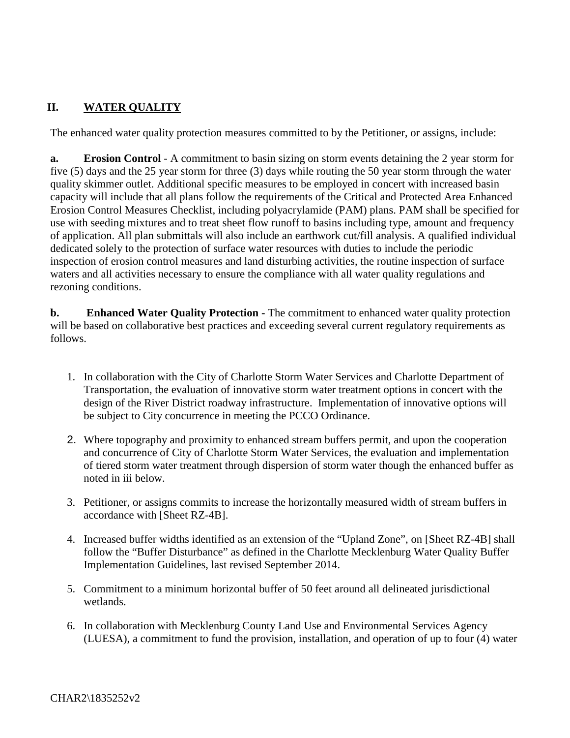## II. WATER QUALITY

The enhanced water quality protection measures committed to by the Petitioner, or assigns, include:

**a. Erosion Control** - A commitment to basin sizing on storm events detaining the 2 year storm for five (5) days and the 25 year storm for three (3) days while routing the 50 year storm through the water quality skimmer outlet. Additional specific measures to be employed in concert with increased basin capacity will include that all plans follow the requirements of the Critical and Protected Area Enhanced Erosion Control Measures Checklist, including polyacrylamide (PAM) plans. PAM shall be specified for use with seeding mixtures and to treat sheet flow runoff to basins including type, amount and frequency of application. All plan submittals will also include an earthwork cut/fill analysis. A qualified individual dedicated solely to the protection of surface water resources with duties to include the periodic inspection of erosion control measures and land disturbing activities, the routine inspection of surface waters and all activities necessary to ensure the compliance with all water quality regulations and rezoning conditions.

**b. Enhanced Water Quality Protection** - The commitment to enhanced water quality protection will be based on collaborative best practices and exceeding several current regulatory requirements as follows.

1. In collaboration with the City of Charlotte Storm Water Services and Charlotte Department of Transportation, the evaluation of innovative storm water treatment options in concert with the design of the River District roadway infrastructure. Implementation of innovative options will be subject to City concurrence in meeting the PCCO Ordinance.

2. Where topography and proximity to enhanced stream buffers permit, and upon the cooperation and concurrence of City of Charlotte Storm Water Services, the evaluation and implementation of tiered storm water treatment through dispersion of storm water though the enhanced buffer as noted in iii below.

3. Petitioner, or assigns commits to increase the horizontally measured width of stream buffers in accordance with [Sheet RZ-4B].

4. Increased buffer widths identified as an extension of the "Upland Zone", on [Sheet RZ-4B] shall follow the "Buffer Disturbance" as defined in the Charlotte Mecklenburg Water Quality Buffer Implementation Guidelines, last revised September 2014.

5. Commitment to a minimum horizontal buffer of 50 feet around all delineated jurisdictional wetlands.

6. In collaboration with Mecklenburg County Land Use and Environmental Services Agency (LUESA), a commitment to fund the provision, installation, and operation of up to four (4) water

CHAR2\1835252v2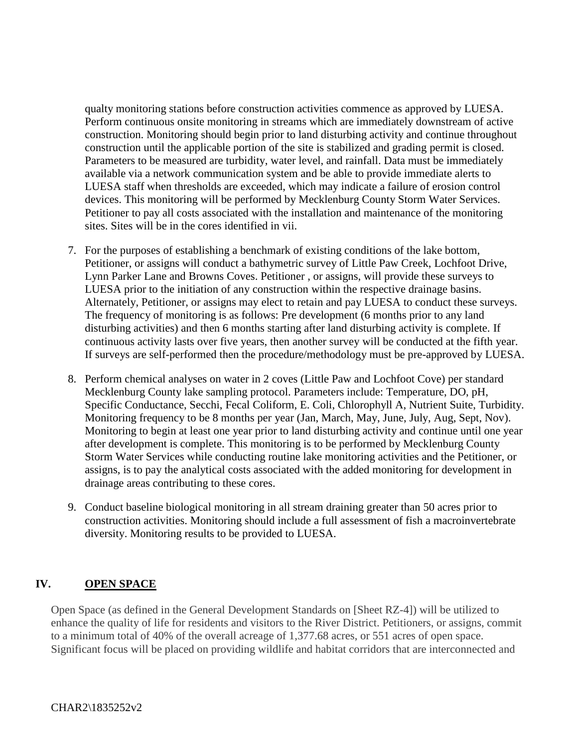qualty monitoring stations before construction activities commence as approved by LUESA. Perform continuous onsite monitoring in streams which are immediately downstream of active construction. Monitoring should begin prior to land disturbing activity and continue throughout construction until the applicable portion of the site is stabilized and grading permit is closed. Parameters to be measured are turbidity, water level, and rainfall. Data must be immediately available via a network communication system and be able to provide immediate alerts to LUESA staff when thresholds are exceeded, which may indicate a failure of erosion control devices. This monitoring will be performed by Mecklenburg County Storm Water Services. Petitioner to pay all costs associated with the installation and maintenance of the monitoring sites. Sites will be in the cores identified in vii.

7. For the purposes of establishing a benchmark of existing conditions of the lake bottom, Petitioner, or assigns will conduct a bathymetric survey of Little Paw Creek, Lochfoot Drive, Lynn Parker Lane and Browns Coves. Petitioner , or assigns, will provide these surveys to LUESA prior to the initiation of any construction within the respective drainage basins. Alternately, Petitioner, or assigns may elect to retain and pay LUESA to conduct these surveys. The frequency of monitoring is as follows: Pre development (6 months prior to any land disturbing activities) and then 6 months starting after land disturbing activity is complete. If continuous activity lasts over five years, then another survey will be conducted at the fifth year. If surveys are self-performed then the procedure/methodology must be pre-approved by LUESA.

8. Perform chemical analyses on water in 2 coves (Little Paw and Lochfoot Cove) per standard Mecklenburg County lake sampling protocol. Parameters include: Temperature, DO, pH, Specific Conductance, Secchi, Fecal Coliform, E. Coli, Chlorophyll A, Nutrient Suite, Turbidity. Monitoring frequency to be 8 months per year (Jan, March, May, June, July, Aug, Sept, Nov). Monitoring to begin at least one year prior to land disturbing activity and continue until one year after development is complete. This monitoring is to be performed by Mecklenburg County Storm Water Services while conducting routine lake monitoring activities and the Petitioner, or assigns, is to pay the analytical costs associated with the added monitoring for development in drainage areas contributing to these cores.

9. Conduct baseline biological monitoring in all stream draining greater than 50 acres prior to construction activities. Monitoring should include a full assessment of fish a macroinvertebrate diversity. Monitoring results to be provided to LUESA.

## IV. OPEN SPACE

Open Space (as defined in the General Development Standards on [Sheet RZ-4]) will be utilized to enhance the quality of life for residents and visitors to the River District. Petitioners, or assigns, commit to a minimum total of 40% of the overall acreage of 1,377.68 acres, or 551 acres of open space. Significant focus will be placed on providing wildlife and habitat corridors that are interconnected and

CHAR2\1835252v2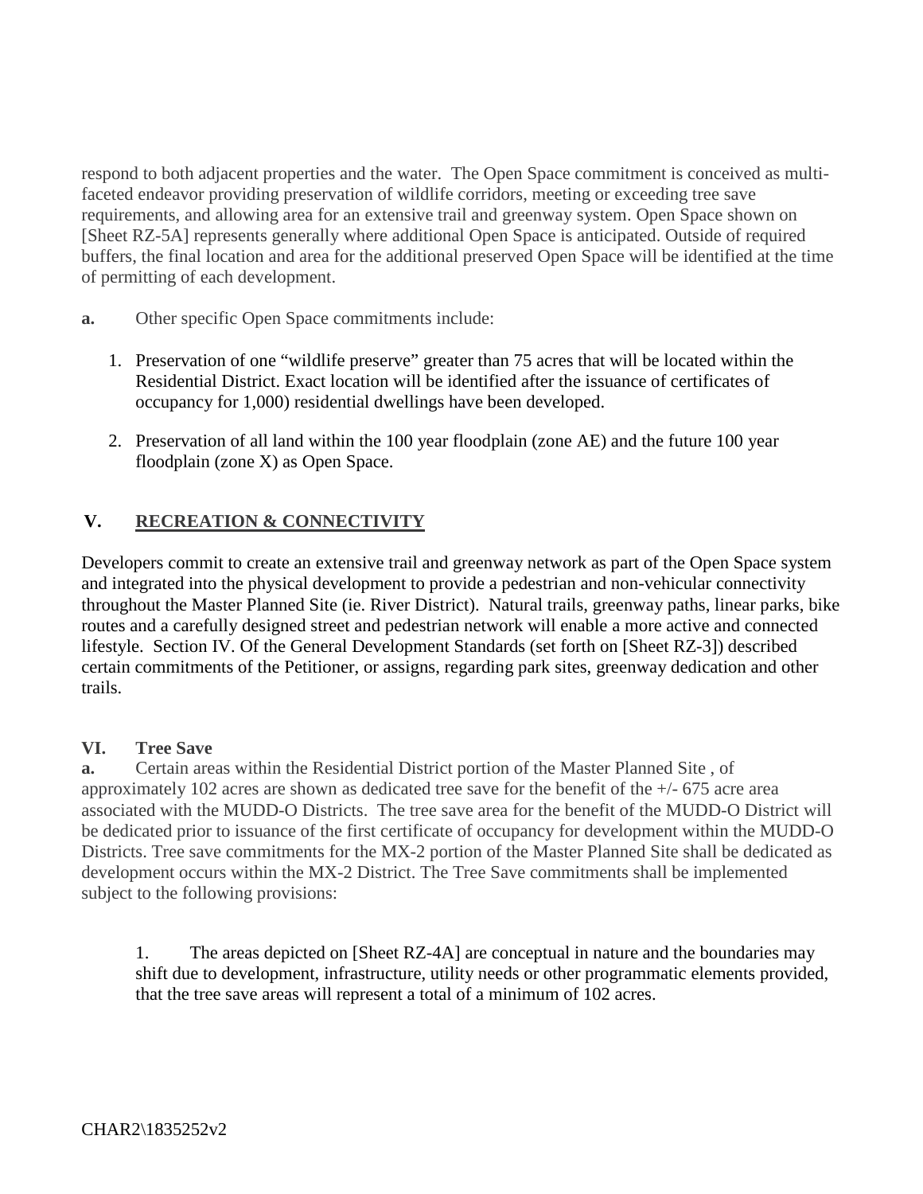respond to both adjacent properties and the water. The Open Space commitment is conceived as multi-faceted endeavor providing preservation of wildlife corridors, meeting or exceeding tree save requirements, and allowing area for an extensive trail and greenway system. Open Space shown on [Sheet RZ-5A] represents generally where additional Open Space is anticipated. Outside of required buffers, the final location and area for the additional preserved Open Space will be identified at the time of permitting of each development.

**a.** Other specific Open Space commitments include:

1. Preservation of one "wildlife preserve" greater than 75 acres that will be located within the Residential District. Exact location will be identified after the issuance of certificates of occupancy for 1,000) residential dwellings have been developed.

2. Preservation of all land within the 100 year floodplain (zone AE) and the future 100 year floodplain (zone X) as Open Space.

## V. RECREATION & CONNECTIVITY

Developers commit to create an extensive trail and greenway network as part of the Open Space system and integrated into the physical development to provide a pedestrian and non-vehicular connectivity throughout the Master Planned Site (ie. River District). Natural trails, greenway paths, linear parks, bike routes and a carefully designed street and pedestrian network will enable a more active and connected lifestyle. Section IV. Of the General Development Standards (set forth on [Sheet RZ-3]) described certain commitments of the Petitioner, or assigns, regarding park sites, greenway dedication and other trails.

## VI. Tree Save

**a.** Certain areas within the Residential District portion of the Master Planned Site , of approximately 102 acres are shown as dedicated tree save for the benefit of the +/- 675 acre area associated with the MUDD-O Districts. The tree save area for the benefit of the MUDD-O District will be dedicated prior to issuance of the first certificate of occupancy for development within the MUDD-O Districts. Tree save commitments for the MX-2 portion of the Master Planned Site shall be dedicated as development occurs within the MX-2 District. The Tree Save commitments shall be implemented subject to the following provisions:

1. The areas depicted on [Sheet RZ-4A] are conceptual in nature and the boundaries may shift due to development, infrastructure, utility needs or other programmatic elements provided, that the tree save areas will represent a total of a minimum of 102 acres.

CHAR2\1835252v2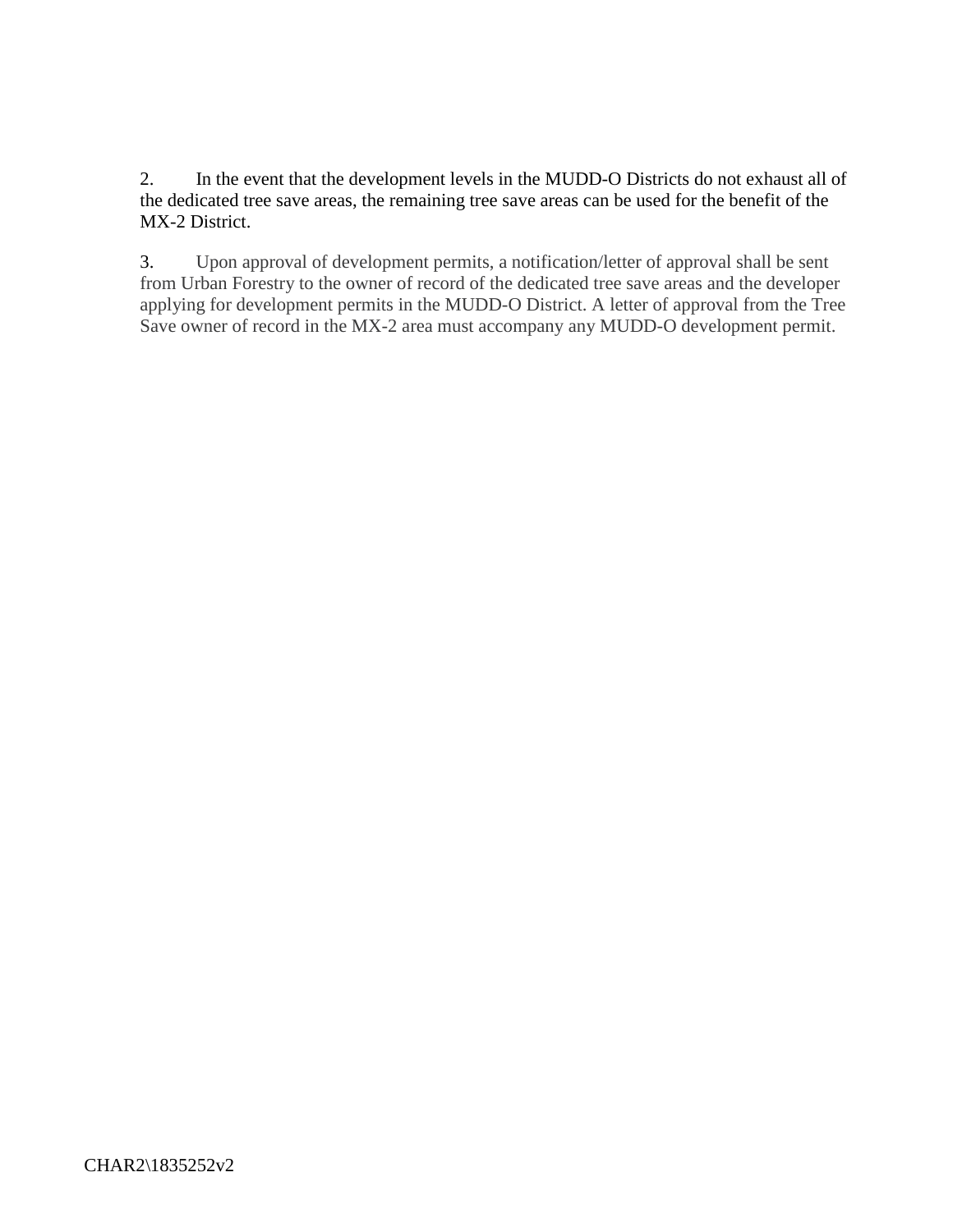2. In the event that the development levels in the MUDD-O Districts do not exhaust all of the dedicated tree save areas, the remaining tree save areas can be used for the benefit of the MX-2 District.

3. Upon approval of development permits, a notification/letter of approval shall be sent from Urban Forestry to the owner of record of the dedicated tree save areas and the developer applying for development permits in the MUDD-O District. A letter of approval from the Tree Save owner of record in the MX-2 area must accompany any MUDD-O development permit.

CHAR2\1835252v2